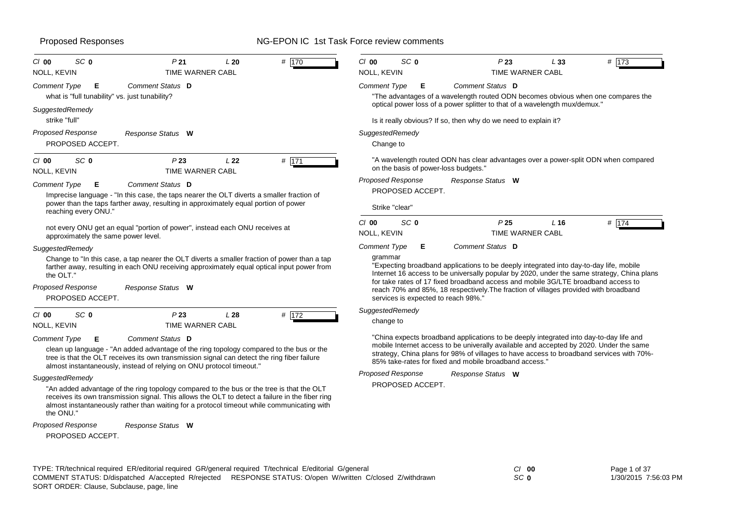| Cl 00 | SC 0 | P 21 | L 20 | # 170 |
|---|---|---|---|---|

NOLL, KEVIN — TIME WARNER CABL

*Comment Type* **E** *Comment Status* **D**

what is "full tunability" vs. just tunability?

*SuggestedRemedy*

strike "full"

*Proposed Response* *Response Status* **W**

PROPOSED ACCEPT.

---

| Cl 00 | SC 0 | P 23 | L 22 | # 171 |
|---|---|---|---|---|

NOLL, KEVIN — TIME WARNER CABL

*Comment Type* **E** *Comment Status* **D**

Imprecise language - "In this case, the taps nearer the OLT diverts a smaller fraction of power than the taps farther away, resulting in approximately equal portion of power reaching every ONU."

not every ONU get an equal "portion of power", instead each ONU receives at approximately the same power level.

*SuggestedRemedy*

Change to "In this case, a tap nearer the OLT diverts a smaller fraction of power than a tap farther away, resulting in each ONU receiving approximately equal optical input power from the OLT."

*Proposed Response* *Response Status* **W**

PROPOSED ACCEPT.

---

| Cl 00 | SC 0 | P 23 | L 28 | # 172 |
|---|---|---|---|---|

NOLL, KEVIN — TIME WARNER CABL

*Comment Type* **E** *Comment Status* **D**

clean up language - "An added advantage of the ring topology compared to the bus or the tree is that the OLT receives its own transmission signal can detect the ring fiber failure almost instantaneously, instead of relying on ONU protocol timeout."

*SuggestedRemedy*

"An added advantage of the ring topology compared to the bus or the tree is that the OLT receives its own transmission signal. This allows the OLT to detect a failure in the fiber ring almost instantaneously rather than waiting for a protocol timeout while communicating with the ONU."

*Proposed Response* *Response Status* **W**

PROPOSED ACCEPT.

---

| Cl 00 | SC 0 | P 23 | L 33 | # 173 |
|---|---|---|---|---|

NOLL, KEVIN — TIME WARNER CABL

*Comment Type* **E** *Comment Status* **D**

"The advantages of a wavelength routed ODN becomes obvious when one compares the optical power loss of a power splitter to that of a wavelength mux/demux."

Is it really obvious? If so, then why do we need to explain it?

*SuggestedRemedy*

Change to

"A wavelength routed ODN has clear advantages over a power-split ODN when compared on the basis of power-loss budgets."

*Proposed Response* *Response Status* **W**

PROPOSED ACCEPT.

Strike "clear"

---

| Cl 00 | SC 0 | P 25 | L 16 | # 174 |
|---|---|---|---|---|

NOLL, KEVIN — TIME WARNER CABL

*Comment Type* **E** *Comment Status* **D**

grammar

"Expecting broadband applications to be deeply integrated into day-to-day life, mobile Internet 16 access to be universally popular by 2020, under the same strategy, China plans for take rates of 17 fixed broadband access and mobile 3G/LTE broadband access to reach 70% and 85%, 18 respectively.The fraction of villages provided with broadband services is expected to reach 98%."

*SuggestedRemedy*

change to

"China expects broadband applications to be deeply integrated into day-to-day life and mobile Internet access to be univerally available and accepted by 2020. Under the same strategy, China plans for 98% of villages to have access to broadband services with 70%-85% take-rates for fixed and mobile broadband access."

*Proposed Response* *Response Status* **W**

PROPOSED ACCEPT.

---

TYPE: TR/technical required ER/editorial required GR/general required T/technical E/editorial G/general
COMMENT STATUS: D/dispatched A/accepted R/rejected RESPONSE STATUS: O/open W/written C/closed Z/withdrawn
SORT ORDER: Clause, Subclause, page, line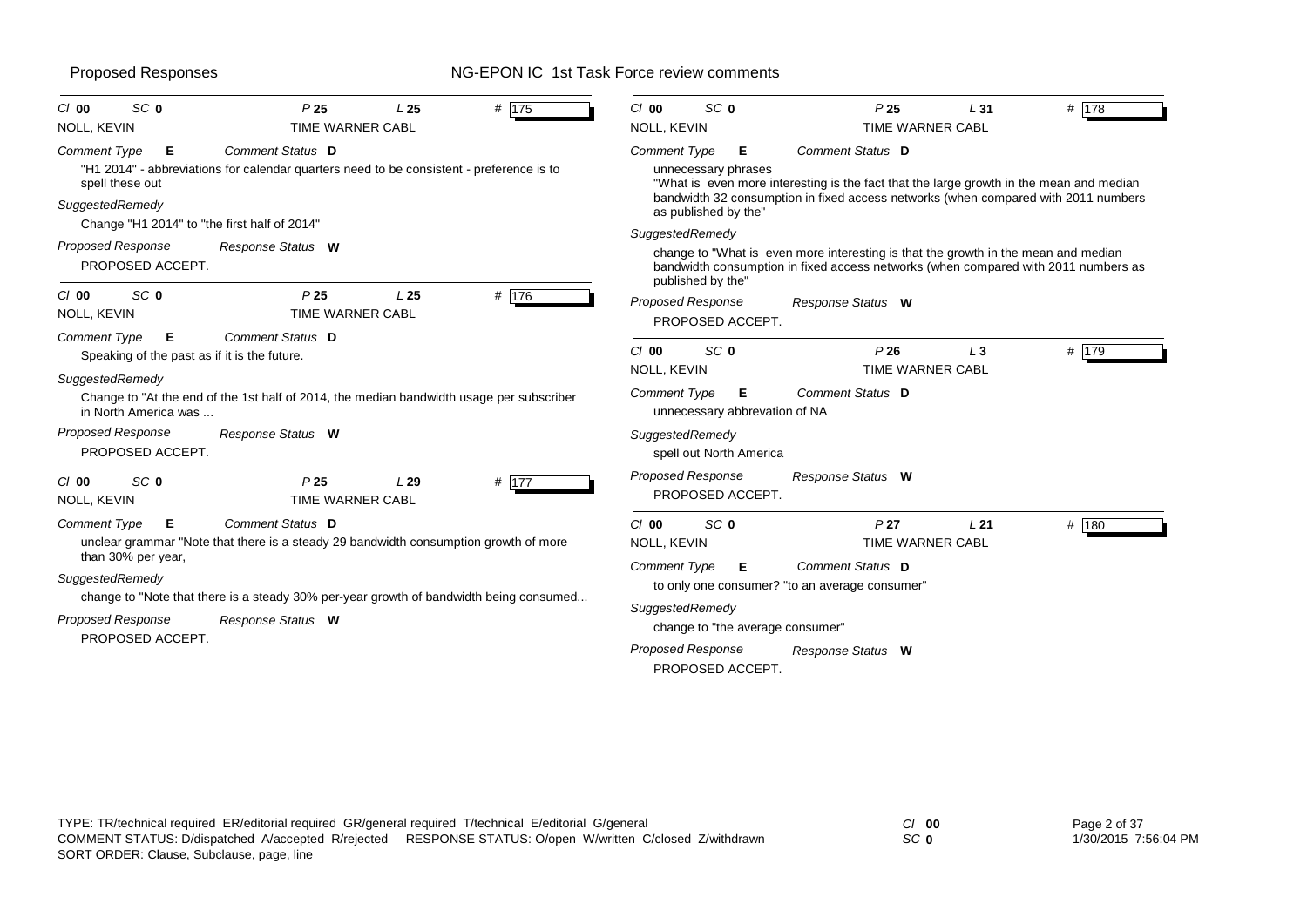| Cl | SC | P | L | # | Commenter | Affiliation |
|---|---|---|---|---|---|---|
| 00 | 0 | 25 | 25 | 175 | NOLL, KEVIN | TIME WARNER CABL |

**Comment Type** E **Comment Status** D

"H1 2014" - abbreviations for calendar quarters need to be consistent - preference is to spell these out

*SuggestedRemedy*

Change "H1 2014" to "the first half of 2014"

**Proposed Response** **Response Status** W

PROPOSED ACCEPT.

---

| Cl | SC | P | L | # | Commenter | Affiliation |
|---|---|---|---|---|---|---|
| 00 | 0 | 25 | 25 | 176 | NOLL, KEVIN | TIME WARNER CABL |

**Comment Type** E **Comment Status** D

Speaking of the past as if it is the future.

*SuggestedRemedy*

Change to "At the end of the 1st half of 2014, the median bandwidth usage per subscriber in North America was ...

**Proposed Response** **Response Status** W

PROPOSED ACCEPT.

---

| Cl | SC | P | L | # | Commenter | Affiliation |
|---|---|---|---|---|---|---|
| 00 | 0 | 25 | 29 | 177 | NOLL, KEVIN | TIME WARNER CABL |

**Comment Type** E **Comment Status** D

unclear grammar "Note that there is a steady 29 bandwidth consumption growth of more than 30% per year,

*SuggestedRemedy*

change to "Note that there is a steady 30% per-year growth of bandwidth being consumed...

**Proposed Response** **Response Status** W

PROPOSED ACCEPT.

---

| Cl | SC | P | L | # | Commenter | Affiliation |
|---|---|---|---|---|---|---|
| 00 | 0 | 25 | 31 | 178 | NOLL, KEVIN | TIME WARNER CABL |

**Comment Type** E **Comment Status** D

unnecessary phrases

"What is even more interesting is the fact that the large growth in the mean and median bandwidth 32 consumption in fixed access networks (when compared with 2011 numbers as published by the"

*SuggestedRemedy*

change to "What is even more interesting is that the growth in the mean and median bandwidth consumption in fixed access networks (when compared with 2011 numbers as published by the"

**Proposed Response** **Response Status** W

PROPOSED ACCEPT.

---

| Cl | SC | P | L | # | Commenter | Affiliation |
|---|---|---|---|---|---|---|
| 00 | 0 | 26 | 3 | 179 | NOLL, KEVIN | TIME WARNER CABL |

**Comment Type** E **Comment Status** D

unnecessary abbrevation of NA

*SuggestedRemedy*

spell out North America

**Proposed Response** **Response Status** W

PROPOSED ACCEPT.

---

| Cl | SC | P | L | # | Commenter | Affiliation |
|---|---|---|---|---|---|---|
| 00 | 0 | 27 | 21 | 180 | NOLL, KEVIN | TIME WARNER CABL |

**Comment Type** E **Comment Status** D

to only one consumer? "to an average consumer"

*SuggestedRemedy*

change to "the average consumer"

**Proposed Response** **Response Status** W

PROPOSED ACCEPT.

---

TYPE: TR/technical required ER/editorial required GR/general required T/technical E/editorial G/general
COMMENT STATUS: D/dispatched A/accepted R/rejected RESPONSE STATUS: O/open W/written C/closed Z/withdrawn
SORT ORDER: Clause, Subclause, page, line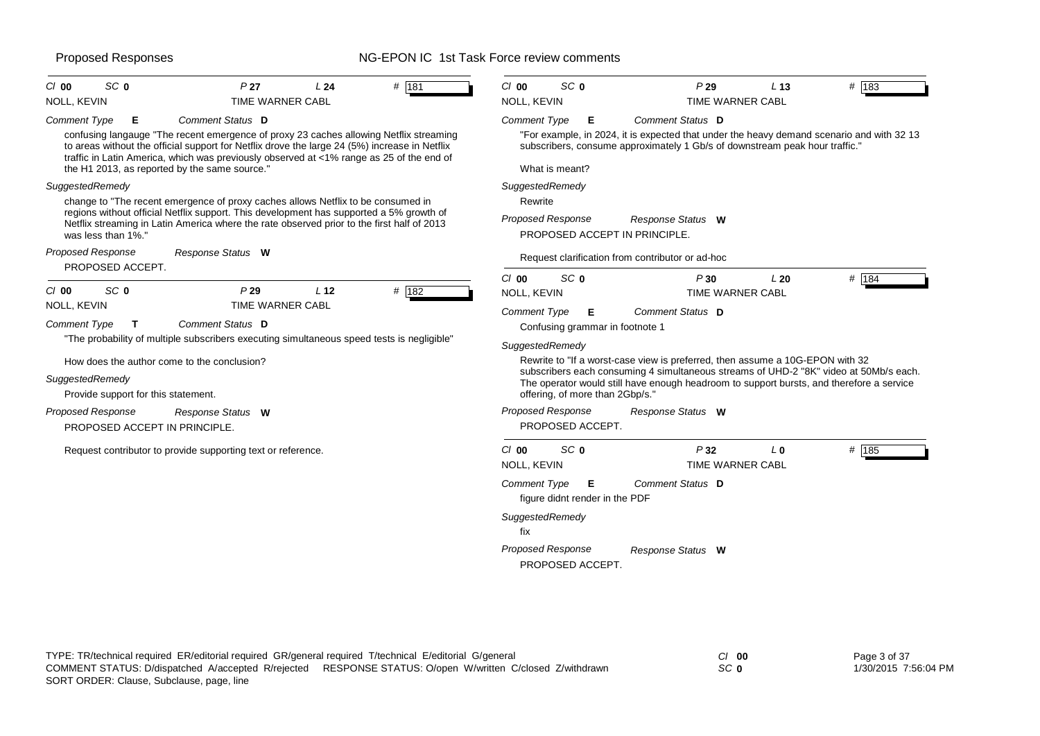**Cl** 00 **SC** 0 **P** 27 **L** 24 **#** 181

NOLL, KEVIN — TIME WARNER CABL

*Comment Type* **E** *Comment Status* **D**

confusing langauge "The recent emergence of proxy 23 caches allowing Netflix streaming to areas without the official support for Netflix drove the large 24 (5%) increase in Netflix traffic in Latin America, which was previously observed at <1% range as 25 of the end of the H1 2013, as reported by the same source."

*SuggestedRemedy*

change to "The recent emergence of proxy caches allows Netflix to be consumed in regions without official Netflix support. This development has supported a 5% growth of Netflix streaming in Latin America where the rate observed prior to the first half of 2013 was less than 1%."

*Proposed Response* *Response Status* **W**

PROPOSED ACCEPT.

---

**Cl** 00 **SC** 0 **P** 29 **L** 12 **#** 182

NOLL, KEVIN — TIME WARNER CABL

*Comment Type* **T** *Comment Status* **D**

"The probability of multiple subscribers executing simultaneous speed tests is negligible"

How does the author come to the conclusion?

*SuggestedRemedy*

Provide support for this statement.

*Proposed Response* *Response Status* **W**

PROPOSED ACCEPT IN PRINCIPLE.

Request contributor to provide supporting text or reference.

---

**Cl** 00 **SC** 0 **P** 29 **L** 13 **#** 183

NOLL, KEVIN — TIME WARNER CABL

*Comment Type* **E** *Comment Status* **D**

"For example, in 2024, it is expected that under the heavy demand scenario and with 32 13 subscribers, consume approximately 1 Gb/s of downstream peak hour traffic."

What is meant?

*SuggestedRemedy*

Rewrite

*Proposed Response* *Response Status* **W**

PROPOSED ACCEPT IN PRINCIPLE.

Request clarification from contributor or ad-hoc

---

**Cl** 00 **SC** 0 **P** 30 **L** 20 **#** 184

NOLL, KEVIN — TIME WARNER CABL

*Comment Type* **E** *Comment Status* **D**

Confusing grammar in footnote 1

*SuggestedRemedy*

Rewrite to "If a worst-case view is preferred, then assume a 10G-EPON with 32 subscribers each consuming 4 simultaneous streams of UHD-2 "8K" video at 50Mb/s each. The operator would still have enough headroom to support bursts, and therefore a service offering, of more than 2Gbp/s."

*Proposed Response* *Response Status* **W**

PROPOSED ACCEPT.

---

**Cl** 00 **SC** 0 **P** 32 **L** 0 **#** 185

NOLL, KEVIN — TIME WARNER CABL

*Comment Type* **E** *Comment Status* **D**

figure didnt render in the PDF

*SuggestedRemedy*

fix

*Proposed Response* *Response Status* **W**

PROPOSED ACCEPT.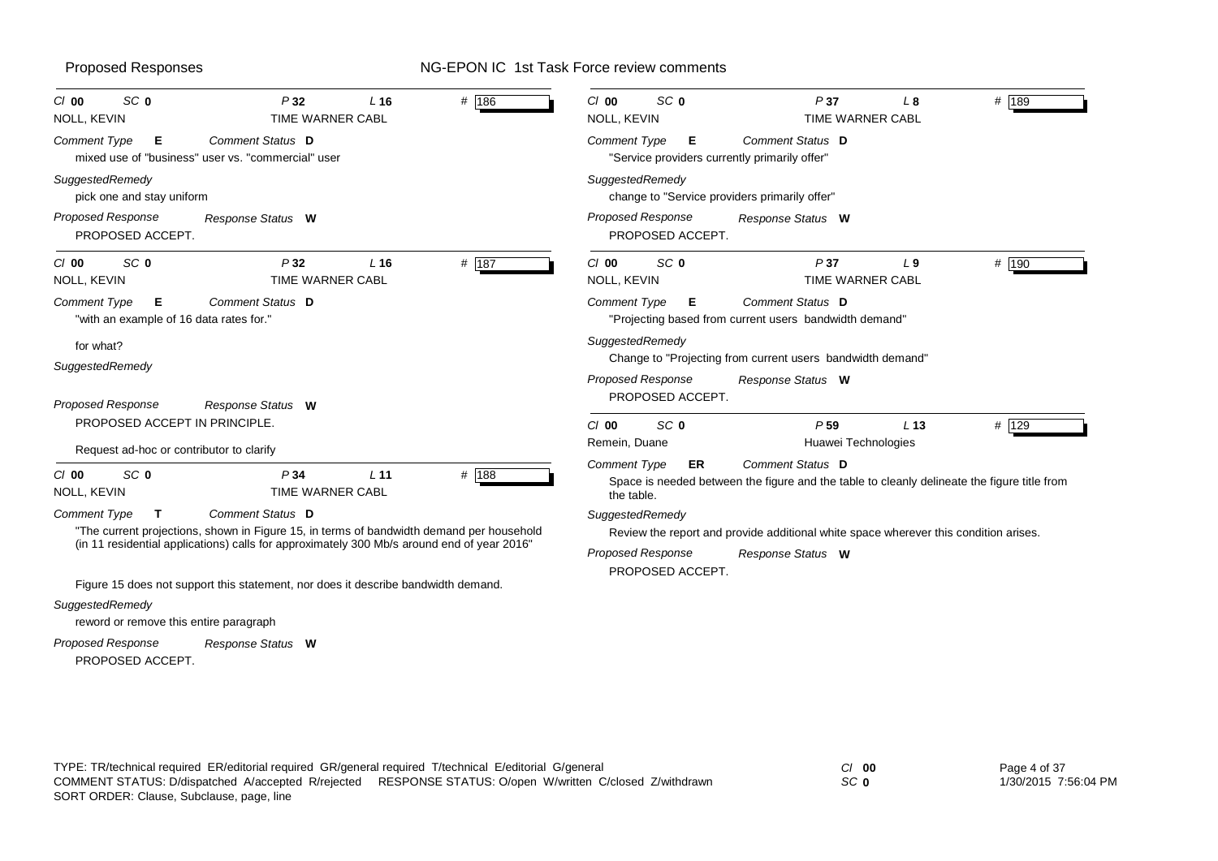Proposed Responses — NG-EPON IC 1st Task Force review comments

---

Cl **00** SC **0** P **32** L **16** # 186

NOLL, KEVIN — TIME WARNER CABL

*Comment Type* **E** *Comment Status* **D**

mixed use of "business" user vs. "commercial" user

*SuggestedRemedy*

pick one and stay uniform

*Proposed Response* *Response Status* **W**

PROPOSED ACCEPT.

---

Cl **00** SC **0** P **32** L **16** # 187

NOLL, KEVIN — TIME WARNER CABL

*Comment Type* **E** *Comment Status* **D**

"with an example of 16 data rates for."

for what?

*SuggestedRemedy*

*Proposed Response* *Response Status* **W**

PROPOSED ACCEPT IN PRINCIPLE.

Request ad-hoc or contributor to clarify

---

Cl **00** SC **0** P **34** L **11** # 188

NOLL, KEVIN — TIME WARNER CABL

*Comment Type* **T** *Comment Status* **D**

"The current projections, shown in Figure 15, in terms of bandwidth demand per household (in 11 residential applications) calls for approximately 300 Mb/s around end of year 2016"

Figure 15 does not support this statement, nor does it describe bandwidth demand.

*SuggestedRemedy*

reword or remove this entire paragraph

*Proposed Response* *Response Status* **W**

PROPOSED ACCEPT.

---

Cl **00** SC **0** P **37** L **8** # 189

NOLL, KEVIN — TIME WARNER CABL

*Comment Type* **E** *Comment Status* **D**

"Service providers currently primarily offer"

*SuggestedRemedy*

change to "Service providers primarily offer"

*Proposed Response* *Response Status* **W**

PROPOSED ACCEPT.

---

Cl **00** SC **0** P **37** L **9** # 190

NOLL, KEVIN — TIME WARNER CABL

*Comment Type* **E** *Comment Status* **D**

"Projecting based from current users bandwidth demand"

*SuggestedRemedy*

Change to "Projecting from current users bandwidth demand"

*Proposed Response* *Response Status* **W**

PROPOSED ACCEPT.

---

Cl **00** SC **0** P **59** L **13** # 129

Remein, Duane — Huawei Technologies

*Comment Type* **ER** *Comment Status* **D**

Space is needed between the figure and the table to cleanly delineate the figure title from the table.

*SuggestedRemedy*

Review the report and provide additional white space wherever this condition arises.

*Proposed Response* *Response Status* **W**

PROPOSED ACCEPT.

---

TYPE: TR/technical required ER/editorial required GR/general required T/technical E/editorial G/general
COMMENT STATUS: D/dispatched A/accepted R/rejected RESPONSE STATUS: O/open W/written C/closed Z/withdrawn
SORT ORDER: Clause, Subclause, page, line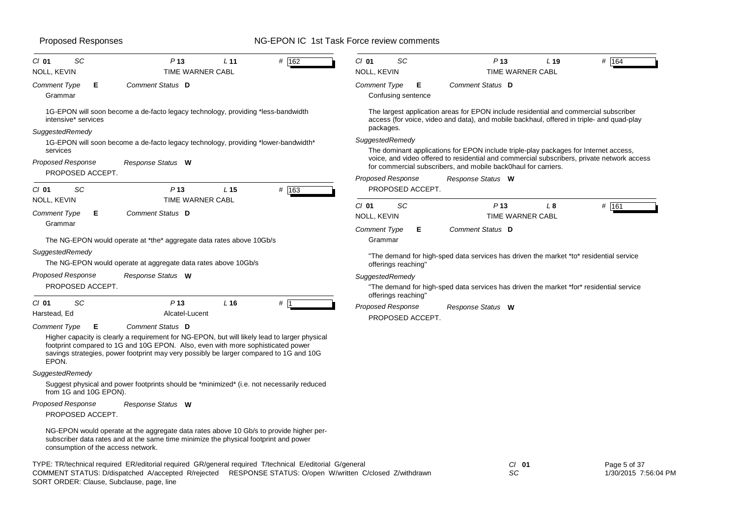Proposed Responses — NG-EPON IC 1st Task Force review comments

---

Cl **01** SC P **13** L **11** # 162

NOLL, KEVIN — TIME WARNER CABL

*Comment Type* **E** *Comment Status* **D**

Grammar

1G-EPON will soon become a de-facto legacy technology, providing *less-bandwidth intensive* services

*SuggestedRemedy*

1G-EPON will soon become a de-facto legacy technology, providing *lower-bandwidth* services

*Proposed Response* *Response Status* **W**

PROPOSED ACCEPT.

---

Cl **01** SC P **13** L **15** # 163

NOLL, KEVIN — TIME WARNER CABL

*Comment Type* **E** *Comment Status* **D**

Grammar

The NG-EPON would operate at *the* aggregate data rates above 10Gb/s

*SuggestedRemedy*

The NG-EPON would operate at aggregate data rates above 10Gb/s

*Proposed Response* *Response Status* **W**

PROPOSED ACCEPT.

---

Cl **01** SC P **13** L **16** # 1

Harstead, Ed — Alcatel-Lucent

*Comment Type* **E** *Comment Status* **D**

Higher capacity is clearly a requirement for NG-EPON, but will likely lead to larger physical footprint compared to 1G and 10G EPON. Also, even with more sophisticated power savings strategies, power footprint may very possibly be larger compared to 1G and 10G EPON.

*SuggestedRemedy*

Suggest physical and power footprints should be *minimized* (i.e. not necessarily reduced from 1G and 10G EPON).

*Proposed Response* *Response Status* **W**

PROPOSED ACCEPT.

NG-EPON would operate at the aggregate data rates above 10 Gb/s to provide higher per-subscriber data rates and at the same time minimize the physical footprint and power consumption of the access network.

---

Cl **01** SC P **13** L **19** # 164

NOLL, KEVIN — TIME WARNER CABL

*Comment Type* **E** *Comment Status* **D**

Confusing sentence

The largest application areas for EPON include residential and commercial subscriber access (for voice, video and data), and mobile backhaul, offered in triple- and quad-play packages.

*SuggestedRemedy*

The dominant applications for EPON include triple-play packages for Internet access, voice, and video offered to residential and commercial subscribers, private network access for commercial subscribers, and mobile back0haul for carriers.

*Proposed Response* *Response Status* **W**

PROPOSED ACCEPT.

---

Cl **01** SC P **13** L **8** # 161

NOLL, KEVIN — TIME WARNER CABL

*Comment Type* **E** *Comment Status* **D**

Grammar

"The demand for high-sped data services has driven the market *to* residential service offerings reaching"

*SuggestedRemedy*

"The demand for high-sped data services has driven the market *for* residential service offerings reaching"

*Proposed Response* *Response Status* **W**

PROPOSED ACCEPT.

---

TYPE: TR/technical required ER/editorial required GR/general required T/technical E/editorial G/general
COMMENT STATUS: D/dispatched A/accepted R/rejected RESPONSE STATUS: O/open W/written C/closed Z/withdrawn
SORT ORDER: Clause, Subclause, page, line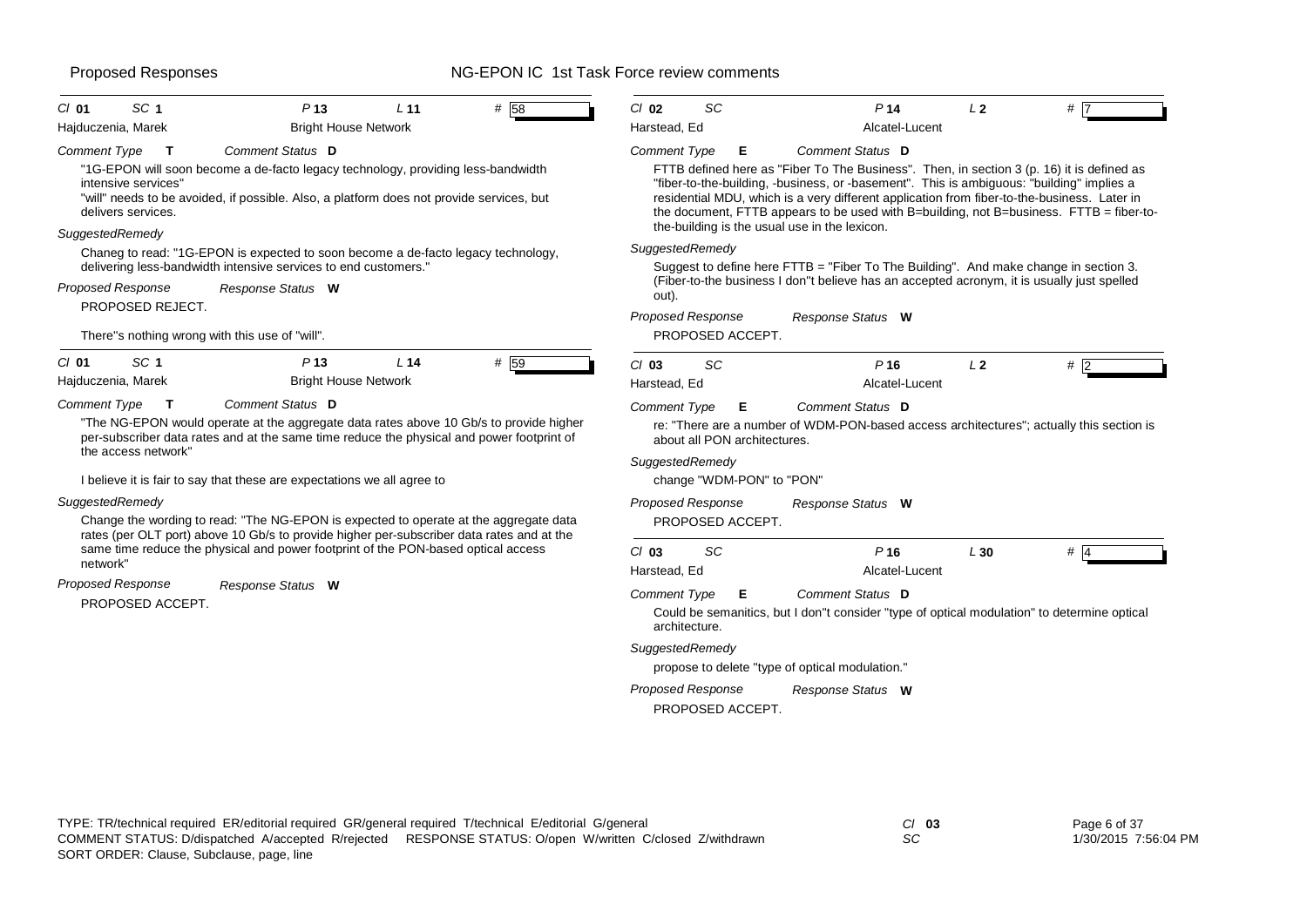Proposed Responses — NG-EPON IC 1st Task Force review comments

---

**Cl** 01 **SC** 1 **P** 13 **L** 11 **#** 58

Hajduczenia, Marek — Bright House Network

*Comment Type* **T** *Comment Status* **D**

"1G-EPON will soon become a de-facto legacy technology, providing less-bandwidth intensive services"
"will" needs to be avoided, if possible. Also, a platform does not provide services, but delivers services.

*SuggestedRemedy*

Chaneg to read: "1G-EPON is expected to soon become a de-facto legacy technology, delivering less-bandwidth intensive services to end customers."

*Proposed Response* *Response Status* **W**

PROPOSED REJECT.

There''s nothing wrong with this use of "will".

---

**Cl** 01 **SC** 1 **P** 13 **L** 14 **#** 59

Hajduczenia, Marek — Bright House Network

*Comment Type* **T** *Comment Status* **D**

"The NG-EPON would operate at the aggregate data rates above 10 Gb/s to provide higher per-subscriber data rates and at the same time reduce the physical and power footprint of the access network"

I believe it is fair to say that these are expectations we all agree to

*SuggestedRemedy*

Change the wording to read: "The NG-EPON is expected to operate at the aggregate data rates (per OLT port) above 10 Gb/s to provide higher per-subscriber data rates and at the same time reduce the physical and power footprint of the PON-based optical access network"

*Proposed Response* *Response Status* **W**

PROPOSED ACCEPT.

---

**Cl** 02 **SC** **P** 14 **L** 2 **#** 7

Harstead, Ed — Alcatel-Lucent

*Comment Type* **E** *Comment Status* **D**

FTTB defined here as "Fiber To The Business". Then, in section 3 (p. 16) it is defined as "fiber-to-the-building, -business, or -basement". This is ambiguous: "building" implies a residential MDU, which is a very different application from fiber-to-the-business. Later in the document, FTTB appears to be used with B=building, not B=business. FTTB = fiber-to-the-building is the usual use in the lexicon.

*SuggestedRemedy*

Suggest to define here FTTB = "Fiber To The Building". And make change in section 3. (Fiber-to-the business I don''t believe has an accepted acronym, it is usually just spelled out).

*Proposed Response* *Response Status* **W**

PROPOSED ACCEPT.

---

**Cl** 03 **SC** **P** 16 **L** 2 **#** 2

Harstead, Ed — Alcatel-Lucent

*Comment Type* **E** *Comment Status* **D**

re: "There are a number of WDM-PON-based access architectures"; actually this section is about all PON architectures.

*SuggestedRemedy*

change "WDM-PON" to "PON"

*Proposed Response* *Response Status* **W**

PROPOSED ACCEPT.

---

**Cl** 03 **SC** **P** 16 **L** 30 **#** 4

Harstead, Ed — Alcatel-Lucent

*Comment Type* **E** *Comment Status* **D**

Could be semanitics, but I don''t consider "type of optical modulation" to determine optical architecture.

*SuggestedRemedy*

propose to delete "type of optical modulation."

*Proposed Response* *Response Status* **W**

PROPOSED ACCEPT.

---

TYPE: TR/technical required ER/editorial required GR/general required T/technical E/editorial G/general
COMMENT STATUS: D/dispatched A/accepted R/rejected RESPONSE STATUS: O/open W/written C/closed Z/withdrawn
SORT ORDER: Clause, Subclause, page, line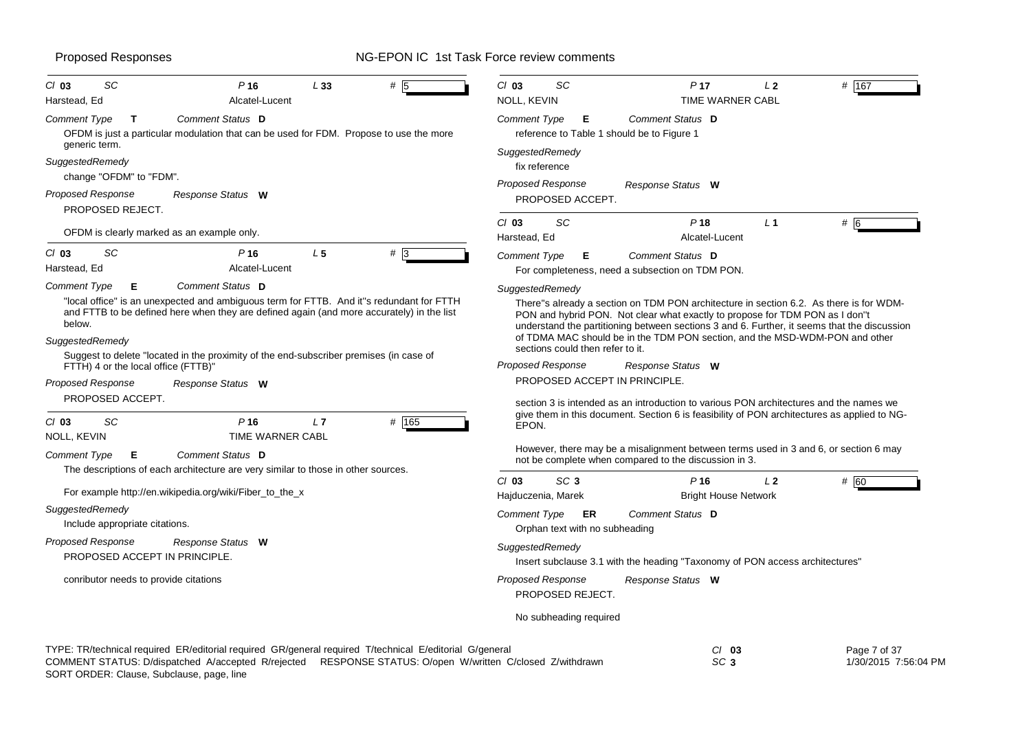**Proposed Responses** — NG-EPON IC 1st Task Force review comments

---

**Cl 03 SC** | **P 16** | **L 33** | **# 5**
Harstead, Ed — Alcatel-Lucent

*Comment Type* **T** *Comment Status* **D**

OFDM is just a particular modulation that can be used for FDM. Propose to use the more generic term.

*SuggestedRemedy*

change "OFDM" to "FDM".

*Proposed Response* *Response Status* **W**

PROPOSED REJECT.

OFDM is clearly marked as an example only.

---

**Cl 03 SC** | **P 16** | **L 5** | **# 3**
Harstead, Ed — Alcatel-Lucent

*Comment Type* **E** *Comment Status* **D**

"local office" is an unexpected and ambiguous term for FTTB. And it''s redundant for FTTH and FTTB to be defined here when they are defined again (and more accurately) in the list below.

*SuggestedRemedy*

Suggest to delete "located in the proximity of the end-subscriber premises (in case of FTTH) 4 or the local office (FTTB)"

*Proposed Response* *Response Status* **W**

PROPOSED ACCEPT.

---

**Cl 03 SC** | **P 16** | **L 7** | **# 165**
NOLL, KEVIN — TIME WARNER CABL

*Comment Type* **E** *Comment Status* **D**

The descriptions of each architecture are very similar to those in other sources.

For example http://en.wikipedia.org/wiki/Fiber_to_the_x

*SuggestedRemedy*

Include appropriate citations.

*Proposed Response* *Response Status* **W**

PROPOSED ACCEPT IN PRINCIPLE.

conributor needs to provide citations

---

**Cl 03 SC** | **P 17** | **L 2** | **# 167**
NOLL, KEVIN — TIME WARNER CABL

*Comment Type* **E** *Comment Status* **D**

reference to Table 1 should be to Figure 1

*SuggestedRemedy*

fix reference

*Proposed Response* *Response Status* **W**

PROPOSED ACCEPT.

---

**Cl 03 SC** | **P 18** | **L 1** | **# 6**
Harstead, Ed — Alcatel-Lucent

*Comment Type* **E** *Comment Status* **D**

For completeness, need a subsection on TDM PON.

*SuggestedRemedy*

There''s already a section on TDM PON architecture in section 6.2. As there is for WDM-PON and hybrid PON. Not clear what exactly to propose for TDM PON as I don''t understand the partitioning between sections 3 and 6. Further, it seems that the discussion of TDMA MAC should be in the TDM PON section, and the MSD-WDM-PON and other sections could then refer to it.

*Proposed Response* *Response Status* **W**

PROPOSED ACCEPT IN PRINCIPLE.

section 3 is intended as an introduction to various PON architectures and the names we give them in this document. Section 6 is feasibility of PON architectures as applied to NG-EPON.

However, there may be a misalignment between terms used in 3 and 6, or section 6 may not be complete when compared to the discussion in 3.

---

**Cl 03 SC 3** | **P 16** | **L 2** | **# 60**
Hajduczenia, Marek — Bright House Network

*Comment Type* **ER** *Comment Status* **D**

Orphan text with no subheading

*SuggestedRemedy*

Insert subclause 3.1 with the heading "Taxonomy of PON access architectures"

*Proposed Response* *Response Status* **W**

PROPOSED REJECT.

No subheading required

---

TYPE: TR/technical required ER/editorial required GR/general required T/technical E/editorial G/general
COMMENT STATUS: D/dispatched A/accepted R/rejected RESPONSE STATUS: O/open W/written C/closed Z/withdrawn
SORT ORDER: Clause, Subclause, page, line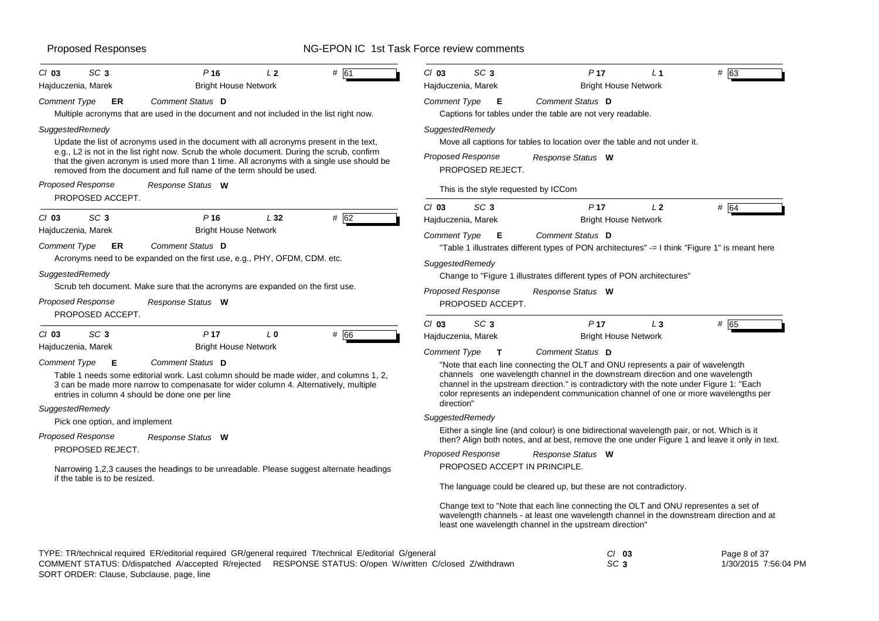**Cl** 03 **SC** 3 **P** 16 **L** 2 **#** 61

Hajduczenia, Marek — Bright House Network

*Comment Type* **ER** *Comment Status* **D**

Multiple acronyms that are used in the document and not included in the list right now.

*SuggestedRemedy*

Update the list of acronyms used in the document with all acronyms present in the text, e.g., L2 is not in the list right now. Scrub the whole document. During the scrub, confirm that the given acronym is used more than 1 time. All acronyms with a single use should be removed from the document and full name of the term should be used.

*Proposed Response* *Response Status* **W**

PROPOSED ACCEPT.

---

**Cl** 03 **SC** 3 **P** 16 **L** 32 **#** 62

Hajduczenia, Marek — Bright House Network

*Comment Type* **ER** *Comment Status* **D**

Acronyms need to be expanded on the first use, e.g., PHY, OFDM, CDM. etc.

*SuggestedRemedy*

Scrub teh document. Make sure that the acronyms are expanded on the first use.

*Proposed Response* *Response Status* **W**

PROPOSED ACCEPT.

---

**Cl** 03 **SC** 3 **P** 17 **L** 0 **#** 66

Hajduczenia, Marek — Bright House Network

*Comment Type* **E** *Comment Status* **D**

Table 1 needs some editorial work. Last column should be made wider, and columns 1, 2, 3 can be made more narrow to compenasate for wider column 4. Alternatively, multiple entries in column 4 should be done one per line

*SuggestedRemedy*

Pick one option, and implement

*Proposed Response* *Response Status* **W**

PROPOSED REJECT.

Narrowing 1,2,3 causes the headings to be unreadable. Please suggest alternate headings if the table is to be resized.

---

**Cl** 03 **SC** 3 **P** 17 **L** 1 **#** 63

Hajduczenia, Marek — Bright House Network

*Comment Type* **E** *Comment Status* **D**

Captions for tables under the table are not very readable.

*SuggestedRemedy*

Move all captions for tables to location over the table and not under it.

*Proposed Response* *Response Status* **W**

PROPOSED REJECT.

This is the style requested by ICCom

---

**Cl** 03 **SC** 3 **P** 17 **L** 2 **#** 64

Hajduczenia, Marek — Bright House Network

*Comment Type* **E** *Comment Status* **D**

"Table 1 illustrates different types of PON architectures" -= I think "Figure 1" is meant here

*SuggestedRemedy*

Change to "Figure 1 illustrates different types of PON architectures"

*Proposed Response* *Response Status* **W**

PROPOSED ACCEPT.

---

**Cl** 03 **SC** 3 **P** 17 **L** 3 **#** 65

Hajduczenia, Marek — Bright House Network

*Comment Type* **T** *Comment Status* **D**

"Note that each line connecting the OLT and ONU represents a pair of wavelength channels one wavelength channel in the downstream direction and one wavelength channel in the upstream direction." is contradictory with the note under Figure 1: "Each color represents an independent communication channel of one or more wavelengths per direction"

*SuggestedRemedy*

Either a single line (and colour) is one bidirectional wavelength pair, or not. Which is it then? Align both notes, and at best, remove the one under Figure 1 and leave it only in text.

*Proposed Response* *Response Status* **W**

PROPOSED ACCEPT IN PRINCIPLE.

The language could be cleared up, but these are not contradictory.

Change text to "Note that each line connecting the OLT and ONU representes a set of wavelength channels - at least one wavelength channel in the downstream direction and at least one wavelength channel in the upstream direction"

---

TYPE: TR/technical required ER/editorial required GR/general required T/technical E/editorial G/general
COMMENT STATUS: D/dispatched A/accepted R/rejected RESPONSE STATUS: O/open W/written C/closed Z/withdrawn
SORT ORDER: Clause, Subclause, page, line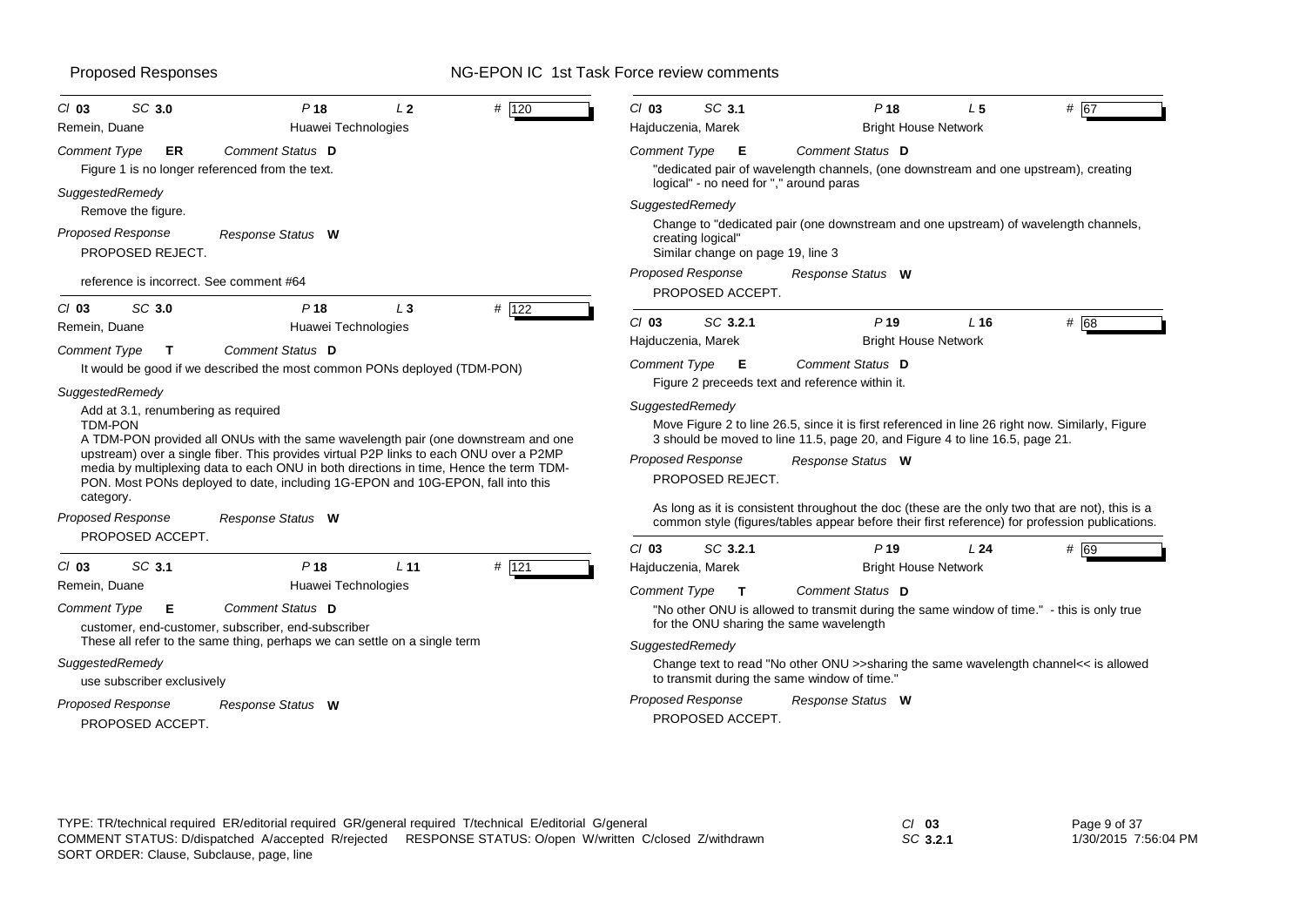Proposed Responses — NG-EPON IC 1st Task Force review comments

---

Cl **03** SC **3.0** P **18** L **2** # **120**

Remein, Duane — Huawei Technologies

*Comment Type* **ER** *Comment Status* **D**

Figure 1 is no longer referenced from the text.

*SuggestedRemedy*

Remove the figure.

*Proposed Response* *Response Status* **W**

PROPOSED REJECT.

reference is incorrect. See comment #64

---

Cl **03** SC **3.0** P **18** L **3** # **122**

Remein, Duane — Huawei Technologies

*Comment Type* **T** *Comment Status* **D**

It would be good if we described the most common PONs deployed (TDM-PON)

*SuggestedRemedy*

Add at 3.1, renumbering as required

TDM-PON

A TDM-PON provided all ONUs with the same wavelength pair (one downstream and one upstream) over a single fiber. This provides virtual P2P links to each ONU over a P2MP media by multiplexing data to each ONU in both directions in time, Hence the term TDM-PON. Most PONs deployed to date, including 1G-EPON and 10G-EPON, fall into this category.

*Proposed Response* *Response Status* **W**

PROPOSED ACCEPT.

---

Cl **03** SC **3.1** P **18** L **11** # **121**

Remein, Duane — Huawei Technologies

*Comment Type* **E** *Comment Status* **D**

customer, end-customer, subscriber, end-subscriber

These all refer to the same thing, perhaps we can settle on a single term

*SuggestedRemedy*

use subscriber exclusively

*Proposed Response* *Response Status* **W**

PROPOSED ACCEPT.

---

Cl **03** SC **3.1** P **18** L **5** # **67**

Hajduczenia, Marek — Bright House Network

*Comment Type* **E** *Comment Status* **D**

"dedicated pair of wavelength channels, (one downstream and one upstream), creating logical" - no need for "," around paras

*SuggestedRemedy*

Change to "dedicated pair (one downstream and one upstream) of wavelength channels, creating logical"

Similar change on page 19, line 3

*Proposed Response* *Response Status* **W**

PROPOSED ACCEPT.

---

Cl **03** SC **3.2.1** P **19** L **16** # **68**

Hajduczenia, Marek — Bright House Network

*Comment Type* **E** *Comment Status* **D**

Figure 2 preceeds text and reference within it.

*SuggestedRemedy*

Move Figure 2 to line 26.5, since it is first referenced in line 26 right now. Similarly, Figure 3 should be moved to line 11.5, page 20, and Figure 4 to line 16.5, page 21.

*Proposed Response* *Response Status* **W**

PROPOSED REJECT.

As long as it is consistent throughout the doc (these are the only two that are not), this is a common style (figures/tables appear before their first reference) for profession publications.

---

Cl **03** SC **3.2.1** P **19** L **24** # **69**

Hajduczenia, Marek — Bright House Network

*Comment Type* **T** *Comment Status* **D**

"No other ONU is allowed to transmit during the same window of time." - this is only true for the ONU sharing the same wavelength

*SuggestedRemedy*

Change text to read "No other ONU >>sharing the same wavelength channel<< is allowed to transmit during the same window of time."

*Proposed Response* *Response Status* **W**

PROPOSED ACCEPT.

---

TYPE: TR/technical required ER/editorial required GR/general required T/technical E/editorial G/general
COMMENT STATUS: D/dispatched A/accepted R/rejected RESPONSE STATUS: O/open W/written C/closed Z/withdrawn
SORT ORDER: Clause, Subclause, page, line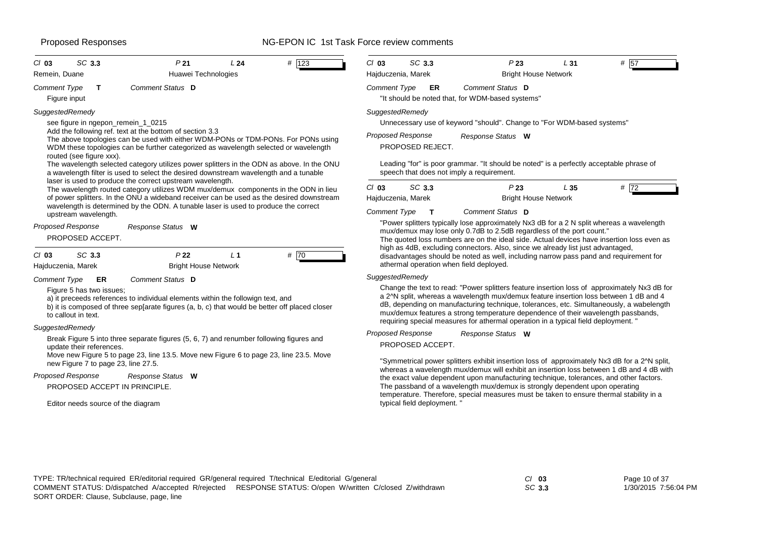Proposed Responses — NG-EPON IC 1st Task Force review comments

---

*Cl* **03** *SC* **3.3** *P* **21** *L* **24** # **123**

Remein, Duane — Huawei Technologies

*Comment Type* **T** *Comment Status* **D**

Figure input

*SuggestedRemedy*

see figure in ngepon_remein_1_0215

Add the following ref. text at the bottom of section 3.3

The above topologies can be used with either WDM-PONs or TDM-PONs. For PONs using WDM these topologies can be further categorized as wavelength selected or wavelength routed (see figure xxx).

The wavelength selected category utilizes power splitters in the ODN as above. In the ONU a wavelength filter is used to select the desired downstream wavelength and a tunable laser is used to produce the correct upstream wavelength.

The wavelength routed category utilizes WDM mux/demux components in the ODN in lieu of power splitters. In the ONU a wideband receiver can be used as the desired downstream wavelength is determined by the ODN. A tunable laser is used to produce the correct upstream wavelength.

*Proposed Response* *Response Status* **W**

PROPOSED ACCEPT.

---

*Cl* **03** *SC* **3.3** *P* **22** *L* **1** # **70**

Hajduczenia, Marek — Bright House Network

*Comment Type* **ER** *Comment Status* **D**

Figure 5 has two issues;

a) it preceeds references to individual elements within the followign text, and

b) it is composed of three sep[arate figures (a, b, c) that would be better off placed closer to callout in text.

*SuggestedRemedy*

Break Figure 5 into three separate figures (5, 6, 7) and renumber following figures and update their references.

Move new Figure 5 to page 23, line 13.5. Move new Figure 6 to page 23, line 23.5. Move new Figure 7 to page 23, line 27.5.

*Proposed Response* *Response Status* **W**

PROPOSED ACCEPT IN PRINCIPLE.

Editor needs source of the diagram

---

*Cl* **03** *SC* **3.3** *P* **23** *L* **31** # **57**

Hajduczenia, Marek — Bright House Network

*Comment Type* **ER** *Comment Status* **D**

"It should be noted that, for WDM-based systems"

*SuggestedRemedy*

Unnecessary use of keyword "should". Change to "For WDM-based systems"

*Proposed Response* *Response Status* **W**

PROPOSED REJECT.

Leading "for" is poor grammar. "It should be noted" is a perfectly acceptable phrase of speech that does not imply a requirement.

---

*Cl* **03** *SC* **3.3** *P* **23** *L* **35** # **72**

Hajduczenia, Marek — Bright House Network

*Comment Type* **T** *Comment Status* **D**

"Power splitters typically lose approximately Nx3 dB for a 2 N split whereas a wavelength mux/demux may lose only 0.7dB to 2.5dB regardless of the port count."

The quoted loss numbers are on the ideal side. Actual devices have insertion loss even as high as 4dB, excluding connectors. Also, since we already list just advantaged, disadvantages should be noted as well, including narrow pass pand and requirement for athermal operation when field deployed.

*SuggestedRemedy*

Change the text to read: "Power splitters feature insertion loss of approximately Nx3 dB for a 2^N split, whereas a wavelength mux/demux feature insertion loss between 1 dB and 4 dB, depending on manufacturing technique, tolerances, etc. Simultaneously, a wabelength mux/demux features a strong temperature dependence of their wavelength passbands, requiring special measures for athermal operation in a typical field deployment. "

*Proposed Response* *Response Status* **W**

PROPOSED ACCEPT.

"Symmetrical power splitters exhibit insertion loss of approximately Nx3 dB for a 2^N split, whereas a wavelength mux/demux will exhibit an insertion loss between 1 dB and 4 dB with the exact value dependent upon manufacturing technique, tolerances, and other factors. The passband of a wavelength mux/demux is strongly dependent upon operating temperature. Therefore, special measures must be taken to ensure thermal stability in a typical field deployment. "

---

TYPE: TR/technical required ER/editorial required GR/general required T/technical E/editorial G/general
COMMENT STATUS: D/dispatched A/accepted R/rejected RESPONSE STATUS: O/open W/written C/closed Z/withdrawn
SORT ORDER: Clause, Subclause, page, line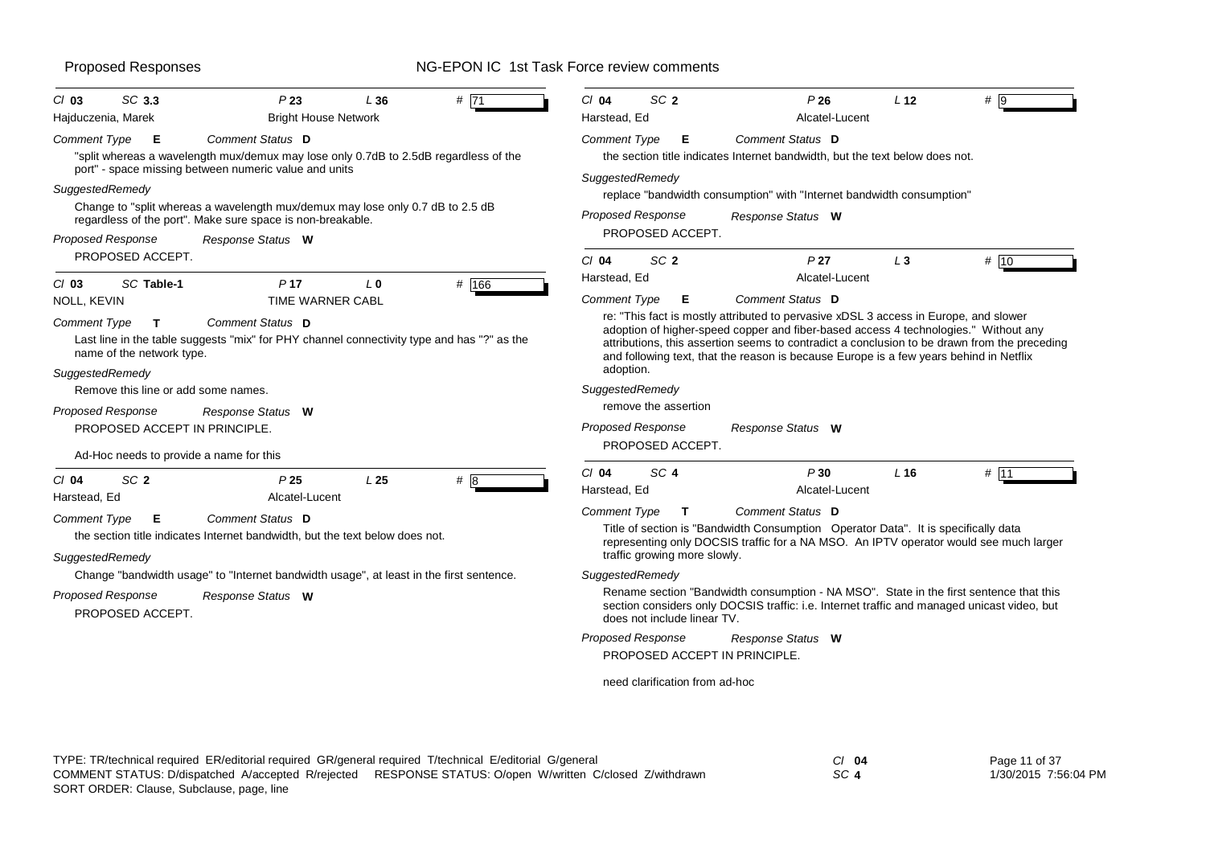Proposed Responses — NG-EPON IC 1st Task Force review comments

---

**Cl** 03 **SC** 3.3 **P** 23 **L** 36 **#** 71

Hajduczenia, Marek — Bright House Network

*Comment Type* **E** *Comment Status* **D**

"split whereas a wavelength mux/demux may lose only 0.7dB to 2.5dB regardless of the port" - space missing between numeric value and units

*SuggestedRemedy*

Change to "split whereas a wavelength mux/demux may lose only 0.7 dB to 2.5 dB regardless of the port". Make sure space is non-breakable.

*Proposed Response* *Response Status* **W**

PROPOSED ACCEPT.

---

**Cl** 03 **SC** Table-1 **P** 17 **L** 0 **#** 166

NOLL, KEVIN — TIME WARNER CABL

*Comment Type* **T** *Comment Status* **D**

Last line in the table suggests "mix" for PHY channel connectivity type and has "?" as the name of the network type.

*SuggestedRemedy*

Remove this line or add some names.

*Proposed Response* *Response Status* **W**

PROPOSED ACCEPT IN PRINCIPLE.

Ad-Hoc needs to provide a name for this

---

**Cl** 04 **SC** 2 **P** 25 **L** 25 **#** 8

Harstead, Ed — Alcatel-Lucent

*Comment Type* **E** *Comment Status* **D**

the section title indicates Internet bandwidth, but the text below does not.

*SuggestedRemedy*

Change "bandwidth usage" to "Internet bandwidth usage", at least in the first sentence.

*Proposed Response* *Response Status* **W**

PROPOSED ACCEPT.

---

**Cl** 04 **SC** 2 **P** 26 **L** 12 **#** 9

Harstead, Ed — Alcatel-Lucent

*Comment Type* **E** *Comment Status* **D**

the section title indicates Internet bandwidth, but the text below does not.

*SuggestedRemedy*

replace "bandwidth consumption" with "Internet bandwidth consumption"

*Proposed Response* *Response Status* **W**

PROPOSED ACCEPT.

---

**Cl** 04 **SC** 2 **P** 27 **L** 3 **#** 10

Harstead, Ed — Alcatel-Lucent

*Comment Type* **E** *Comment Status* **D**

re: "This fact is mostly attributed to pervasive xDSL 3 access in Europe, and slower adoption of higher-speed copper and fiber-based access 4 technologies." Without any attributions, this assertion seems to contradict a conclusion to be drawn from the preceding and following text, that the reason is because Europe is a few years behind in Netflix adoption.

*SuggestedRemedy*

remove the assertion

*Proposed Response* *Response Status* **W**

PROPOSED ACCEPT.

---

**Cl** 04 **SC** 4 **P** 30 **L** 16 **#** 11

Harstead, Ed — Alcatel-Lucent

*Comment Type* **T** *Comment Status* **D**

Title of section is "Bandwidth Consumption Operator Data". It is specifically data representing only DOCSIS traffic for a NA MSO. An IPTV operator would see much larger traffic growing more slowly.

*SuggestedRemedy*

Rename section "Bandwidth consumption - NA MSO". State in the first sentence that this section considers only DOCSIS traffic: i.e. Internet traffic and managed unicast video, but does not include linear TV.

*Proposed Response* *Response Status* **W**

PROPOSED ACCEPT IN PRINCIPLE.

need clarification from ad-hoc

---

TYPE: TR/technical required ER/editorial required GR/general required T/technical E/editorial G/general
COMMENT STATUS: D/dispatched A/accepted R/rejected RESPONSE STATUS: O/open W/written C/closed Z/withdrawn
SORT ORDER: Clause, Subclause, page, line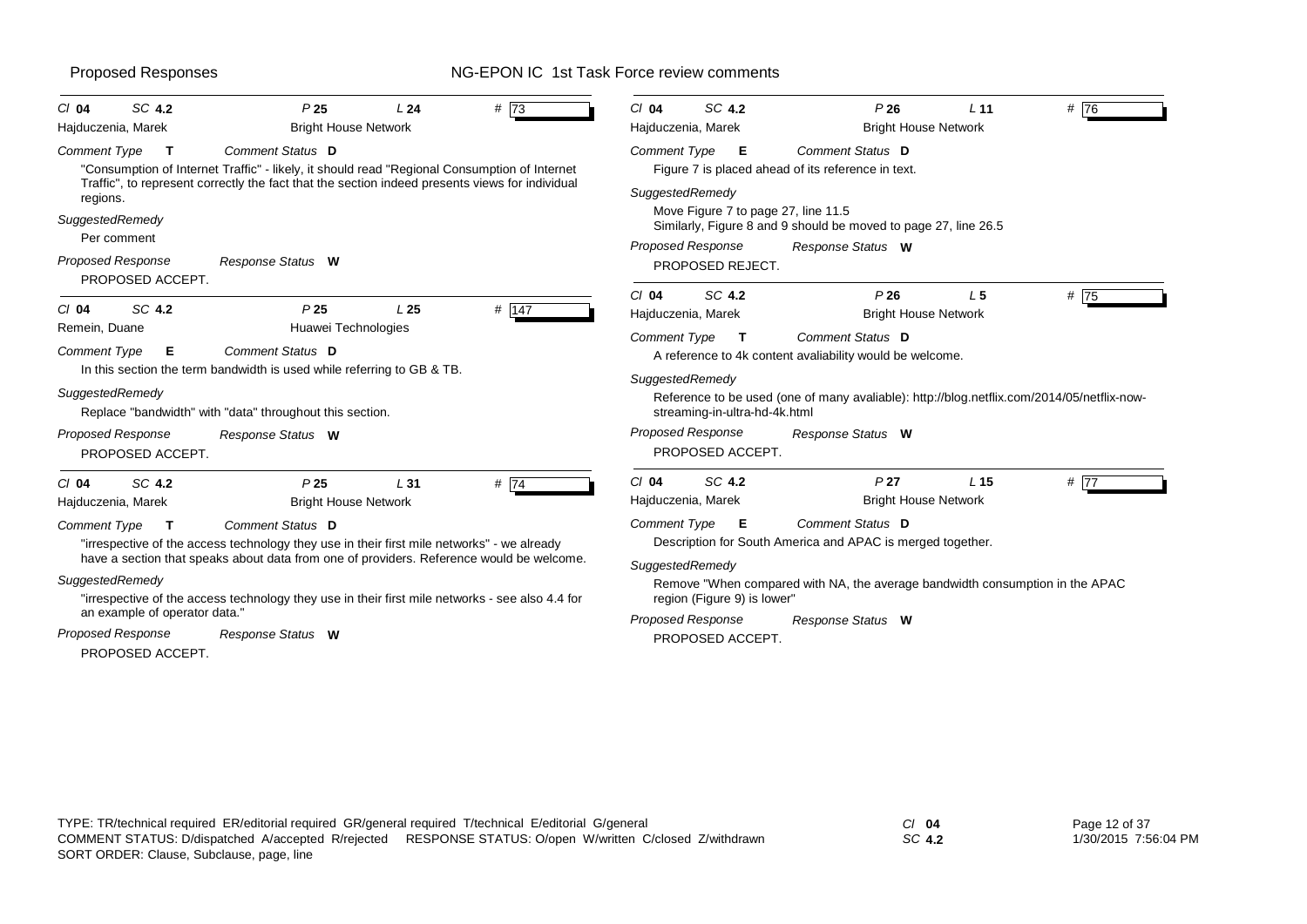Proposed Responses — NG-EPON IC 1st Task Force review comments

---

**Cl 04 SC 4.2 P 25 L 24 # 73**
Hajduczenia, Marek — Bright House Network

*Comment Type* **T** *Comment Status* **D**

"Consumption of Internet Traffic" - likely, it should read "Regional Consumption of Internet Traffic", to represent correctly the fact that the section indeed presents views for individual regions.

*SuggestedRemedy*

Per comment

*Proposed Response* *Response Status* **W**

PROPOSED ACCEPT.

---

**Cl 04 SC 4.2 P 25 L 25 # 147**
Remein, Duane — Huawei Technologies

*Comment Type* **E** *Comment Status* **D**

In this section the term bandwidth is used while referring to GB & TB.

*SuggestedRemedy*

Replace "bandwidth" with "data" throughout this section.

*Proposed Response* *Response Status* **W**

PROPOSED ACCEPT.

---

**Cl 04 SC 4.2 P 25 L 31 # 74**
Hajduczenia, Marek — Bright House Network

*Comment Type* **T** *Comment Status* **D**

"irrespective of the access technology they use in their first mile networks" - we already have a section that speaks about data from one of providers. Reference would be welcome.

*SuggestedRemedy*

"irrespective of the access technology they use in their first mile networks - see also 4.4 for an example of operator data."

*Proposed Response* *Response Status* **W**

PROPOSED ACCEPT.

---

**Cl 04 SC 4.2 P 26 L 11 # 76**
Hajduczenia, Marek — Bright House Network

*Comment Type* **E** *Comment Status* **D**

Figure 7 is placed ahead of its reference in text.

*SuggestedRemedy*

Move Figure 7 to page 27, line 11.5
Similarly, Figure 8 and 9 should be moved to page 27, line 26.5

*Proposed Response* *Response Status* **W**

PROPOSED REJECT.

---

**Cl 04 SC 4.2 P 26 L 5 # 75**
Hajduczenia, Marek — Bright House Network

*Comment Type* **T** *Comment Status* **D**

A reference to 4k content avaliability would be welcome.

*SuggestedRemedy*

Reference to be used (one of many avaliable): http://blog.netflix.com/2014/05/netflix-now-streaming-in-ultra-hd-4k.html

*Proposed Response* *Response Status* **W**

PROPOSED ACCEPT.

---

**Cl 04 SC 4.2 P 27 L 15 # 77**
Hajduczenia, Marek — Bright House Network

*Comment Type* **E** *Comment Status* **D**

Description for South America and APAC is merged together.

*SuggestedRemedy*

Remove "When compared with NA, the average bandwidth consumption in the APAC region (Figure 9) is lower"

*Proposed Response* *Response Status* **W**

PROPOSED ACCEPT.

---

TYPE: TR/technical required ER/editorial required GR/general required T/technical E/editorial G/general
COMMENT STATUS: D/dispatched A/accepted R/rejected RESPONSE STATUS: O/open W/written C/closed Z/withdrawn
SORT ORDER: Clause, Subclause, page, line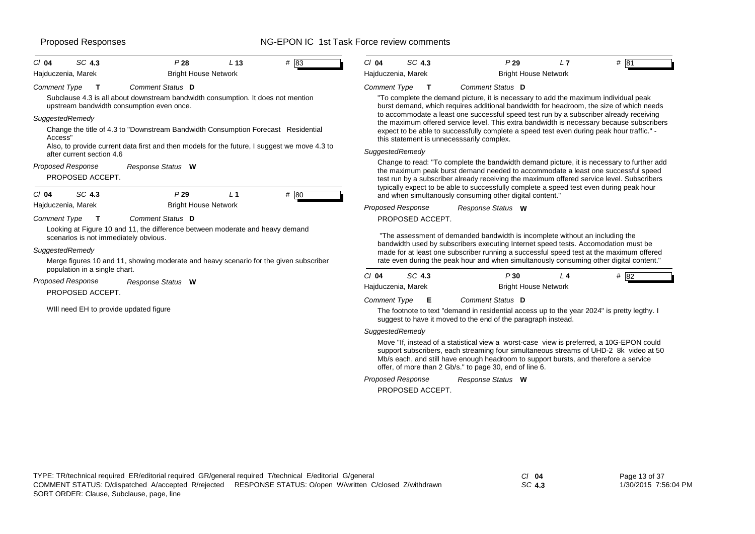Proposed Responses — NG-EPON IC 1st Task Force review comments

---

**Cl** 04 **SC** 4.3 **P** 28 **L** 13 **#** 83

Hajduczenia, Marek — Bright House Network

*Comment Type* **T** *Comment Status* **D**

Subclause 4.3 is all about downstream bandwidth consumption. It does not mention upstream bandwidth consumption even once.

*SuggestedRemedy*

Change the title of 4.3 to "Downstream Bandwidth Consumption Forecast Residential Access"
Also, to provide current data first and then models for the future, I suggest we move 4.3 to after current section 4.6

*Proposed Response* *Response Status* **W**

PROPOSED ACCEPT.

---

**Cl** 04 **SC** 4.3 **P** 29 **L** 1 **#** 80

Hajduczenia, Marek — Bright House Network

*Comment Type* **T** *Comment Status* **D**

Looking at Figure 10 and 11, the difference between moderate and heavy demand scenarios is not immediately obvious.

*SuggestedRemedy*

Merge figures 10 and 11, showing moderate and heavy scenario for the given subscriber population in a single chart.

*Proposed Response* *Response Status* **W**

PROPOSED ACCEPT.

WIll need EH to provide updated figure

---

**Cl** 04 **SC** 4.3 **P** 29 **L** 7 **#** 81

Hajduczenia, Marek — Bright House Network

*Comment Type* **T** *Comment Status* **D**

"To complete the demand picture, it is necessary to add the maximum individual peak burst demand, which requires additional bandwidth for headroom, the size of which needs to accommodate a least one successful speed test run by a subscriber already receiving the maximum offered service level. This extra bandwidth is necessary because subscribers expect to be able to successfully complete a speed test even during peak hour traffic." - this statement is unnecesssarily complex.

*SuggestedRemedy*

Change to read: "To complete the bandwidth demand picture, it is necessary to further add the maximum peak burst demand needed to accommodate a least one successful speed test run by a subscriber already receiving the maximum offered service level. Subscribers typically expect to be able to successfully complete a speed test even during peak hour and when simultanously consuming other digital content."

*Proposed Response* *Response Status* **W**

PROPOSED ACCEPT.

"The assessment of demanded bandwidth is incomplete without an including the bandwidth used by subscribers executing Internet speed tests. Accomodation must be made for at least one subscriber running a successful speed test at the maximum offered rate even during the peak hour and when simultanously consuming other digital content."

---

**Cl** 04 **SC** 4.3 **P** 30 **L** 4 **#** 82

Hajduczenia, Marek — Bright House Network

*Comment Type* **E** *Comment Status* **D**

The footnote to text "demand in residential access up to the year 2024" is pretty legthy. I suggest to have it moved to the end of the paragraph instead.

*SuggestedRemedy*

Move "If, instead of a statistical view a worst-case view is preferred, a 10G-EPON could support subscribers, each streaming four simultaneous streams of UHD-2 8k video at 50 Mb/s each, and still have enough headroom to support bursts, and therefore a service offer, of more than 2 Gb/s." to page 30, end of line 6.

*Proposed Response* *Response Status* **W**

PROPOSED ACCEPT.

---

TYPE: TR/technical required ER/editorial required GR/general required T/technical E/editorial G/general
COMMENT STATUS: D/dispatched A/accepted R/rejected RESPONSE STATUS: O/open W/written C/closed Z/withdrawn
SORT ORDER: Clause, Subclause, page, line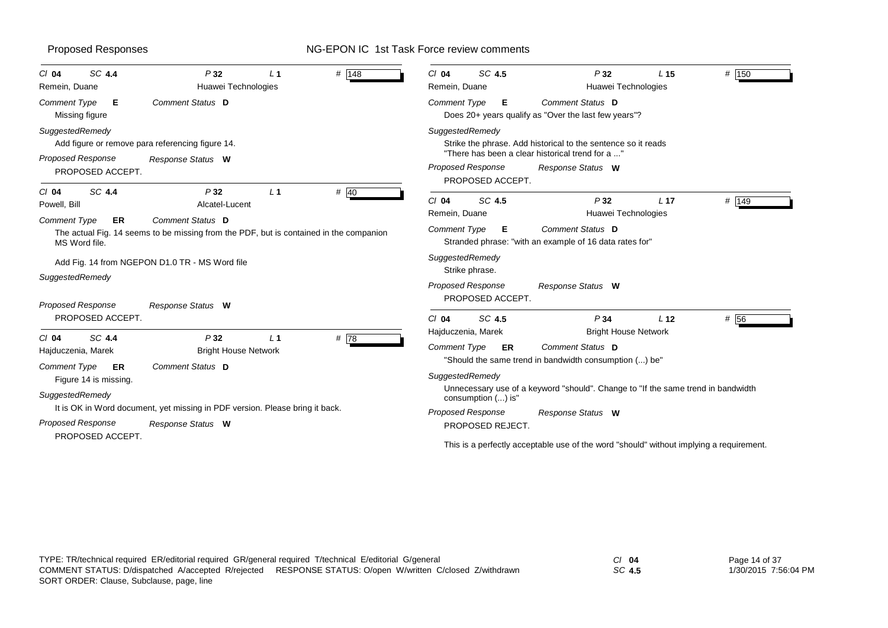Proposed Responses — NG-EPON IC 1st Task Force review comments

---

**Cl** 04 **SC** 4.4 **P** 32 **L** 1 **#** 148

Remein, Duane — Huawei Technologies

*Comment Type* **E** *Comment Status* **D**

Missing figure

*SuggestedRemedy*

Add figure or remove para referencing figure 14.

*Proposed Response* *Response Status* **W**

PROPOSED ACCEPT.

---

**Cl** 04 **SC** 4.4 **P** 32 **L** 1 **#** 40

Powell, Bill — Alcatel-Lucent

*Comment Type* **ER** *Comment Status* **D**

The actual Fig. 14 seems to be missing from the PDF, but is contained in the companion MS Word file.

Add Fig. 14 from NGEPON D1.0 TR - MS Word file

*SuggestedRemedy*

*Proposed Response* *Response Status* **W**

PROPOSED ACCEPT.

---

**Cl** 04 **SC** 4.4 **P** 32 **L** 1 **#** 78

Hajduczenia, Marek — Bright House Network

*Comment Type* **ER** *Comment Status* **D**

Figure 14 is missing.

*SuggestedRemedy*

It is OK in Word document, yet missing in PDF version. Please bring it back.

*Proposed Response* *Response Status* **W**

PROPOSED ACCEPT.

---

**Cl** 04 **SC** 4.5 **P** 32 **L** 15 **#** 150

Remein, Duane — Huawei Technologies

*Comment Type* **E** *Comment Status* **D**

Does 20+ years qualify as "Over the last few years"?

*SuggestedRemedy*

Strike the phrase. Add historical to the sentence so it reads "There has been a clear historical trend for a ..."

*Proposed Response* *Response Status* **W**

PROPOSED ACCEPT.

---

**Cl** 04 **SC** 4.5 **P** 32 **L** 17 **#** 149

Remein, Duane — Huawei Technologies

*Comment Type* **E** *Comment Status* **D**

Stranded phrase: "with an example of 16 data rates for"

*SuggestedRemedy*

Strike phrase.

*Proposed Response* *Response Status* **W**

PROPOSED ACCEPT.

---

**Cl** 04 **SC** 4.5 **P** 34 **L** 12 **#** 56

Hajduczenia, Marek — Bright House Network

*Comment Type* **ER** *Comment Status* **D**

"Should the same trend in bandwidth consumption (...) be"

*SuggestedRemedy*

Unnecessary use of a keyword "should". Change to "If the same trend in bandwidth consumption (...) is"

*Proposed Response* *Response Status* **W**

PROPOSED REJECT.

This is a perfectly acceptable use of the word "should" without implying a requirement.

---

TYPE: TR/technical required ER/editorial required GR/general required T/technical E/editorial G/general
COMMENT STATUS: D/dispatched A/accepted R/rejected RESPONSE STATUS: O/open W/written C/closed Z/withdrawn
SORT ORDER: Clause, Subclause, page, line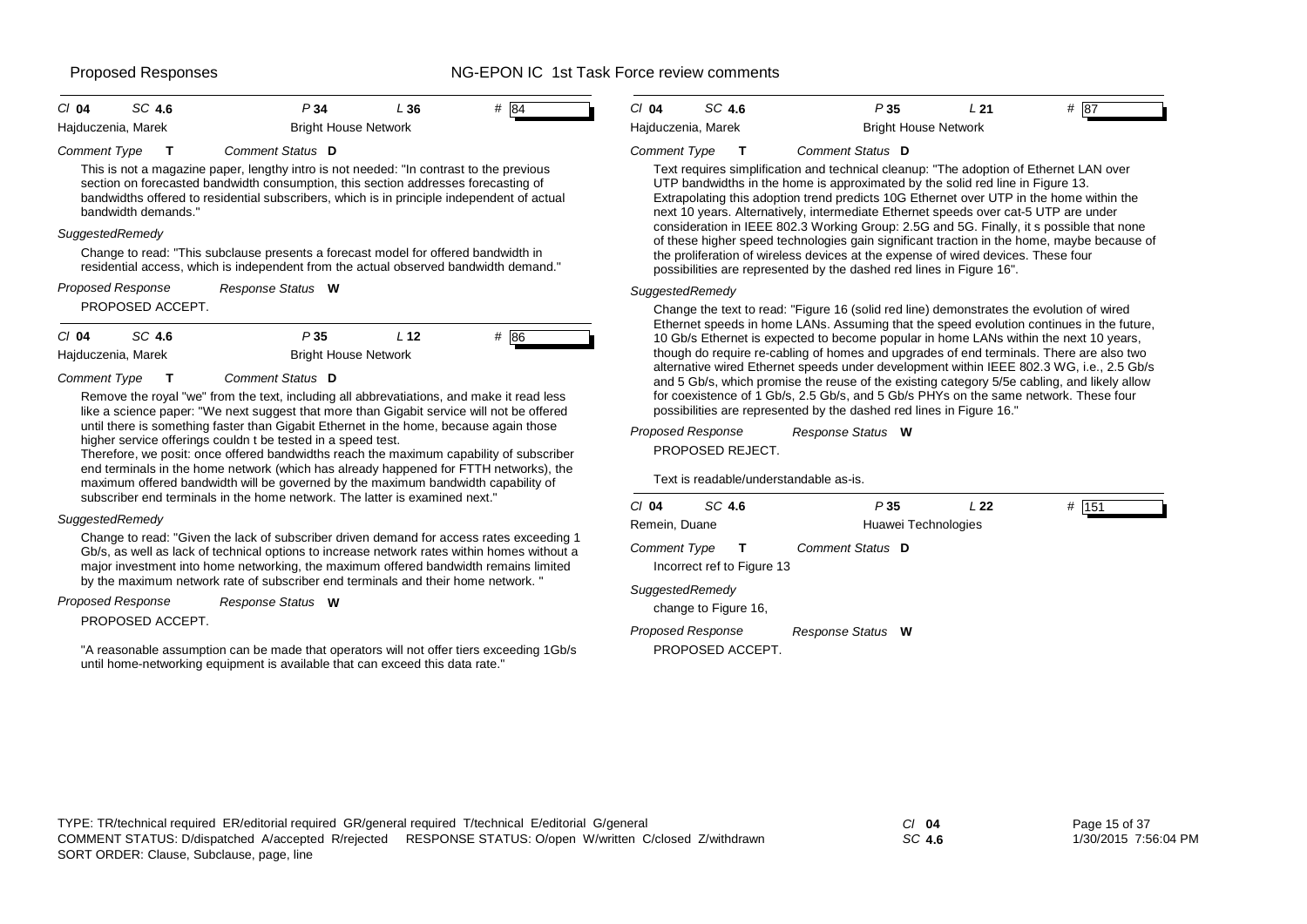**Cl 04 SC 4.6 P 34 L 36 # 84**

Hajduczenia, Marek — Bright House Network

*Comment Type* **T** *Comment Status* **D**

This is not a magazine paper, lengthy intro is not needed: "In contrast to the previous section on forecasted bandwidth consumption, this section addresses forecasting of bandwidths offered to residential subscribers, which is in principle independent of actual bandwidth demands."

*SuggestedRemedy*

Change to read: "This subclause presents a forecast model for offered bandwidth in residential access, which is independent from the actual observed bandwidth demand."

*Proposed Response* *Response Status* **W**

PROPOSED ACCEPT.

---

**Cl 04 SC 4.6 P 35 L 12 # 86**

Hajduczenia, Marek — Bright House Network

*Comment Type* **T** *Comment Status* **D**

Remove the royal "we" from the text, including all abbrevatiations, and make it read less like a science paper: "We next suggest that more than Gigabit service will not be offered until there is something faster than Gigabit Ethernet in the home, because again those higher service offerings couldn t be tested in a speed test.
Therefore, we posit: once offered bandwidths reach the maximum capability of subscriber end terminals in the home network (which has already happened for FTTH networks), the maximum offered bandwidth will be governed by the maximum bandwidth capability of subscriber end terminals in the home network. The latter is examined next."

*SuggestedRemedy*

Change to read: "Given the lack of subscriber driven demand for access rates exceeding 1 Gb/s, as well as lack of technical options to increase network rates within homes without a major investment into home networking, the maximum offered bandwidth remains limited by the maximum network rate of subscriber end terminals and their home network. "

*Proposed Response* *Response Status* **W**

PROPOSED ACCEPT.

"A reasonable assumption can be made that operators will not offer tiers exceeding 1Gb/s until home-networking equipment is available that can exceed this data rate."

---

**Cl 04 SC 4.6 P 35 L 21 # 87**

Hajduczenia, Marek — Bright House Network

*Comment Type* **T** *Comment Status* **D**

Text requires simplification and technical cleanup: "The adoption of Ethernet LAN over UTP bandwidths in the home is approximated by the solid red line in Figure 13. Extrapolating this adoption trend predicts 10G Ethernet over UTP in the home within the next 10 years. Alternatively, intermediate Ethernet speeds over cat-5 UTP are under consideration in IEEE 802.3 Working Group: 2.5G and 5G. Finally, it s possible that none of these higher speed technologies gain significant traction in the home, maybe because of the proliferation of wireless devices at the expense of wired devices. These four possibilities are represented by the dashed red lines in Figure 16".

*SuggestedRemedy*

Change the text to read: "Figure 16 (solid red line) demonstrates the evolution of wired Ethernet speeds in home LANs. Assuming that the speed evolution continues in the future, 10 Gb/s Ethernet is expected to become popular in home LANs within the next 10 years, though do require re-cabling of homes and upgrades of end terminals. There are also two alternative wired Ethernet speeds under development within IEEE 802.3 WG, i.e., 2.5 Gb/s and 5 Gb/s, which promise the reuse of the existing category 5/5e cabling, and likely allow for coexistence of 1 Gb/s, 2.5 Gb/s, and 5 Gb/s PHYs on the same network. These four possibilities are represented by the dashed red lines in Figure 16."

*Proposed Response* *Response Status* **W**

PROPOSED REJECT.

Text is readable/understandable as-is.

---

**Cl 04 SC 4.6 P 35 L 22 # 151**

Remein, Duane — Huawei Technologies

*Comment Type* **T** *Comment Status* **D**

Incorrect ref to Figure 13

*SuggestedRemedy*

change to Figure 16,

*Proposed Response* *Response Status* **W**

PROPOSED ACCEPT.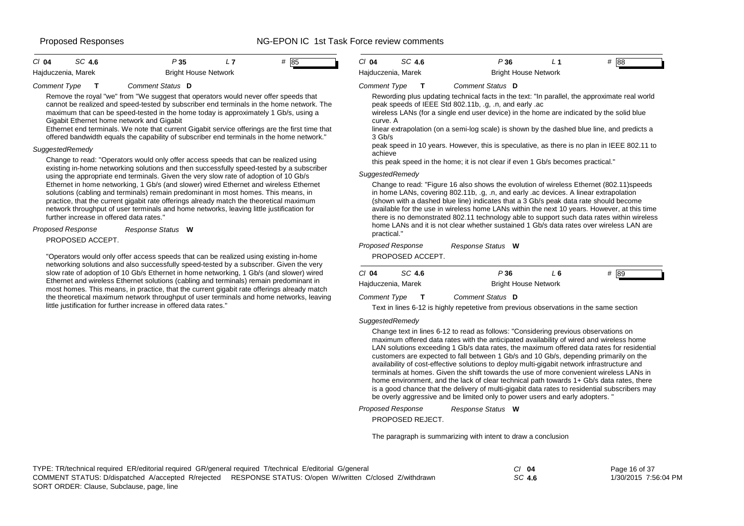## Cl 04 SC 4.6 P 35 L 7 # 85

Hajduczenia, Marek — Bright House Network

*Comment Type* **T** *Comment Status* **D**

Remove the royal "we" from "We suggest that operators would never offer speeds that cannot be realized and speed-tested by subscriber end terminals in the home network. The maximum that can be speed-tested in the home today is approximately 1 Gb/s, using a Gigabit Ethernet home network and Gigabit Ethernet end terminals. We note that current Gigabit service offerings are the first time that offered bandwidth equals the capability of subscriber end terminals in the home network."

*SuggestedRemedy*

Change to read: "Operators would only offer access speeds that can be realized using existing in-home networking solutions and then successfully speed-tested by a subscriber using the appropriate end terminals. Given the very slow rate of adoption of 10 Gb/s Ethernet in home networking, 1 Gb/s (and slower) wired Ethernet and wireless Ethernet solutions (cabling and terminals) remain predominant in most homes. This means, in practice, that the current gigabit rate offerings already match the theoretical maximum network throughput of user terminals and home networks, leaving little justification for further increase in offered data rates."

*Proposed Response* *Response Status* **W**

PROPOSED ACCEPT.

"Operators would only offer access speeds that can be realized using existing in-home networking solutions and also successfully speed-tested by a subscriber. Given the very slow rate of adoption of 10 Gb/s Ethernet in home networking, 1 Gb/s (and slower) wired Ethernet and wireless Ethernet solutions (cabling and terminals) remain predominant in most homes. This means, in practice, that the current gigabit rate offerings already match the theoretical maximum network throughput of user terminals and home networks, leaving little justification for further increase in offered data rates."

## Cl 04 SC 4.6 P 36 L 1 # 88

Hajduczenia, Marek — Bright House Network

*Comment Type* **T** *Comment Status* **D**

Rewording plus updating technical facts in the text: "In parallel, the approximate real world peak speeds of IEEE Std 802.11b, .g, .n, and early .ac wireless LANs (for a single end user device) in the home are indicated by the solid blue curve. A linear extrapolation (on a semi-log scale) is shown by the dashed blue line, and predicts a 3 Gb/s peak speed in 10 years. However, this is speculative, as there is no plan in IEEE 802.11 to achieve this peak speed in the home; it is not clear if even 1 Gb/s becomes practical."

*SuggestedRemedy*

Change to read: "Figure 16 also shows the evolution of wireless Ethernet (802.11)speeds in home LANs, covering 802.11b, .g, .n, and early .ac devices. A linear extrapolation (shown with a dashed blue line) indicates that a 3 Gb/s peak data rate should become available for the use in wireless home LANs within the next 10 years. However, at this time there is no demonstrated 802.11 technology able to support such data rates within wireless home LANs and it is not clear whether sustained 1 Gb/s data rates over wireless LAN are practical."

*Proposed Response* *Response Status* **W**

PROPOSED ACCEPT.

## Cl 04 SC 4.6 P 36 L 6 # 89

Hajduczenia, Marek — Bright House Network

*Comment Type* **T** *Comment Status* **D**

Text in lines 6-12 is highly repetetive from previous observations in the same section

*SuggestedRemedy*

Change text in lines 6-12 to read as follows: "Considering previous observations on maximum offered data rates with the anticipated availability of wired and wireless home LAN solutions exceeding 1 Gb/s data rates, the maximum offered data rates for residential customers are expected to fall between 1 Gb/s and 10 Gb/s, depending primarily on the availability of cost-effective solutions to deploy multi-gigabit network infrastructure and terminals at homes. Given the shift towards the use of more convenient wireless LANs in home environment, and the lack of clear technical path towards 1+ Gb/s data rates, there is a good chance that the delivery of multi-gigabit data rates to residential subscribers may be overly aggressive and be limited only to power users and early adopters. "

*Proposed Response* *Response Status* **W**

PROPOSED REJECT.

The paragraph is summarizing with intent to draw a conclusion

TYPE: TR/technical required ER/editorial required GR/general required T/technical E/editorial G/general
COMMENT STATUS: D/dispatched A/accepted R/rejected RESPONSE STATUS: O/open W/written C/closed Z/withdrawn
SORT ORDER: Clause, Subclause, page, line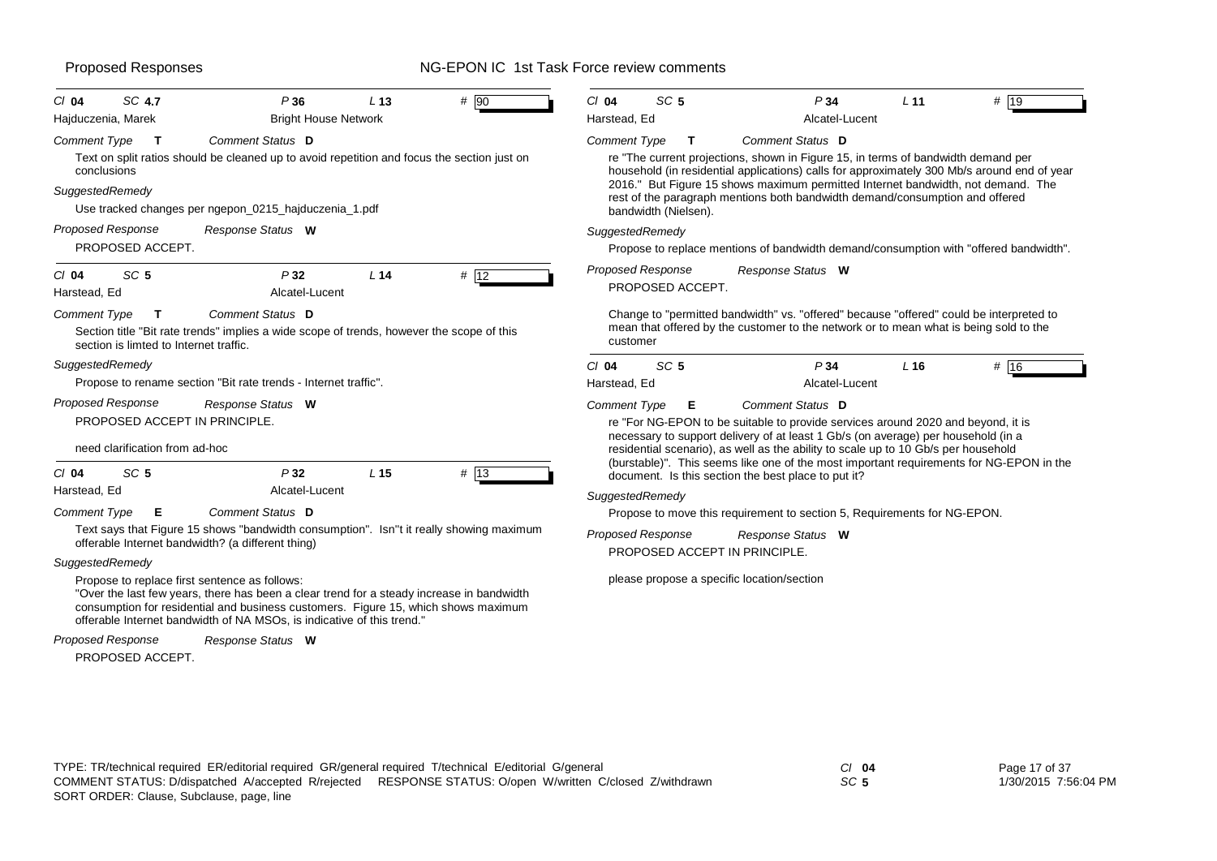Proposed Responses — NG-EPON IC 1st Task Force review comments

---

**Cl** 04 **SC** 4.7 **P** 36 **L** 13 **#** 90

Hajduczenia, Marek — Bright House Network

*Comment Type* **T** *Comment Status* **D**

Text on split ratios should be cleaned up to avoid repetition and focus the section just on conclusions

*SuggestedRemedy*

Use tracked changes per ngepon_0215_hajduczenia_1.pdf

*Proposed Response* *Response Status* **W**

PROPOSED ACCEPT.

---

**Cl** 04 **SC** 5 **P** 32 **L** 14 **#** 12

Harstead, Ed — Alcatel-Lucent

*Comment Type* **T** *Comment Status* **D**

Section title "Bit rate trends" implies a wide scope of trends, however the scope of this section is limted to Internet traffic.

*SuggestedRemedy*

Propose to rename section "Bit rate trends - Internet traffic".

*Proposed Response* *Response Status* **W**

PROPOSED ACCEPT IN PRINCIPLE.

need clarification from ad-hoc

---

**Cl** 04 **SC** 5 **P** 32 **L** 15 **#** 13

Harstead, Ed — Alcatel-Lucent

*Comment Type* **E** *Comment Status* **D**

Text says that Figure 15 shows "bandwidth consumption". Isn''t it really showing maximum offerable Internet bandwidth? (a different thing)

*SuggestedRemedy*

Propose to replace first sentence as follows:
"Over the last few years, there has been a clear trend for a steady increase in bandwidth consumption for residential and business customers. Figure 15, which shows maximum offerable Internet bandwidth of NA MSOs, is indicative of this trend."

*Proposed Response* *Response Status* **W**

PROPOSED ACCEPT.

---

**Cl** 04 **SC** 5 **P** 34 **L** 11 **#** 19

Harstead, Ed — Alcatel-Lucent

*Comment Type* **T** *Comment Status* **D**

re "The current projections, shown in Figure 15, in terms of bandwidth demand per household (in residential applications) calls for approximately 300 Mb/s around end of year 2016." But Figure 15 shows maximum permitted Internet bandwidth, not demand. The rest of the paragraph mentions both bandwidth demand/consumption and offered bandwidth (Nielsen).

*SuggestedRemedy*

Propose to replace mentions of bandwidth demand/consumption with "offered bandwidth".

*Proposed Response* *Response Status* **W**

PROPOSED ACCEPT.

Change to "permitted bandwidth" vs. "offered" because "offered" could be interpreted to mean that offered by the customer to the network or to mean what is being sold to the customer

---

**Cl** 04 **SC** 5 **P** 34 **L** 16 **#** 16

Harstead, Ed — Alcatel-Lucent

*Comment Type* **E** *Comment Status* **D**

re "For NG-EPON to be suitable to provide services around 2020 and beyond, it is necessary to support delivery of at least 1 Gb/s (on average) per household (in a residential scenario), as well as the ability to scale up to 10 Gb/s per household (burstable)". This seems like one of the most important requirements for NG-EPON in the document. Is this section the best place to put it?

*SuggestedRemedy*

Propose to move this requirement to section 5, Requirements for NG-EPON.

*Proposed Response* *Response Status* **W**

PROPOSED ACCEPT IN PRINCIPLE.

please propose a specific location/section

---

TYPE: TR/technical required ER/editorial required GR/general required T/technical E/editorial G/general
COMMENT STATUS: D/dispatched A/accepted R/rejected RESPONSE STATUS: O/open W/written C/closed Z/withdrawn
SORT ORDER: Clause, Subclause, page, line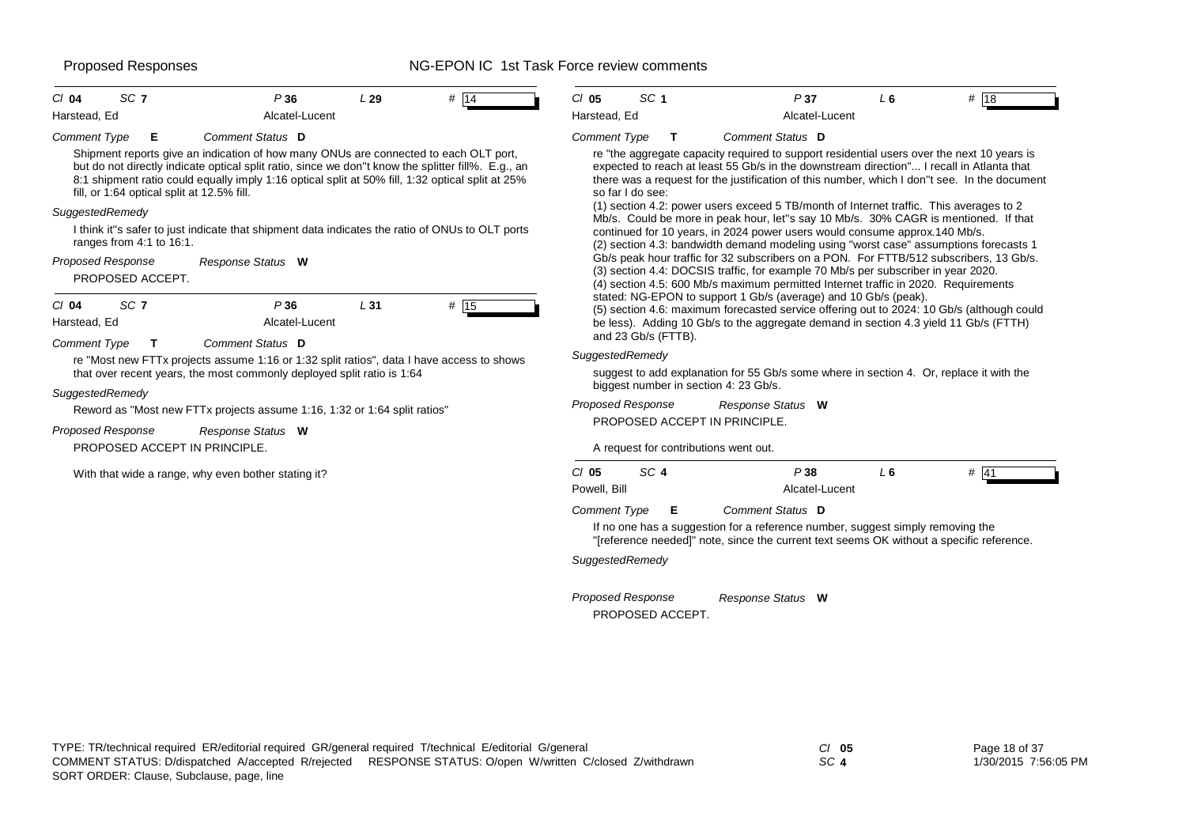**Proposed Responses** — NG-EPON IC 1st Task Force review comments

---

*Cl* **04** *SC* **7** *P* **36** *L* **29** # **14**

Harstead, Ed — Alcatel-Lucent

*Comment Type* **E** *Comment Status* **D**

Shipment reports give an indication of how many ONUs are connected to each OLT port, but do not directly indicate optical split ratio, since we don''t know the splitter fill%. E.g., an 8:1 shipment ratio could equally imply 1:16 optical split at 50% fill, 1:32 optical split at 25% fill, or 1:64 optical split at 12.5% fill.

*SuggestedRemedy*

I think it''s safer to just indicate that shipment data indicates the ratio of ONUs to OLT ports ranges from 4:1 to 16:1.

*Proposed Response* *Response Status* **W**

PROPOSED ACCEPT.

---

*Cl* **04** *SC* **7** *P* **36** *L* **31** # **15**

Harstead, Ed — Alcatel-Lucent

*Comment Type* **T** *Comment Status* **D**

re "Most new FTTx projects assume 1:16 or 1:32 split ratios", data I have access to shows that over recent years, the most commonly deployed split ratio is 1:64

*SuggestedRemedy*

Reword as "Most new FTTx projects assume 1:16, 1:32 or 1:64 split ratios"

*Proposed Response* *Response Status* **W**

PROPOSED ACCEPT IN PRINCIPLE.

With that wide a range, why even bother stating it?

---

*Cl* **05** *SC* **1** *P* **37** *L* **6** # **18**

Harstead, Ed — Alcatel-Lucent

*Comment Type* **T** *Comment Status* **D**

re "the aggregate capacity required to support residential users over the next 10 years is expected to reach at least 55 Gb/s in the downstream direction"... I recall in Atlanta that there was a request for the justification of this number, which I don''t see. In the document so far I do see:

(1) section 4.2: power users exceed 5 TB/month of Internet traffic. This averages to 2 Mb/s. Could be more in peak hour, let''s say 10 Mb/s. 30% CAGR is mentioned. If that continued for 10 years, in 2024 power users would consume approx.140 Mb/s.

(2) section 4.3: bandwidth demand modeling using "worst case" assumptions forecasts 1 Gb/s peak hour traffic for 32 subscribers on a PON. For FTTB/512 subscribers, 13 Gb/s.

(3) section 4.4: DOCSIS traffic, for example 70 Mb/s per subscriber in year 2020.

(4) section 4.5: 600 Mb/s maximum permitted Internet traffic in 2020. Requirements stated: NG-EPON to support 1 Gb/s (average) and 10 Gb/s (peak).

(5) section 4.6: maximum forecasted service offering out to 2024: 10 Gb/s (although could be less). Adding 10 Gb/s to the aggregate demand in section 4.3 yield 11 Gb/s (FTTH) and 23 Gb/s (FTTB).

*SuggestedRemedy*

suggest to add explanation for 55 Gb/s some where in section 4. Or, replace it with the biggest number in section 4: 23 Gb/s.

*Proposed Response* *Response Status* **W**

PROPOSED ACCEPT IN PRINCIPLE.

A request for contributions went out.

---

*Cl* **05** *SC* **4** *P* **38** *L* **6** # **41**

Powell, Bill — Alcatel-Lucent

*Comment Type* **E** *Comment Status* **D**

If no one has a suggestion for a reference number, suggest simply removing the "[reference needed]" note, since the current text seems OK without a specific reference.

*SuggestedRemedy*

*Proposed Response* *Response Status* **W**

PROPOSED ACCEPT.

---

TYPE: TR/technical required ER/editorial required GR/general required T/technical E/editorial G/general
COMMENT STATUS: D/dispatched A/accepted R/rejected RESPONSE STATUS: O/open W/written C/closed Z/withdrawn
SORT ORDER: Clause, Subclause, page, line

*Cl* **05** *SC* **4**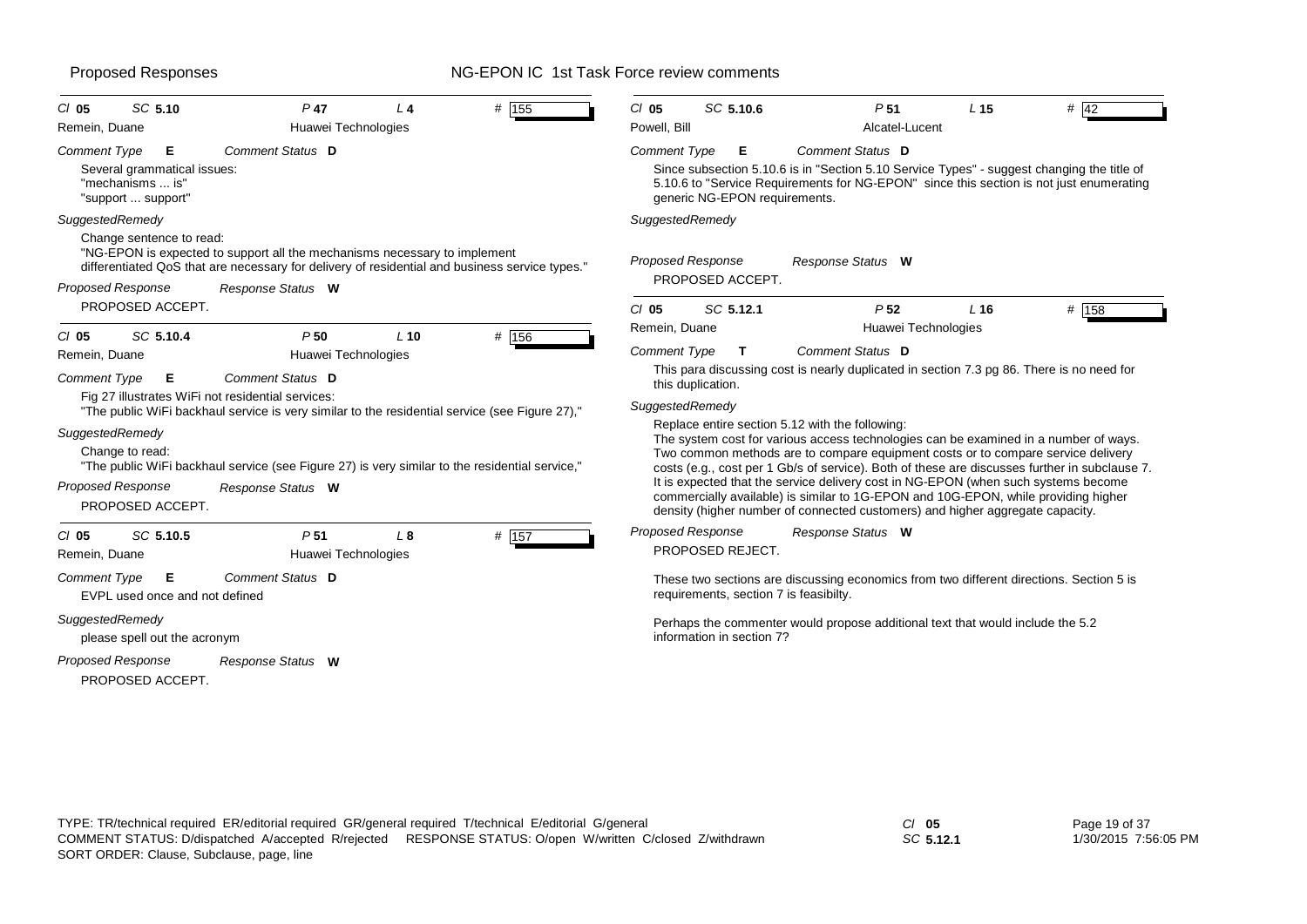| Cl | SC | P | L | # |
|---|---|---|---|---|
| 05 | 5.10 | 47 | 4 | 155 |

Remein, Duane — Huawei Technologies

*Comment Type* **E** — *Comment Status* **D**

Several grammatical issues:
"mechanisms ... is"
"support ... support"

*SuggestedRemedy*

Change sentence to read:
"NG-EPON is expected to support all the mechanisms necessary to implement differentiated QoS that are necessary for delivery of residential and business service types."

*Proposed Response* — *Response Status* **W**

PROPOSED ACCEPT.

---

| Cl | SC | P | L | # |
|---|---|---|---|---|
| 05 | 5.10.4 | 50 | 10 | 156 |

Remein, Duane — Huawei Technologies

*Comment Type* **E** — *Comment Status* **D**

Fig 27 illustrates WiFi not residential services:
"The public WiFi backhaul service is very similar to the residential service (see Figure 27),"

*SuggestedRemedy*

Change to read:
"The public WiFi backhaul service (see Figure 27) is very similar to the residential service,"

*Proposed Response* — *Response Status* **W**

PROPOSED ACCEPT.

---

| Cl | SC | P | L | # |
|---|---|---|---|---|
| 05 | 5.10.5 | 51 | 8 | 157 |

Remein, Duane — Huawei Technologies

*Comment Type* **E** — *Comment Status* **D**

EVPL used once and not defined

*SuggestedRemedy*

please spell out the acronym

*Proposed Response* — *Response Status* **W**

PROPOSED ACCEPT.

---

| Cl | SC | P | L | # |
|---|---|---|---|---|
| 05 | 5.10.6 | 51 | 15 | 42 |

Powell, Bill — Alcatel-Lucent

*Comment Type* **E** — *Comment Status* **D**

Since subsection 5.10.6 is in "Section 5.10 Service Types" - suggest changing the title of 5.10.6 to "Service Requirements for NG-EPON" since this section is not just enumerating generic NG-EPON requirements.

*SuggestedRemedy*

*Proposed Response* — *Response Status* **W**

PROPOSED ACCEPT.

---

| Cl | SC | P | L | # |
|---|---|---|---|---|
| 05 | 5.12.1 | 52 | 16 | 158 |

Remein, Duane — Huawei Technologies

*Comment Type* **T** — *Comment Status* **D**

This para discussing cost is nearly duplicated in section 7.3 pg 86. There is no need for this duplication.

*SuggestedRemedy*

Replace entire section 5.12 with the following:
The system cost for various access technologies can be examined in a number of ways. Two common methods are to compare equipment costs or to compare service delivery costs (e.g., cost per 1 Gb/s of service). Both of these are discusses further in subclause 7. It is expected that the service delivery cost in NG-EPON (when such systems become commercially available) is similar to 1G-EPON and 10G-EPON, while providing higher density (higher number of connected customers) and higher aggregate capacity.

*Proposed Response* — *Response Status* **W**

PROPOSED REJECT.

These two sections are discussing economics from two different directions. Section 5 is requirements, section 7 is feasibilty.

Perhaps the commenter would propose additional text that would include the 5.2 information in section 7?

---

TYPE: TR/technical required ER/editorial required GR/general required T/technical E/editorial G/general
COMMENT STATUS: D/dispatched A/accepted R/rejected RESPONSE STATUS: O/open W/written C/closed Z/withdrawn
SORT ORDER: Clause, Subclause, page, line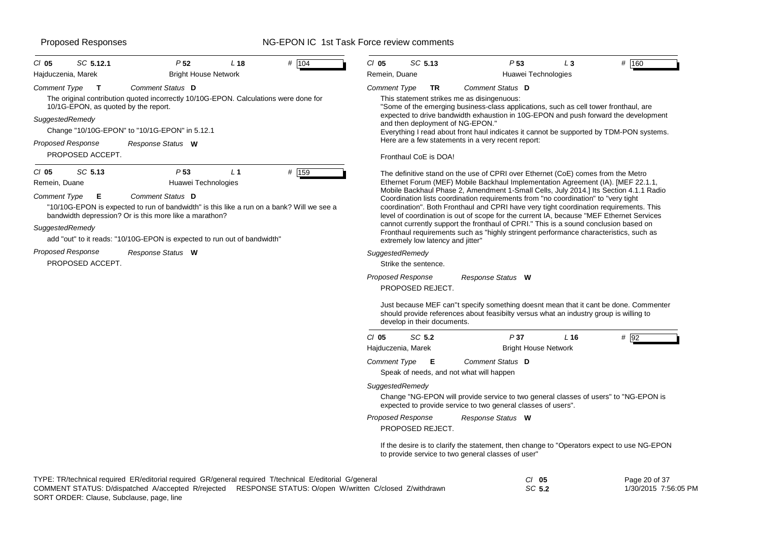Cl **05** SC **5.12.1** P **52** L **18** # **104**

Hajduczenia, Marek — Bright House Network

*Comment Type* **T** *Comment Status* **D**

The original contribution quoted incorrectly 10/10G-EPON. Calculations were done for 10/1G-EPON, as quoted by the report.

*SuggestedRemedy*

Change "10/10G-EPON" to "10/1G-EPON" in 5.12.1

*Proposed Response* *Response Status* **W**

PROPOSED ACCEPT.

---

Cl **05** SC **5.13** P **53** L **1** # **159**

Remein, Duane — Huawei Technologies

*Comment Type* **E** *Comment Status* **D**

"10/10G-EPON is expected to run of bandwidth" is this like a run on a bank? Will we see a bandwidth depression? Or is this more like a marathon?

*SuggestedRemedy*

add "out" to it reads: "10/10G-EPON is expected to run out of bandwidth"

*Proposed Response* *Response Status* **W**

PROPOSED ACCEPT.

---

Cl **05** SC **5.13** P **53** L **3** # **160**

Remein, Duane — Huawei Technologies

*Comment Type* **TR** *Comment Status* **D**

This statement strikes me as disingenuous:
"Some of the emerging business-class applications, such as cell tower fronthaul, are expected to drive bandwidth exhaustion in 10G-EPON and push forward the development and then deployment of NG-EPON."
Everything I read about front haul indicates it cannot be supported by TDM-PON systems. Here are a few statements in a very recent report:

Fronthaul CoE is DOA!

The definitive stand on the use of CPRI over Ethernet (CoE) comes from the Metro Ethernet Forum (MEF) Mobile Backhaul Implementation Agreement (IA). [MEF 22.1.1, Mobile Backhaul Phase 2, Amendment 1-Small Cells, July 2014.] Its Section 4.1.1 Radio Coordination lists coordination requirements from "no coordination" to "very tight coordination". Both Fronthaul and CPRI have very tight coordination requirements. This level of coordination is out of scope for the current IA, because "MEF Ethernet Services cannot currently support the fronthaul of CPRI." This is a sound conclusion based on Fronthaul requirements such as "highly stringent performance characteristics, such as extremely low latency and jitter"

*SuggestedRemedy*

Strike the sentence.

*Proposed Response* *Response Status* **W**

PROPOSED REJECT.

Just because MEF can''t specify something doesnt mean that it cant be done. Commenter should provide references about feasibilty versus what an industry group is willing to develop in their documents.

---

Cl **05** SC **5.2** P **37** L **16** # **92**

Hajduczenia, Marek — Bright House Network

*Comment Type* **E** *Comment Status* **D**

Speak of needs, and not what will happen

*SuggestedRemedy*

Change "NG-EPON will provide service to two general classes of users" to "NG-EPON is expected to provide service to two general classes of users".

*Proposed Response* *Response Status* **W**

PROPOSED REJECT.

If the desire is to clarify the statement, then change to "Operators expect to use NG-EPON to provide service to two general classes of user"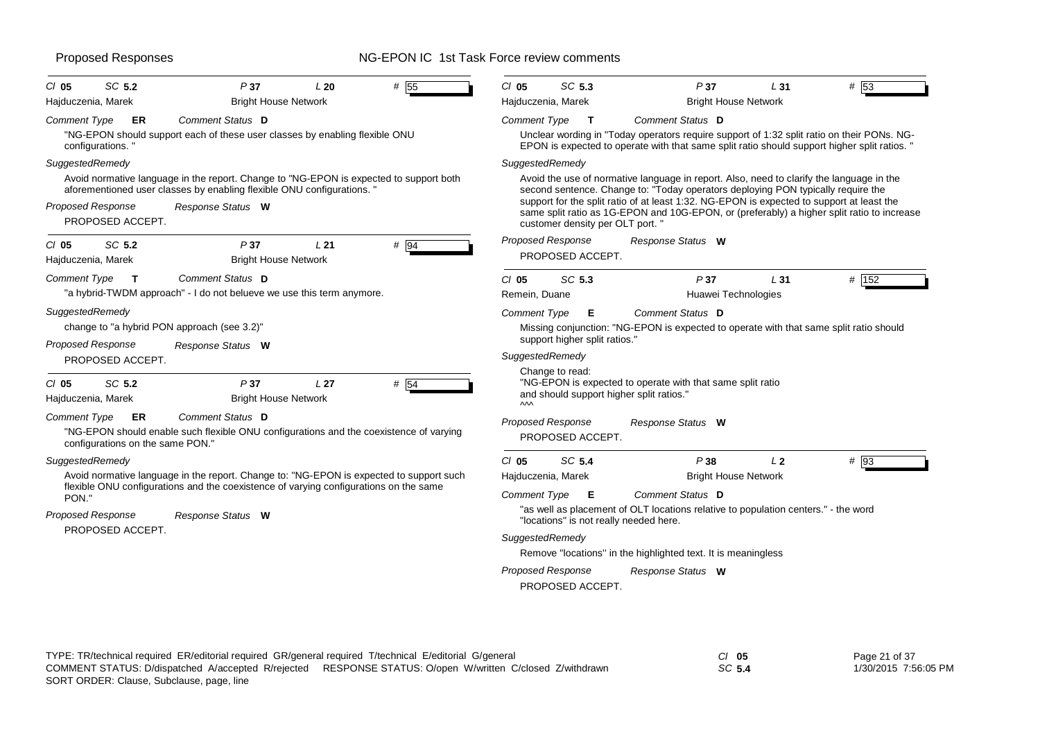| Cl 05 | SC 5.2 | P 37 | L 20 | # 55 |
|---|---|---|---|---|
| Hajduczenia, Marek | | Bright House Network | | |

**Comment Type** ER **Comment Status** D

"NG-EPON should support each of these user classes by enabling flexible ONU configurations. "

*SuggestedRemedy*

Avoid normative language in the report. Change to "NG-EPON is expected to support both aforementioned user classes by enabling flexible ONU configurations. "

*Proposed Response* *Response Status* W

PROPOSED ACCEPT.

---

| Cl 05 | SC 5.2 | P 37 | L 21 | # 94 |
|---|---|---|---|---|
| Hajduczenia, Marek | | Bright House Network | | |

**Comment Type** T **Comment Status** D

"a hybrid-TWDM approach" - I do not belueve we use this term anymore.

*SuggestedRemedy*

change to "a hybrid PON approach (see 3.2)"

*Proposed Response* *Response Status* W

PROPOSED ACCEPT.

---

| Cl 05 | SC 5.2 | P 37 | L 27 | # 54 |
|---|---|---|---|---|
| Hajduczenia, Marek | | Bright House Network | | |

**Comment Type** ER **Comment Status** D

"NG-EPON should enable such flexible ONU configurations and the coexistence of varying configurations on the same PON."

*SuggestedRemedy*

Avoid normative language in the report. Change to: "NG-EPON is expected to support such flexible ONU configurations and the coexistence of varying configurations on the same PON."

*Proposed Response* *Response Status* W

PROPOSED ACCEPT.

---

| Cl 05 | SC 5.3 | P 37 | L 31 | # 53 |
|---|---|---|---|---|
| Hajduczenia, Marek | | Bright House Network | | |

**Comment Type** T **Comment Status** D

Unclear wording in "Today operators require support of 1:32 split ratio on their PONs. NG-EPON is expected to operate with that same split ratio should support higher split ratios. "

*SuggestedRemedy*

Avoid the use of normative language in report. Also, need to clarify the language in the second sentence. Change to: "Today operators deploying PON typically require the support for the split ratio of at least 1:32. NG-EPON is expected to support at least the same split ratio as 1G-EPON and 10G-EPON, or (preferably) a higher split ratio to increase customer density per OLT port. "

*Proposed Response* *Response Status* W

PROPOSED ACCEPT.

---

| Cl 05 | SC 5.3 | P 37 | L 31 | # 152 |
|---|---|---|---|---|
| Remein, Duane | | Huawei Technologies | | |

**Comment Type** E **Comment Status** D

Missing conjunction: "NG-EPON is expected to operate with that same split ratio should support higher split ratios."

*SuggestedRemedy*

Change to read:
"NG-EPON is expected to operate with that same split ratio
and should support higher split ratios."
^^^

*Proposed Response* *Response Status* W

PROPOSED ACCEPT.

---

| Cl 05 | SC 5.4 | P 38 | L 2 | # 93 |
|---|---|---|---|---|
| Hajduczenia, Marek | | Bright House Network | | |

**Comment Type** E **Comment Status** D

"as well as placement of OLT locations relative to population centers." - the word "locations" is not really needed here.

*SuggestedRemedy*

Remove "locations" in the highlighted text. It is meaningless

*Proposed Response* *Response Status* W

PROPOSED ACCEPT.

---

TYPE: TR/technical required ER/editorial required GR/general required T/technical E/editorial G/general
COMMENT STATUS: D/dispatched A/accepted R/rejected RESPONSE STATUS: O/open W/written C/closed Z/withdrawn
SORT ORDER: Clause, Subclause, page, line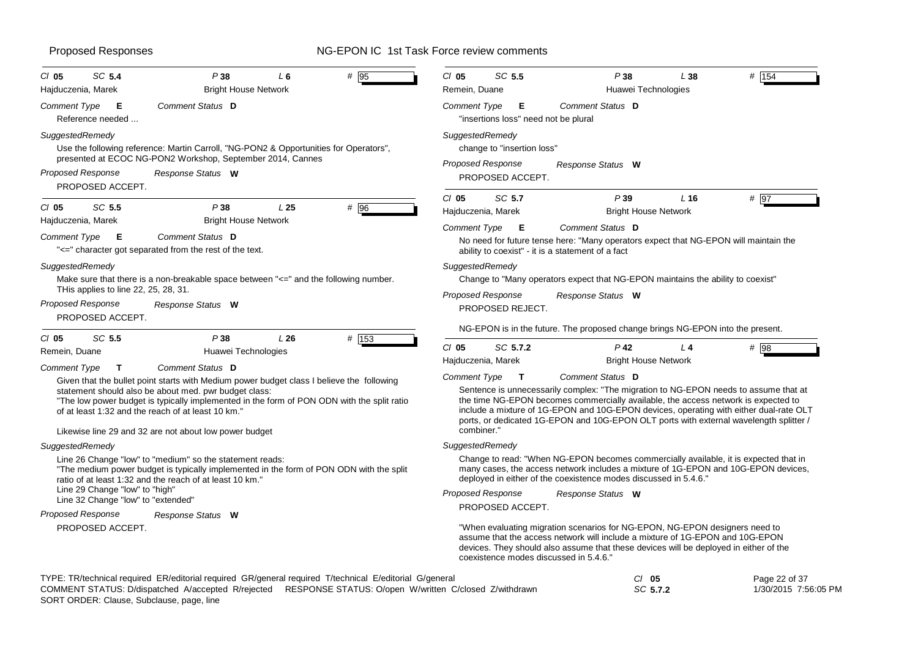**Cl 05 SC 5.4 P 38 L 6 # 95**
Hajduczenia, Marek — Bright House Network

*Comment Type* **E** *Comment Status* **D**

Reference needed ...

*SuggestedRemedy*

Use the following reference: Martin Carroll, "NG-PON2 & Opportunities for Operators", presented at ECOC NG-PON2 Workshop, September 2014, Cannes

*Proposed Response* *Response Status* **W**

PROPOSED ACCEPT.

---

**Cl 05 SC 5.5 P 38 L 25 # 96**
Hajduczenia, Marek — Bright House Network

*Comment Type* **E** *Comment Status* **D**

"<=" character got separated from the rest of the text.

*SuggestedRemedy*

Make sure that there is a non-breakable space between "<=" and the following number. THis applies to line 22, 25, 28, 31.

*Proposed Response* *Response Status* **W**

PROPOSED ACCEPT.

---

**Cl 05 SC 5.5 P 38 L 26 # 153**
Remein, Duane — Huawei Technologies

*Comment Type* **T** *Comment Status* **D**

Given that the bullet point starts with Medium power budget class I believe the following statement should also be about med. pwr budget class:
"The low power budget is typically implemented in the form of PON ODN with the split ratio of at least 1:32 and the reach of at least 10 km."

Likewise line 29 and 32 are not about low power budget

*SuggestedRemedy*

Line 26 Change "low" to "medium" so the statement reads:
"The medium power budget is typically implemented in the form of PON ODN with the split ratio of at least 1:32 and the reach of at least 10 km."
Line 29 Change "low" to "high"
Line 32 Change "low" to "extended"

*Proposed Response* *Response Status* **W**

PROPOSED ACCEPT.

---

**Cl 05 SC 5.5 P 38 L 38 # 154**
Remein, Duane — Huawei Technologies

*Comment Type* **E** *Comment Status* **D**

"insertions loss" need not be plural

*SuggestedRemedy*

change to "insertion loss"

*Proposed Response* *Response Status* **W**

PROPOSED ACCEPT.

---

**Cl 05 SC 5.7 P 39 L 16 # 97**
Hajduczenia, Marek — Bright House Network

*Comment Type* **E** *Comment Status* **D**

No need for future tense here: "Many operators expect that NG-EPON will maintain the ability to coexist" - it is a statement of a fact

*SuggestedRemedy*

Change to "Many operators expect that NG-EPON maintains the ability to coexist"

*Proposed Response* *Response Status* **W**

PROPOSED REJECT.

NG-EPON is in the future. The proposed change brings NG-EPON into the present.

---

**Cl 05 SC 5.7.2 P 42 L 4 # 98**
Hajduczenia, Marek — Bright House Network

*Comment Type* **T** *Comment Status* **D**

Sentence is unnecessarily complex: "The migration to NG-EPON needs to assume that at the time NG-EPON becomes commercially available, the access network is expected to include a mixture of 1G-EPON and 10G-EPON devices, operating with either dual-rate OLT ports, or dedicated 1G-EPON and 10G-EPON OLT ports with external wavelength splitter / combiner."

*SuggestedRemedy*

Change to read: "When NG-EPON becomes commercially available, it is expected that in many cases, the access network includes a mixture of 1G-EPON and 10G-EPON devices, deployed in either of the coexistence modes discussed in 5.4.6."

*Proposed Response* *Response Status* **W**

PROPOSED ACCEPT.

"When evaluating migration scenarios for NG-EPON, NG-EPON designers need to assume that the access network will include a mixture of 1G-EPON and 10G-EPON devices. They should also assume that these devices will be deployed in either of the coexistence modes discussed in 5.4.6."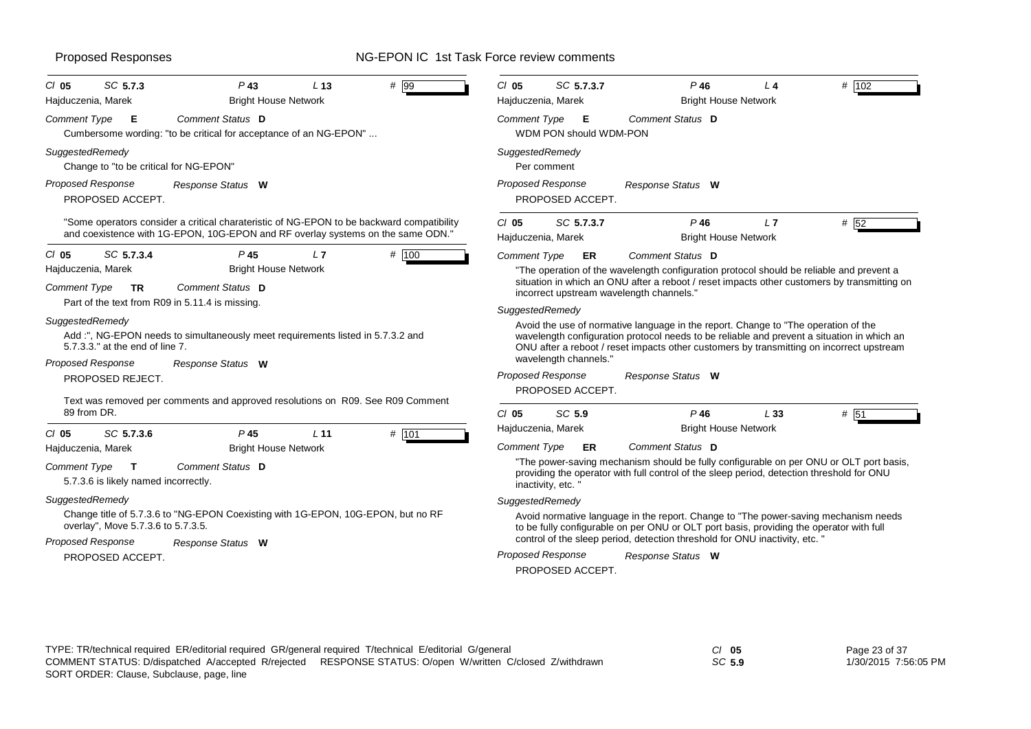Proposed Responses — NG-EPON IC 1st Task Force review comments

---

**Cl** 05 **SC** 5.7.3 **P** 43 **L** 13 **#** 99

Hajduczenia, Marek — Bright House Network

**Comment Type** E **Comment Status** D

Cumbersome wording: "to be critical for acceptance of an NG-EPON" ...

*SuggestedRemedy*

Change to "to be critical for NG-EPON"

**Proposed Response** **Response Status** W

PROPOSED ACCEPT.

"Some operators consider a critical charateristic of NG-EPON to be backward compatibility and coexistence with 1G-EPON, 10G-EPON and RF overlay systems on the same ODN."

---

**Cl** 05 **SC** 5.7.3.4 **P** 45 **L** 7 **#** 100

Hajduczenia, Marek — Bright House Network

**Comment Type** TR **Comment Status** D

Part of the text from R09 in 5.11.4 is missing.

*SuggestedRemedy*

Add :", NG-EPON needs to simultaneously meet requirements listed in 5.7.3.2 and 5.7.3.3." at the end of line 7.

**Proposed Response** **Response Status** W

PROPOSED REJECT.

Text was removed per comments and approved resolutions on R09. See R09 Comment 89 from DR.

---

**Cl** 05 **SC** 5.7.3.6 **P** 45 **L** 11 **#** 101

Hajduczenia, Marek — Bright House Network

**Comment Type** T **Comment Status** D

5.7.3.6 is likely named incorrectly.

*SuggestedRemedy*

Change title of 5.7.3.6 to "NG-EPON Coexisting with 1G-EPON, 10G-EPON, but no RF overlay", Move 5.7.3.6 to 5.7.3.5.

**Proposed Response** **Response Status** W

PROPOSED ACCEPT.

---

**Cl** 05 **SC** 5.7.3.7 **P** 46 **L** 4 **#** 102

Hajduczenia, Marek — Bright House Network

**Comment Type** E **Comment Status** D

WDM PON should WDM-PON

*SuggestedRemedy*

Per comment

**Proposed Response** **Response Status** W

PROPOSED ACCEPT.

---

**Cl** 05 **SC** 5.7.3.7 **P** 46 **L** 7 **#** 52

Hajduczenia, Marek — Bright House Network

**Comment Type** ER **Comment Status** D

"The operation of the wavelength configuration protocol should be reliable and prevent a situation in which an ONU after a reboot / reset impacts other customers by transmitting on incorrect upstream wavelength channels."

*SuggestedRemedy*

Avoid the use of normative language in the report. Change to "The operation of the wavelength configuration protocol needs to be reliable and prevent a situation in which an ONU after a reboot / reset impacts other customers by transmitting on incorrect upstream wavelength channels."

**Proposed Response** **Response Status** W

PROPOSED ACCEPT.

---

**Cl** 05 **SC** 5.9 **P** 46 **L** 33 **#** 51

Hajduczenia, Marek — Bright House Network

**Comment Type** ER **Comment Status** D

"The power-saving mechanism should be fully configurable on per ONU or OLT port basis, providing the operator with full control of the sleep period, detection threshold for ONU inactivity, etc. "

*SuggestedRemedy*

Avoid normative language in the report. Change to "The power-saving mechanism needs to be fully configurable on per ONU or OLT port basis, providing the operator with full control of the sleep period, detection threshold for ONU inactivity, etc. "

**Proposed Response** **Response Status** W

PROPOSED ACCEPT.

---

TYPE: TR/technical required ER/editorial required GR/general required T/technical E/editorial G/general
COMMENT STATUS: D/dispatched A/accepted R/rejected RESPONSE STATUS: O/open W/written C/closed Z/withdrawn
SORT ORDER: Clause, Subclause, page, line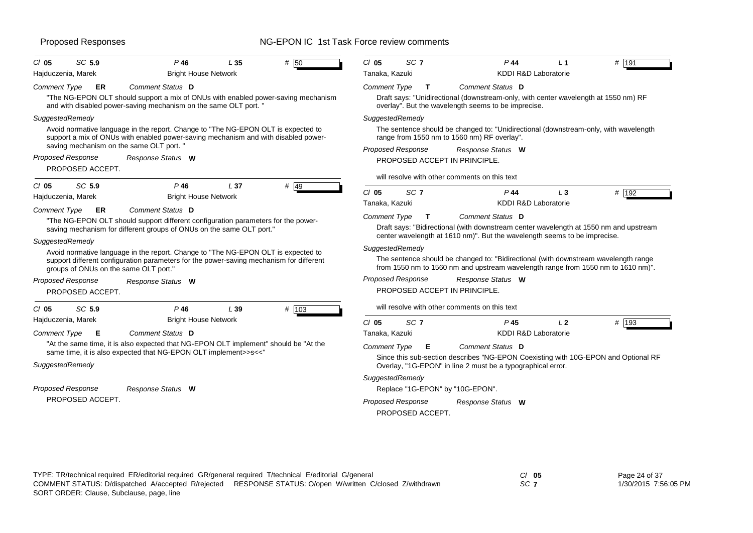Proposed Responses — NG-EPON IC 1st Task Force review comments

---

**Cl 05 SC 5.9 P 46 L 35 # 50**
Hajduczenia, Marek — Bright House Network

*Comment Type* **ER** *Comment Status* **D**

"The NG-EPON OLT should support a mix of ONUs with enabled power-saving mechanism and with disabled power-saving mechanism on the same OLT port. "

*SuggestedRemedy*

Avoid normative language in the report. Change to "The NG-EPON OLT is expected to support a mix of ONUs with enabled power-saving mechanism and with disabled power-saving mechanism on the same OLT port. "

*Proposed Response* *Response Status* **W**

PROPOSED ACCEPT.

---

**Cl 05 SC 5.9 P 46 L 37 # 49**
Hajduczenia, Marek — Bright House Network

*Comment Type* **ER** *Comment Status* **D**

"The NG-EPON OLT should support different configuration parameters for the power-saving mechanism for different groups of ONUs on the same OLT port."

*SuggestedRemedy*

Avoid normative language in the report. Change to "The NG-EPON OLT is expected to support different configuration parameters for the power-saving mechanism for different groups of ONUs on the same OLT port."

*Proposed Response* *Response Status* **W**

PROPOSED ACCEPT.

---

**Cl 05 SC 5.9 P 46 L 39 # 103**
Hajduczenia, Marek — Bright House Network

*Comment Type* **E** *Comment Status* **D**

"At the same time, it is also expected that NG-EPON OLT implement" should be "At the same time, it is also expected that NG-EPON OLT implement>>s<<"

*SuggestedRemedy*

*Proposed Response* *Response Status* **W**

PROPOSED ACCEPT.

---

**Cl 05 SC 7 P 44 L 1 # 191**
Tanaka, Kazuki — KDDI R&D Laboratorie

*Comment Type* **T** *Comment Status* **D**

Draft says: "Unidirectional (downstream-only, with center wavelength at 1550 nm) RF overlay". But the wavelength seems to be imprecise.

*SuggestedRemedy*

The sentence should be changed to: "Unidirectional (downstream-only, with wavelength range from 1550 nm to 1560 nm) RF overlay".

*Proposed Response* *Response Status* **W**

PROPOSED ACCEPT IN PRINCIPLE.

will resolve with other comments on this text

---

**Cl 05 SC 7 P 44 L 3 # 192**
Tanaka, Kazuki — KDDI R&D Laboratorie

*Comment Type* **T** *Comment Status* **D**

Draft says: "Bidirectional (with downstream center wavelength at 1550 nm and upstream center wavelength at 1610 nm)". But the wavelength seems to be imprecise.

*SuggestedRemedy*

The sentence should be changed to: "Bidirectional (with downstream wavelength range from 1550 nm to 1560 nm and upstream wavelength range from 1550 nm to 1610 nm)".

*Proposed Response* *Response Status* **W**

PROPOSED ACCEPT IN PRINCIPLE.

will resolve with other comments on this text

---

**Cl 05 SC 7 P 45 L 2 # 193**
Tanaka, Kazuki — KDDI R&D Laboratorie

*Comment Type* **E** *Comment Status* **D**

Since this sub-section describes "NG-EPON Coexisting with 10G-EPON and Optional RF Overlay, "1G-EPON" in line 2 must be a typographical error.

*SuggestedRemedy*

Replace "1G-EPON" by "10G-EPON".

*Proposed Response* *Response Status* **W**

PROPOSED ACCEPT.

---

TYPE: TR/technical required ER/editorial required GR/general required T/technical E/editorial G/general
COMMENT STATUS: D/dispatched A/accepted R/rejected RESPONSE STATUS: O/open W/written C/closed Z/withdrawn
SORT ORDER: Clause, Subclause, page, line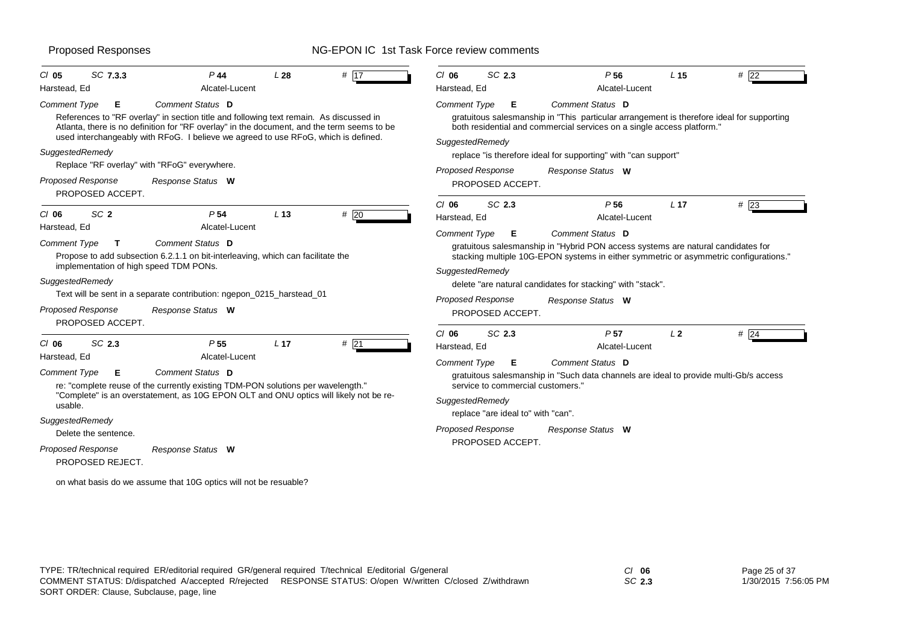Proposed Responses

NG-EPON IC 1st Task Force review comments

---

**Cl 05 SC 7.3.3 P 44 L 28 # 17**

Harstead, Ed — Alcatel-Lucent

*Comment Type* **E** *Comment Status* **D**

References to "RF overlay" in section title and following text remain. As discussed in Atlanta, there is no definition for "RF overlay" in the document, and the term seems to be used interchangeably with RFoG. I believe we agreed to use RFoG, which is defined.

*SuggestedRemedy*

Replace "RF overlay" with "RFoG" everywhere.

*Proposed Response* *Response Status* **W**

PROPOSED ACCEPT.

---

**Cl 06 SC 2 P 54 L 13 # 20**

Harstead, Ed — Alcatel-Lucent

*Comment Type* **T** *Comment Status* **D**

Propose to add subsection 6.2.1.1 on bit-interleaving, which can facilitate the implementation of high speed TDM PONs.

*SuggestedRemedy*

Text will be sent in a separate contribution: ngepon_0215_harstead_01

*Proposed Response* *Response Status* **W**

PROPOSED ACCEPT.

---

**Cl 06 SC 2.3 P 55 L 17 # 21**

Harstead, Ed — Alcatel-Lucent

*Comment Type* **E** *Comment Status* **D**

re: "complete reuse of the currently existing TDM-PON solutions per wavelength." "Complete" is an overstatement, as 10G EPON OLT and ONU optics will likely not be re-usable.

*SuggestedRemedy*

Delete the sentence.

*Proposed Response* *Response Status* **W**

PROPOSED REJECT.

on what basis do we assume that 10G optics will not be resuable?

---

**Cl 06 SC 2.3 P 56 L 15 # 22**

Harstead, Ed — Alcatel-Lucent

*Comment Type* **E** *Comment Status* **D**

gratuitous salesmanship in "This particular arrangement is therefore ideal for supporting both residential and commercial services on a single access platform."

*SuggestedRemedy*

replace "is therefore ideal for supporting" with "can support"

*Proposed Response* *Response Status* **W**

PROPOSED ACCEPT.

---

**Cl 06 SC 2.3 P 56 L 17 # 23**

Harstead, Ed — Alcatel-Lucent

*Comment Type* **E** *Comment Status* **D**

gratuitous salesmanship in "Hybrid PON access systems are natural candidates for stacking multiple 10G-EPON systems in either symmetric or asymmetric configurations."

*SuggestedRemedy*

delete "are natural candidates for stacking" with "stack".

*Proposed Response* *Response Status* **W**

PROPOSED ACCEPT.

---

**Cl 06 SC 2.3 P 57 L 2 # 24**

Harstead, Ed — Alcatel-Lucent

*Comment Type* **E** *Comment Status* **D**

gratuitous salesmanship in "Such data channels are ideal to provide multi-Gb/s access service to commercial customers."

*SuggestedRemedy*

replace "are ideal to" with "can".

*Proposed Response* *Response Status* **W**

PROPOSED ACCEPT.

---

TYPE: TR/technical required ER/editorial required GR/general required T/technical E/editorial G/general
COMMENT STATUS: D/dispatched A/accepted R/rejected RESPONSE STATUS: O/open W/written C/closed Z/withdrawn
SORT ORDER: Clause, Subclause, page, line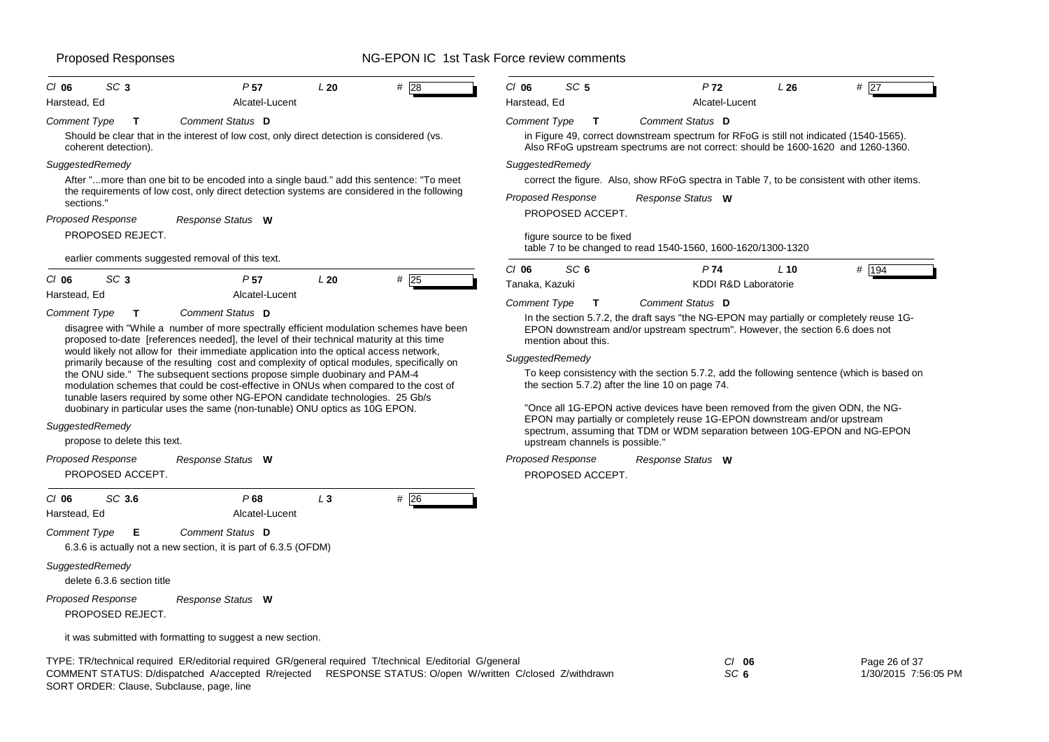Proposed Responses — NG-EPON IC 1st Task Force review comments

---

**Cl** 06 **SC** 3 **P** 57 **L** 20 **#** 28

Harstead, Ed — Alcatel-Lucent

*Comment Type* **T** *Comment Status* **D**

Should be clear that in the interest of low cost, only direct detection is considered (vs. coherent detection).

*SuggestedRemedy*

After "...more than one bit to be encoded into a single baud." add this sentence: "To meet the requirements of low cost, only direct detection systems are considered in the following sections."

*Proposed Response* *Response Status* **W**

PROPOSED REJECT.

earlier comments suggested removal of this text.

---

**Cl** 06 **SC** 3 **P** 57 **L** 20 **#** 25

Harstead, Ed — Alcatel-Lucent

*Comment Type* **T** *Comment Status* **D**

disagree with "While a number of more spectrally efficient modulation schemes have been proposed to-date [references needed], the level of their technical maturity at this time would likely not allow for their immediate application into the optical access network, primarily because of the resulting cost and complexity of optical modules, specifically on the ONU side." The subsequent sections propose simple duobinary and PAM-4 modulation schemes that could be cost-effective in ONUs when compared to the cost of tunable lasers required by some other NG-EPON candidate technologies. 25 Gb/s duobinary in particular uses the same (non-tunable) ONU optics as 10G EPON.

*SuggestedRemedy*

propose to delete this text.

*Proposed Response* *Response Status* **W**

PROPOSED ACCEPT.

---

**Cl** 06 **SC** 3.6 **P** 68 **L** 3 **#** 26

Harstead, Ed — Alcatel-Lucent

*Comment Type* **E** *Comment Status* **D**

6.3.6 is actually not a new section, it is part of 6.3.5 (OFDM)

*SuggestedRemedy*

delete 6.3.6 section title

*Proposed Response* *Response Status* **W**

PROPOSED REJECT.

it was submitted with formatting to suggest a new section.

---

**Cl** 06 **SC** 5 **P** 72 **L** 26 **#** 27

Harstead, Ed — Alcatel-Lucent

*Comment Type* **T** *Comment Status* **D**

in Figure 49, correct downstream spectrum for RFoG is still not indicated (1540-1565). Also RFoG upstream spectrums are not correct: should be 1600-1620 and 1260-1360.

*SuggestedRemedy*

correct the figure. Also, show RFoG spectra in Table 7, to be consistent with other items.

*Proposed Response* *Response Status* **W**

PROPOSED ACCEPT.

figure source to be fixed
table 7 to be changed to read 1540-1560, 1600-1620/1300-1320

---

**Cl** 06 **SC** 6 **P** 74 **L** 10 **#** 194

Tanaka, Kazuki — KDDI R&D Laboratorie

*Comment Type* **T** *Comment Status* **D**

In the section 5.7.2, the draft says "the NG-EPON may partially or completely reuse 1G-EPON downstream and/or upstream spectrum". However, the section 6.6 does not mention about this.

*SuggestedRemedy*

To keep consistency with the section 5.7.2, add the following sentence (which is based on the section 5.7.2) after the line 10 on page 74.

"Once all 1G-EPON active devices have been removed from the given ODN, the NG-EPON may partially or completely reuse 1G-EPON downstream and/or upstream spectrum, assuming that TDM or WDM separation between 10G-EPON and NG-EPON upstream channels is possible."

*Proposed Response* *Response Status* **W**

PROPOSED ACCEPT.

---

TYPE: TR/technical required ER/editorial required GR/general required T/technical E/editorial G/general
COMMENT STATUS: D/dispatched A/accepted R/rejected RESPONSE STATUS: O/open W/written C/closed Z/withdrawn
SORT ORDER: Clause, Subclause, page, line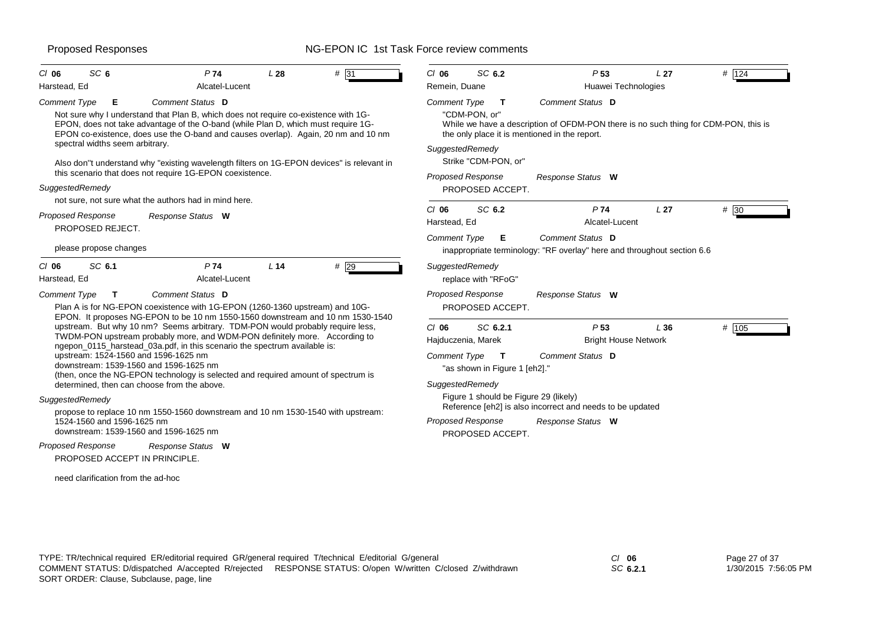## Proposed Responses — NG-EPON IC 1st Task Force review comments

---

**Cl 06 SC 6 P 74 L 28 # 31**
Harstead, Ed — Alcatel-Lucent

*Comment Type* **E** *Comment Status* **D**

Not sure why I understand that Plan B, which does not require co-existence with 1G-EPON, does not take advantage of the O-band (while Plan D, which must require 1G-EPON co-existence, does use the O-band and causes overlap). Again, 20 nm and 10 nm spectral widths seem arbitrary.

Also don''t understand why "existing wavelength filters on 1G-EPON devices" is relevant in this scenario that does not require 1G-EPON coexistence.

*SuggestedRemedy*

not sure, not sure what the authors had in mind here.

*Proposed Response* *Response Status* **W**

PROPOSED REJECT.

please propose changes

---

**Cl 06 SC 6.1 P 74 L 14 # 29**
Harstead, Ed — Alcatel-Lucent

*Comment Type* **T** *Comment Status* **D**

Plan A is for NG-EPON coexistence with 1G-EPON (1260-1360 upstream) and 10G-EPON. It proposes NG-EPON to be 10 nm 1550-1560 downstream and 10 nm 1530-1540 upstream. But why 10 nm? Seems arbitrary. TDM-PON would probably require less, TWDM-PON upstream probably more, and WDM-PON definitely more. According to ngepon_0115_harstead_03a.pdf, in this scenario the spectrum available is:
upstream: 1524-1560 and 1596-1625 nm
downstream: 1539-1560 and 1596-1625 nm
(then, once the NG-EPON technology is selected and required amount of spectrum is determined, then can choose from the above.

*SuggestedRemedy*

propose to replace 10 nm 1550-1560 downstream and 10 nm 1530-1540 with upstream:
1524-1560 and 1596-1625 nm
downstream: 1539-1560 and 1596-1625 nm

*Proposed Response* *Response Status* **W**

PROPOSED ACCEPT IN PRINCIPLE.

need clarification from the ad-hoc

---

**Cl 06 SC 6.2 P 53 L 27 # 124**
Remein, Duane — Huawei Technologies

*Comment Type* **T** *Comment Status* **D**

"CDM-PON, or"
While we have a description of OFDM-PON there is no such thing for CDM-PON, this is the only place it is mentioned in the report.

*SuggestedRemedy*

Strike "CDM-PON, or"

*Proposed Response* *Response Status* **W**

PROPOSED ACCEPT.

---

**Cl 06 SC 6.2 P 74 L 27 # 30**
Harstead, Ed — Alcatel-Lucent

*Comment Type* **E** *Comment Status* **D**

inappropriate terminology: "RF overlay" here and throughout section 6.6

*SuggestedRemedy*

replace with "RFoG"

*Proposed Response* *Response Status* **W**

PROPOSED ACCEPT.

---

**Cl 06 SC 6.2.1 P 53 L 36 # 105**
Hajduczenia, Marek — Bright House Network

*Comment Type* **T** *Comment Status* **D**

"as shown in Figure 1 [eh2]."

*SuggestedRemedy*

Figure 1 should be Figure 29 (likely)
Reference [eh2] is also incorrect and needs to be updated

*Proposed Response* *Response Status* **W**

PROPOSED ACCEPT.

---

TYPE: TR/technical required ER/editorial required GR/general required T/technical E/editorial G/general
COMMENT STATUS: D/dispatched A/accepted R/rejected RESPONSE STATUS: O/open W/written C/closed Z/withdrawn
SORT ORDER: Clause, Subclause, page, line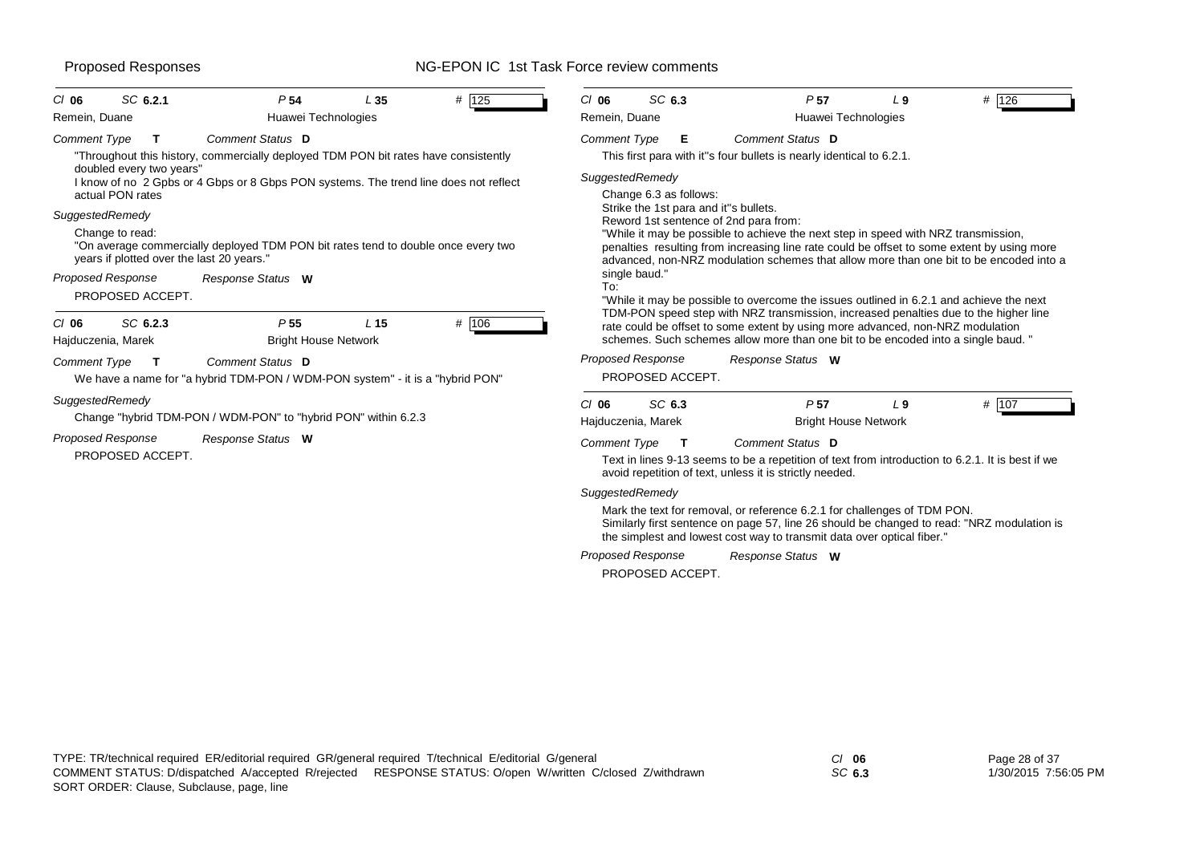Proposed Responses — NG-EPON IC 1st Task Force review comments

---

**Cl** 06 **SC** 6.2.1 **P** 54 **L** 35 **#** 125

Remein, Duane — Huawei Technologies

*Comment Type* **T** *Comment Status* **D**

"Throughout this history, commercially deployed TDM PON bit rates have consistently doubled every two years"
I know of no 2 Gpbs or 4 Gbps or 8 Gbps PON systems. The trend line does not reflect actual PON rates

*SuggestedRemedy*

Change to read:
"On average commercially deployed TDM PON bit rates tend to double once every two years if plotted over the last 20 years."

*Proposed Response* *Response Status* **W**

PROPOSED ACCEPT.

---

**Cl** 06 **SC** 6.2.3 **P** 55 **L** 15 **#** 106

Hajduczenia, Marek — Bright House Network

*Comment Type* **T** *Comment Status* **D**

We have a name for "a hybrid TDM-PON / WDM-PON system" - it is a "hybrid PON"

*SuggestedRemedy*

Change "hybrid TDM-PON / WDM-PON" to "hybrid PON" within 6.2.3

*Proposed Response* *Response Status* **W**

PROPOSED ACCEPT.

---

**Cl** 06 **SC** 6.3 **P** 57 **L** 9 **#** 126

Remein, Duane — Huawei Technologies

*Comment Type* **E** *Comment Status* **D**

This first para with it''s four bullets is nearly identical to 6.2.1.

*SuggestedRemedy*

Change 6.3 as follows:
Strike the 1st para and it''s bullets.
Reword 1st sentence of 2nd para from:
"While it may be possible to achieve the next step in speed with NRZ transmission, penalties resulting from increasing line rate could be offset to some extent by using more advanced, non-NRZ modulation schemes that allow more than one bit to be encoded into a single baud."
To:
"While it may be possible to overcome the issues outlined in 6.2.1 and achieve the next TDM-PON speed step with NRZ transmission, increased penalties due to the higher line rate could be offset to some extent by using more advanced, non-NRZ modulation schemes. Such schemes allow more than one bit to be encoded into a single baud. "

*Proposed Response* *Response Status* **W**

PROPOSED ACCEPT.

---

**Cl** 06 **SC** 6.3 **P** 57 **L** 9 **#** 107

Hajduczenia, Marek — Bright House Network

*Comment Type* **T** *Comment Status* **D**

Text in lines 9-13 seems to be a repetition of text from introduction to 6.2.1. It is best if we avoid repetition of text, unless it is strictly needed.

*SuggestedRemedy*

Mark the text for removal, or reference 6.2.1 for challenges of TDM PON.
Similarly first sentence on page 57, line 26 should be changed to read: "NRZ modulation is the simplest and lowest cost way to transmit data over optical fiber."

*Proposed Response* *Response Status* **W**

PROPOSED ACCEPT.

---

TYPE: TR/technical required ER/editorial required GR/general required T/technical E/editorial G/general
COMMENT STATUS: D/dispatched A/accepted R/rejected RESPONSE STATUS: O/open W/written C/closed Z/withdrawn
SORT ORDER: Clause, Subclause, page, line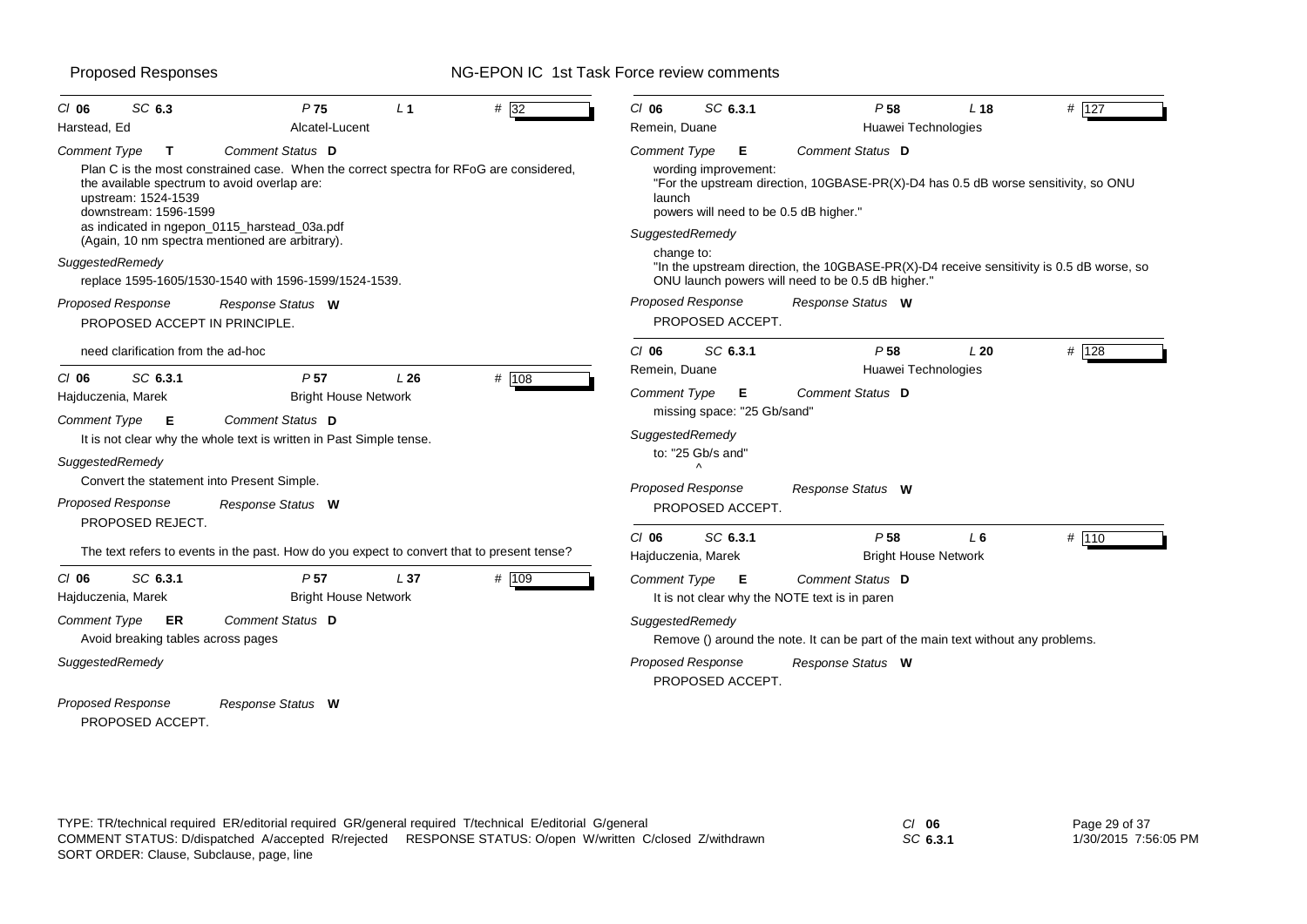**Cl 06 SC 6.3 P 75 L 1 # 32**
Harstead, Ed — Alcatel-Lucent

*Comment Type* **T** *Comment Status* **D**

Plan C is the most constrained case. When the correct spectra for RFoG are considered, the available spectrum to avoid overlap are:
upstream: 1524-1539
downstream: 1596-1599
as indicated in ngepon_0115_harstead_03a.pdf
(Again, 10 nm spectra mentioned are arbitrary).

*SuggestedRemedy*

replace 1595-1605/1530-1540 with 1596-1599/1524-1539.

*Proposed Response* *Response Status* **W**

PROPOSED ACCEPT IN PRINCIPLE.

need clarification from the ad-hoc

---

**Cl 06 SC 6.3.1 P 57 L 26 # 108**
Hajduczenia, Marek — Bright House Network

*Comment Type* **E** *Comment Status* **D**

It is not clear why the whole text is written in Past Simple tense.

*SuggestedRemedy*

Convert the statement into Present Simple.

*Proposed Response* *Response Status* **W**

PROPOSED REJECT.

The text refers to events in the past. How do you expect to convert that to present tense?

---

**Cl 06 SC 6.3.1 P 57 L 37 # 109**
Hajduczenia, Marek — Bright House Network

*Comment Type* **ER** *Comment Status* **D**

Avoid breaking tables across pages

*SuggestedRemedy*

*Proposed Response* *Response Status* **W**

PROPOSED ACCEPT.

---

**Cl 06 SC 6.3.1 P 58 L 18 # 127**
Remein, Duane — Huawei Technologies

*Comment Type* **E** *Comment Status* **D**

wording improvement:
"For the upstream direction, 10GBASE-PR(X)-D4 has 0.5 dB worse sensitivity, so ONU launch
powers will need to be 0.5 dB higher."

*SuggestedRemedy*

change to:
"In the upstream direction, the 10GBASE-PR(X)-D4 receive sensitivity is 0.5 dB worse, so ONU launch powers will need to be 0.5 dB higher."

*Proposed Response* *Response Status* **W**

PROPOSED ACCEPT.

---

**Cl 06 SC 6.3.1 P 58 L 20 # 128**
Remein, Duane — Huawei Technologies

*Comment Type* **E** *Comment Status* **D**

missing space: "25 Gb/sand"

*SuggestedRemedy*

to: "25 Gb/s and"
^

*Proposed Response* *Response Status* **W**

PROPOSED ACCEPT.

---

**Cl 06 SC 6.3.1 P 58 L 6 # 110**
Hajduczenia, Marek — Bright House Network

*Comment Type* **E** *Comment Status* **D**

It is not clear why the NOTE text is in paren

*SuggestedRemedy*

Remove () around the note. It can be part of the main text without any problems.

*Proposed Response* *Response Status* **W**

PROPOSED ACCEPT.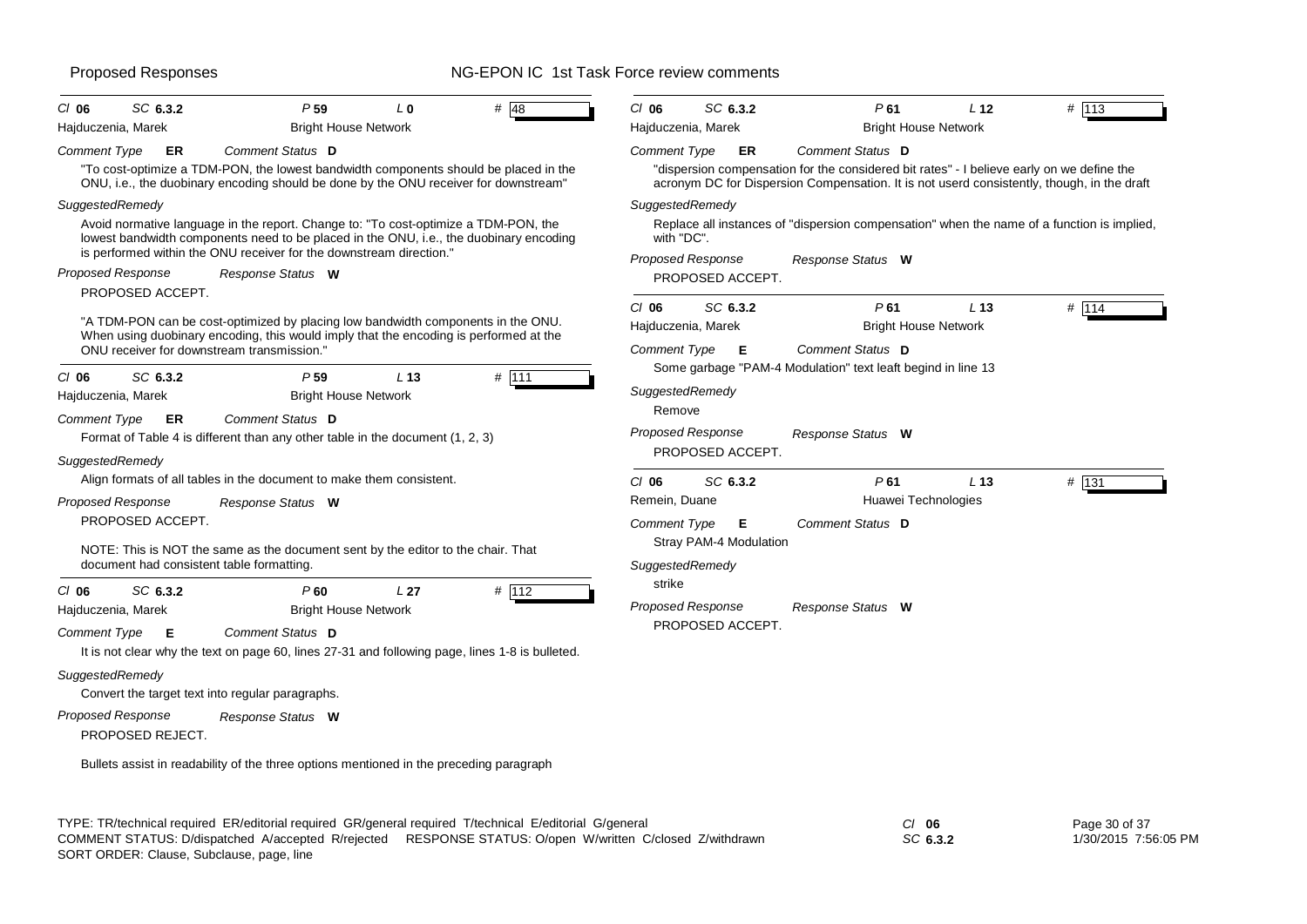## Cl 06 SC 6.3.2 P 59 L 0 # 48

Hajduczenia, Marek — Bright House Network

*Comment Type* **ER** *Comment Status* **D**

"To cost-optimize a TDM-PON, the lowest bandwidth components should be placed in the ONU, i.e., the duobinary encoding should be done by the ONU receiver for downstream"

*SuggestedRemedy*

Avoid normative language in the report. Change to: "To cost-optimize a TDM-PON, the lowest bandwidth components need to be placed in the ONU, i.e., the duobinary encoding is performed within the ONU receiver for the downstream direction."

*Proposed Response* *Response Status* **W**

PROPOSED ACCEPT.

"A TDM-PON can be cost-optimized by placing low bandwidth components in the ONU. When using duobinary encoding, this would imply that the encoding is performed at the ONU receiver for downstream transmission."

---

## Cl 06 SC 6.3.2 P 59 L 13 # 111

Hajduczenia, Marek — Bright House Network

*Comment Type* **ER** *Comment Status* **D**

Format of Table 4 is different than any other table in the document (1, 2, 3)

*SuggestedRemedy*

Align formats of all tables in the document to make them consistent.

*Proposed Response* *Response Status* **W**

PROPOSED ACCEPT.

NOTE: This is NOT the same as the document sent by the editor to the chair. That document had consistent table formatting.

---

## Cl 06 SC 6.3.2 P 60 L 27 # 112

Hajduczenia, Marek — Bright House Network

*Comment Type* **E** *Comment Status* **D**

It is not clear why the text on page 60, lines 27-31 and following page, lines 1-8 is bulleted.

*SuggestedRemedy*

Convert the target text into regular paragraphs.

*Proposed Response* *Response Status* **W**

PROPOSED REJECT.

Bullets assist in readability of the three options mentioned in the preceding paragraph

---

## Cl 06 SC 6.3.2 P 61 L 12 # 113

Hajduczenia, Marek — Bright House Network

*Comment Type* **ER** *Comment Status* **D**

"dispersion compensation for the considered bit rates" - I believe early on we define the acronym DC for Dispersion Compensation. It is not userd consistently, though, in the draft

*SuggestedRemedy*

Replace all instances of "dispersion compensation" when the name of a function is implied, with "DC".

*Proposed Response* *Response Status* **W**

PROPOSED ACCEPT.

---

## Cl 06 SC 6.3.2 P 61 L 13 # 114

Hajduczenia, Marek — Bright House Network

*Comment Type* **E** *Comment Status* **D**

Some garbage "PAM-4 Modulation" text leaft begind in line 13

*SuggestedRemedy*

Remove

*Proposed Response* *Response Status* **W**

PROPOSED ACCEPT.

---

## Cl 06 SC 6.3.2 P 61 L 13 # 131

Remein, Duane — Huawei Technologies

*Comment Type* **E** *Comment Status* **D**

Stray PAM-4 Modulation

*SuggestedRemedy*

strike

*Proposed Response* *Response Status* **W**

PROPOSED ACCEPT.

---

TYPE: TR/technical required ER/editorial required GR/general required T/technical E/editorial G/general
COMMENT STATUS: D/dispatched A/accepted R/rejected RESPONSE STATUS: O/open W/written C/closed Z/withdrawn
SORT ORDER: Clause, Subclause, page, line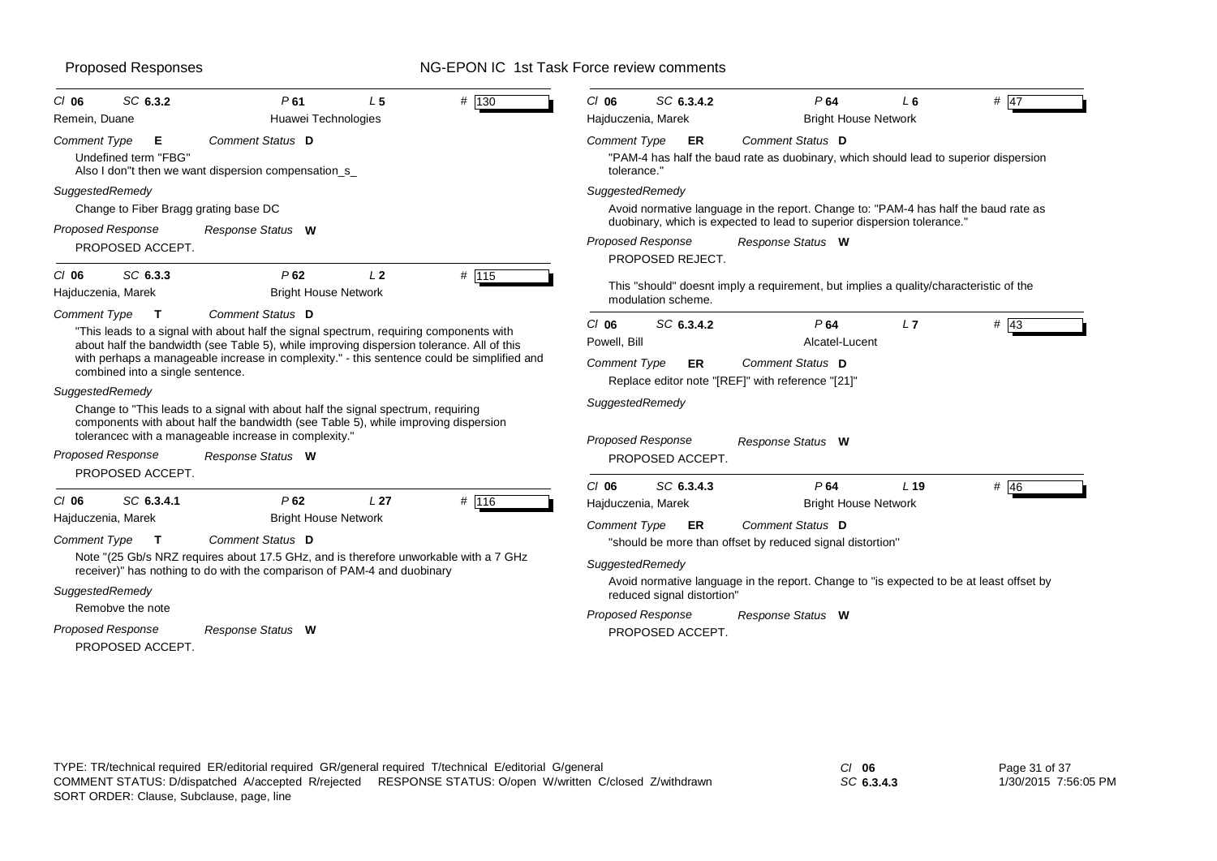**Cl 06 SC 6.3.2 P 61 L 5 # 130**
Remein, Duane — Huawei Technologies

*Comment Type* **E** *Comment Status* **D**

Undefined term "FBG"
Also I don"t then we want dispersion compensation_s_

*SuggestedRemedy*

Change to Fiber Bragg grating base DC

*Proposed Response* *Response Status* **W**

PROPOSED ACCEPT.

---

**Cl 06 SC 6.3.3 P 62 L 2 # 115**
Hajduczenia, Marek — Bright House Network

*Comment Type* **T** *Comment Status* **D**

"This leads to a signal with about half the signal spectrum, requiring components with about half the bandwidth (see Table 5), while improving dispersion tolerance. All of this with perhaps a manageable increase in complexity." - this sentence could be simplified and combined into a single sentence.

*SuggestedRemedy*

Change to "This leads to a signal with about half the signal spectrum, requiring components with about half the bandwidth (see Table 5), while improving dispersion tolerancec with a manageable increase in complexity."

*Proposed Response* *Response Status* **W**

PROPOSED ACCEPT.

---

**Cl 06 SC 6.3.4.1 P 62 L 27 # 116**
Hajduczenia, Marek — Bright House Network

*Comment Type* **T** *Comment Status* **D**

Note "(25 Gb/s NRZ requires about 17.5 GHz, and is therefore unworkable with a 7 GHz receiver)" has nothing to do with the comparison of PAM-4 and duobinary

*SuggestedRemedy*

Remobve the note

*Proposed Response* *Response Status* **W**

PROPOSED ACCEPT.

---

**Cl 06 SC 6.3.4.2 P 64 L 6 # 47**
Hajduczenia, Marek — Bright House Network

*Comment Type* **ER** *Comment Status* **D**

"PAM-4 has half the baud rate as duobinary, which should lead to superior dispersion tolerance."

*SuggestedRemedy*

Avoid normative language in the report. Change to: "PAM-4 has half the baud rate as duobinary, which is expected to lead to superior dispersion tolerance."

*Proposed Response* *Response Status* **W**

PROPOSED REJECT.

This "should" doesnt imply a requirement, but implies a quality/characteristic of the modulation scheme.

---

**Cl 06 SC 6.3.4.2 P 64 L 7 # 43**
Powell, Bill — Alcatel-Lucent

*Comment Type* **ER** *Comment Status* **D**

Replace editor note "[REF]" with reference "[21]"

*SuggestedRemedy*

*Proposed Response* *Response Status* **W**

PROPOSED ACCEPT.

---

**Cl 06 SC 6.3.4.3 P 64 L 19 # 46**
Hajduczenia, Marek — Bright House Network

*Comment Type* **ER** *Comment Status* **D**

"should be more than offset by reduced signal distortion"

*SuggestedRemedy*

Avoid normative language in the report. Change to "is expected to be at least offset by reduced signal distortion"

*Proposed Response* *Response Status* **W**

PROPOSED ACCEPT.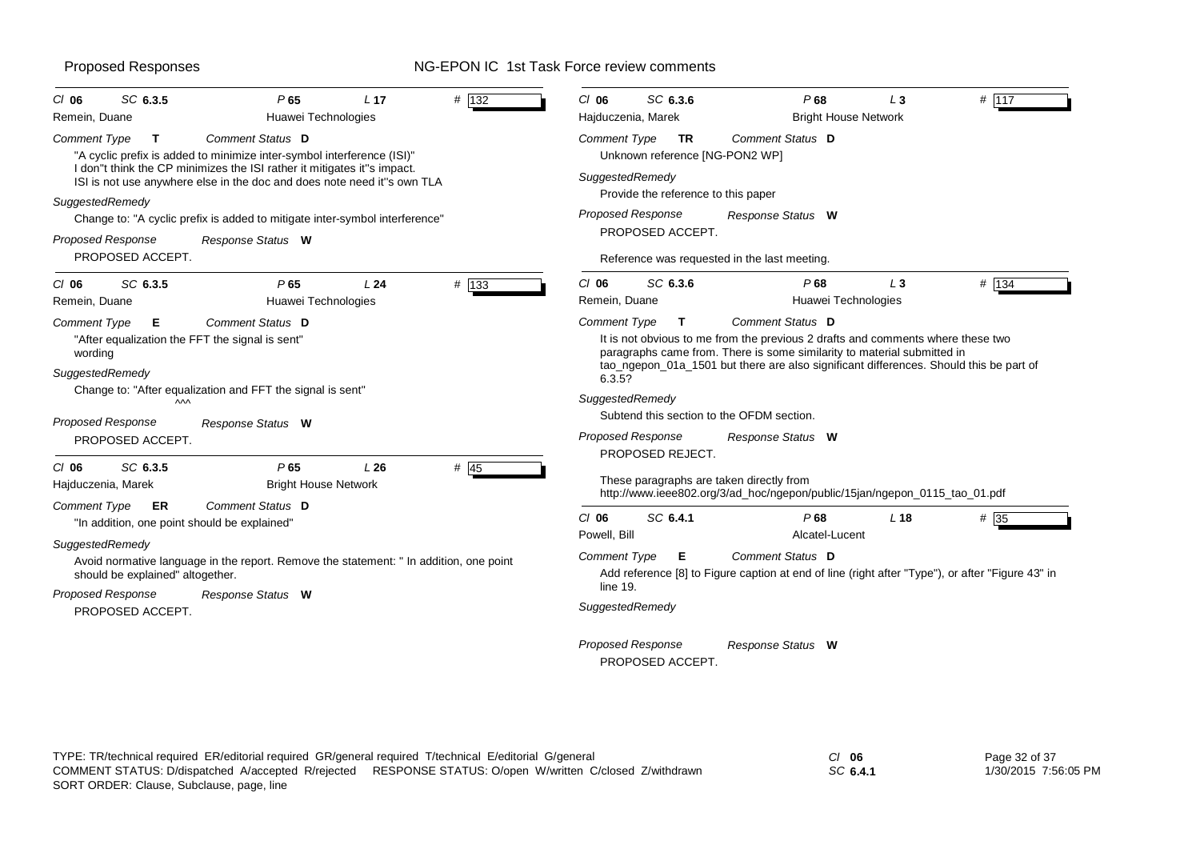Cl **06** SC **6.3.5** P **65** L **17** # **132**

Remein, Duane — Huawei Technologies

Comment Type **T** — Comment Status **D**

"A cyclic prefix is added to minimize inter-symbol interference (ISI)"
I don''t think the CP minimizes the ISI rather it mitigates it''s impact.
ISI is not use anywhere else in the doc and does note need it''s own TLA

*SuggestedRemedy*

Change to: "A cyclic prefix is added to mitigate inter-symbol interference"

*Proposed Response* — Response Status **W**

PROPOSED ACCEPT.

---

Cl **06** SC **6.3.5** P **65** L **24** # **133**

Remein, Duane — Huawei Technologies

Comment Type **E** — Comment Status **D**

"After equalization the FFT the signal is sent"
wording

*SuggestedRemedy*

Change to: "After equalization and FFT the signal is sent"
^^^

*Proposed Response* — Response Status **W**

PROPOSED ACCEPT.

---

Cl **06** SC **6.3.5** P **65** L **26** # **45**

Hajduczenia, Marek — Bright House Network

Comment Type **ER** — Comment Status **D**

"In addition, one point should be explained"

*SuggestedRemedy*

Avoid normative language in the report. Remove the statement: " In addition, one point should be explained" altogether.

*Proposed Response* — Response Status **W**

PROPOSED ACCEPT.

---

Cl **06** SC **6.3.6** P **68** L **3** # **117**

Hajduczenia, Marek — Bright House Network

Comment Type **TR** — Comment Status **D**

Unknown reference [NG-PON2 WP]

*SuggestedRemedy*

Provide the reference to this paper

*Proposed Response* — Response Status **W**

PROPOSED ACCEPT.

Reference was requested in the last meeting.

---

Cl **06** SC **6.3.6** P **68** L **3** # **134**

Remein, Duane — Huawei Technologies

Comment Type **T** — Comment Status **D**

It is not obvious to me from the previous 2 drafts and comments where these two paragraphs came from. There is some similarity to material submitted in tao_ngepon_01a_1501 but there are also significant differences. Should this be part of 6.3.5?

*SuggestedRemedy*

Subtend this section to the OFDM section.

*Proposed Response* — Response Status **W**

PROPOSED REJECT.

These paragraphs are taken directly from http://www.ieee802.org/3/ad_hoc/ngepon/public/15jan/ngepon_0115_tao_01.pdf

---

Cl **06** SC **6.4.1** P **68** L **18** # **35**

Powell, Bill — Alcatel-Lucent

Comment Type **E** — Comment Status **D**

Add reference [8] to Figure caption at end of line (right after "Type"), or after "Figure 43" in line 19.

*SuggestedRemedy*

*Proposed Response* — Response Status **W**

PROPOSED ACCEPT.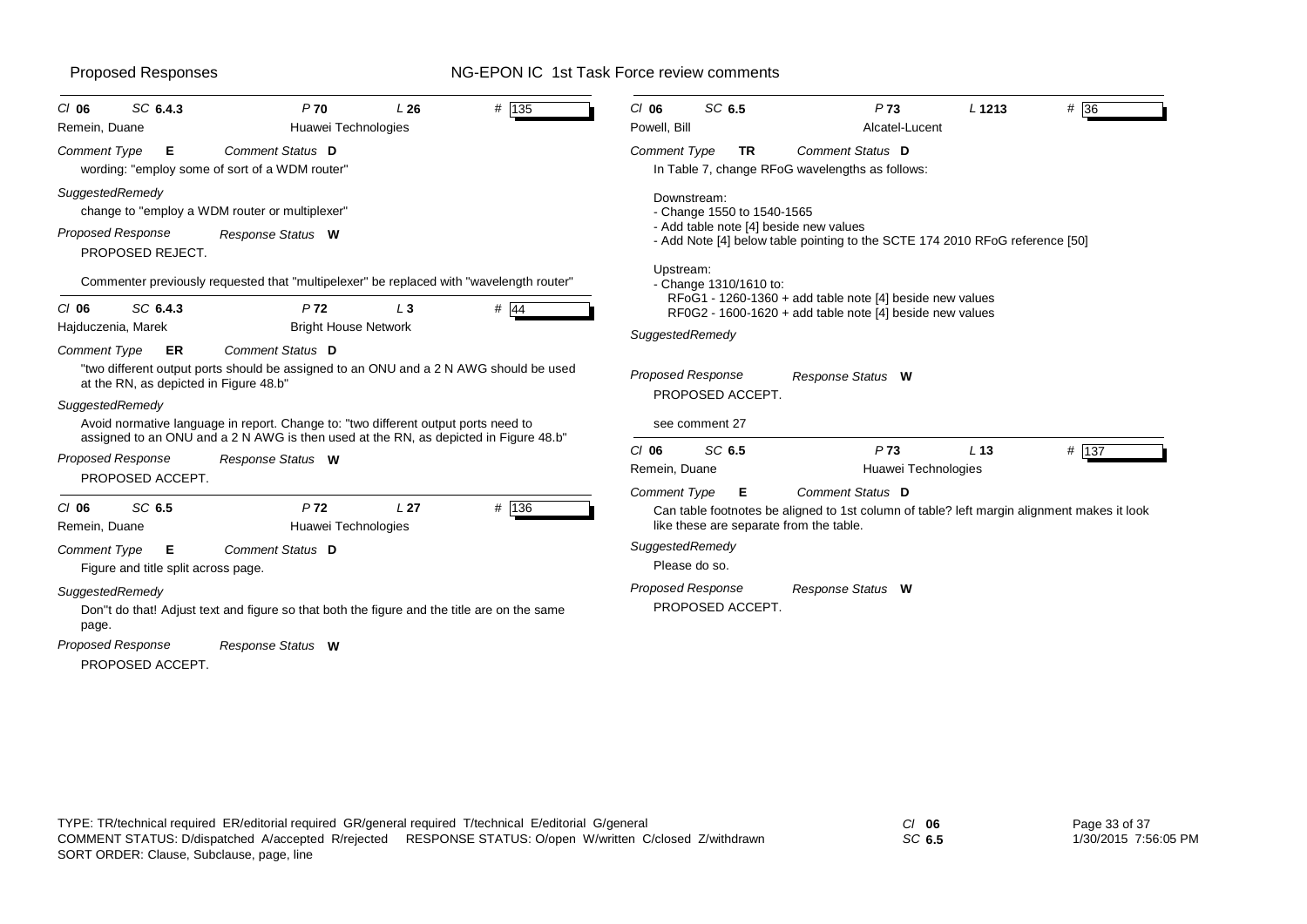Proposed Responses — NG-EPON IC 1st Task Force review comments

**Cl 06 SC 6.4.3 P 70 L 26 # 135**
Remein, Duane — Huawei Technologies

*Comment Type* **E** *Comment Status* **D**

wording: "employ some of sort of a WDM router"

*SuggestedRemedy*

change to "employ a WDM router or multiplexer"

*Proposed Response* *Response Status* **W**

PROPOSED REJECT.

Commenter previously requested that "multipelexer" be replaced with "wavelength router"

---

**Cl 06 SC 6.4.3 P 72 L 3 # 44**
Hajduczenia, Marek — Bright House Network

*Comment Type* **ER** *Comment Status* **D**

"two different output ports should be assigned to an ONU and a 2 N AWG should be used at the RN, as depicted in Figure 48.b"

*SuggestedRemedy*

Avoid normative language in report. Change to: "two different output ports need to assigned to an ONU and a 2 N AWG is then used at the RN, as depicted in Figure 48.b"

*Proposed Response* *Response Status* **W**

PROPOSED ACCEPT.

---

**Cl 06 SC 6.5 P 72 L 27 # 136**
Remein, Duane — Huawei Technologies

*Comment Type* **E** *Comment Status* **D**

Figure and title split across page.

*SuggestedRemedy*

Don''t do that! Adjust text and figure so that both the figure and the title are on the same page.

*Proposed Response* *Response Status* **W**

PROPOSED ACCEPT.

---

**Cl 06 SC 6.5 P 73 L 1213 # 36**
Powell, Bill — Alcatel-Lucent

*Comment Type* **TR** *Comment Status* **D**

In Table 7, change RFoG wavelengths as follows:

Downstream:
- Change 1550 to 1540-1565
- Add table note [4] beside new values
- Add Note [4] below table pointing to the SCTE 174 2010 RFoG reference [50]

Upstream:
- Change 1310/1610 to:
  RFoG1 - 1260-1360 + add table note [4] beside new values
  RF0G2 - 1600-1620 + add table note [4] beside new values

*SuggestedRemedy*

*Proposed Response* *Response Status* **W**

PROPOSED ACCEPT.

see comment 27

---

**Cl 06 SC 6.5 P 73 L 13 # 137**
Remein, Duane — Huawei Technologies

*Comment Type* **E** *Comment Status* **D**

Can table footnotes be aligned to 1st column of table? left margin alignment makes it look like these are separate from the table.

*SuggestedRemedy*

Please do so.

*Proposed Response* *Response Status* **W**

PROPOSED ACCEPT.

---

TYPE: TR/technical required ER/editorial required GR/general required T/technical E/editorial G/general
COMMENT STATUS: D/dispatched A/accepted R/rejected RESPONSE STATUS: O/open W/written C/closed Z/withdrawn
SORT ORDER: Clause, Subclause, page, line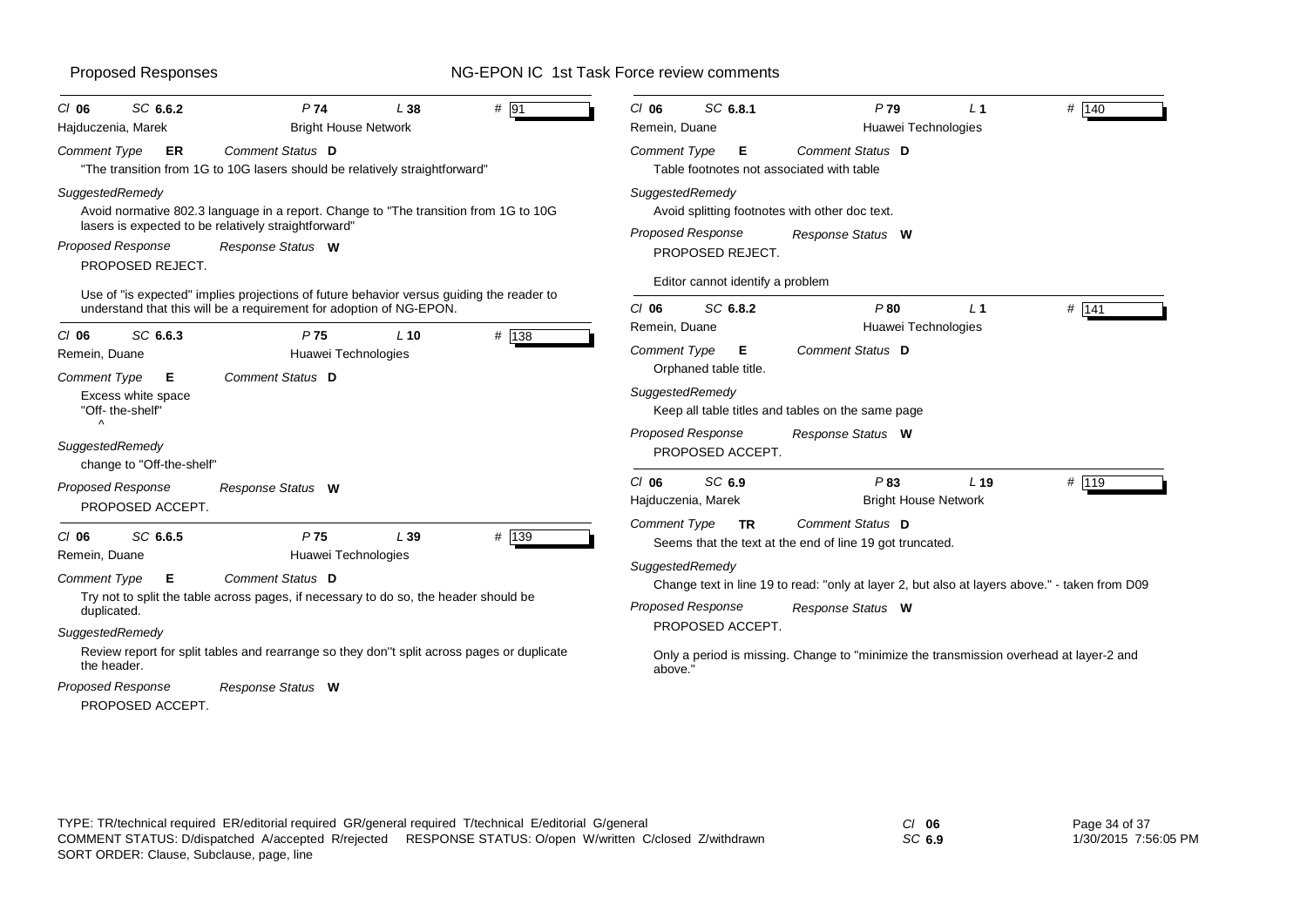| Cl 06 | SC 6.6.2 | P 74 | L 38 | # 91 |
|---|---|---|---|---|
| Hajduczenia, Marek | | Bright House Network | | |

*Comment Type* **ER** *Comment Status* **D**

"The transition from 1G to 10G lasers should be relatively straightforward"

*SuggestedRemedy*

Avoid normative 802.3 language in a report. Change to "The transition from 1G to 10G lasers is expected to be relatively straightforward"

*Proposed Response* *Response Status* **W**

PROPOSED REJECT.

Use of "is expected" implies projections of future behavior versus guiding the reader to understand that this will be a requirement for adoption of NG-EPON.

---

| Cl 06 | SC 6.6.3 | P 75 | L 10 | # 138 |
|---|---|---|---|---|
| Remein, Duane | | Huawei Technologies | | |

*Comment Type* **E** *Comment Status* **D**

Excess white space
"Off- the-shelf"
^

*SuggestedRemedy*

change to "Off-the-shelf"

*Proposed Response* *Response Status* **W**

PROPOSED ACCEPT.

---

| Cl 06 | SC 6.6.5 | P 75 | L 39 | # 139 |
|---|---|---|---|---|
| Remein, Duane | | Huawei Technologies | | |

*Comment Type* **E** *Comment Status* **D**

Try not to split the table across pages, if necessary to do so, the header should be duplicated.

*SuggestedRemedy*

Review report for split tables and rearrange so they don''t split across pages or duplicate the header.

*Proposed Response* *Response Status* **W**

PROPOSED ACCEPT.

---

| Cl 06 | SC 6.8.1 | P 79 | L 1 | # 140 |
|---|---|---|---|---|
| Remein, Duane | | Huawei Technologies | | |

*Comment Type* **E** *Comment Status* **D**

Table footnotes not associated with table

*SuggestedRemedy*

Avoid splitting footnotes with other doc text.

*Proposed Response* *Response Status* **W**

PROPOSED REJECT.

Editor cannot identify a problem

---

| Cl 06 | SC 6.8.2 | P 80 | L 1 | # 141 |
|---|---|---|---|---|
| Remein, Duane | | Huawei Technologies | | |

*Comment Type* **E** *Comment Status* **D**

Orphaned table title.

*SuggestedRemedy*

Keep all table titles and tables on the same page

*Proposed Response* *Response Status* **W**

PROPOSED ACCEPT.

---

| Cl 06 | SC 6.9 | P 83 | L 19 | # 119 |
|---|---|---|---|---|
| Hajduczenia, Marek | | Bright House Network | | |

*Comment Type* **TR** *Comment Status* **D**

Seems that the text at the end of line 19 got truncated.

*SuggestedRemedy*

Change text in line 19 to read: "only at layer 2, but also at layers above." - taken from D09

*Proposed Response* *Response Status* **W**

PROPOSED ACCEPT.

Only a period is missing. Change to "minimize the transmission overhead at layer-2 and above."

---

TYPE: TR/technical required ER/editorial required GR/general required T/technical E/editorial G/general
COMMENT STATUS: D/dispatched A/accepted R/rejected RESPONSE STATUS: O/open W/written C/closed Z/withdrawn
SORT ORDER: Clause, Subclause, page, line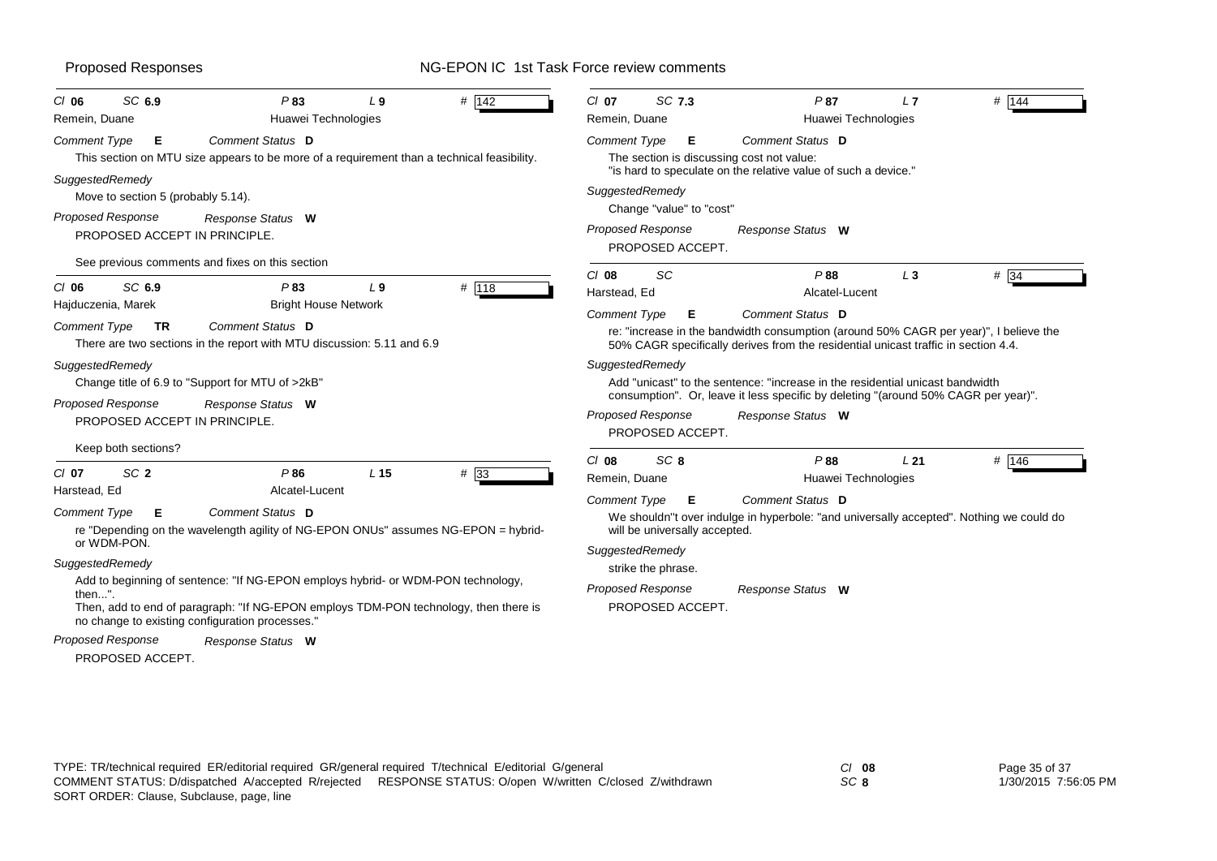**Cl 06 SC 6.9 P 83 L 9 # 142**
Remein, Duane — Huawei Technologies

*Comment Type* **E** *Comment Status* **D**

This section on MTU size appears to be more of a requirement than a technical feasibility.

*SuggestedRemedy*

Move to section 5 (probably 5.14).

*Proposed Response* *Response Status* **W**

PROPOSED ACCEPT IN PRINCIPLE.

See previous comments and fixes on this section

---

**Cl 06 SC 6.9 P 83 L 9 # 118**
Hajduczenia, Marek — Bright House Network

*Comment Type* **TR** *Comment Status* **D**

There are two sections in the report with MTU discussion: 5.11 and 6.9

*SuggestedRemedy*

Change title of 6.9 to "Support for MTU of >2kB"

*Proposed Response* *Response Status* **W**

PROPOSED ACCEPT IN PRINCIPLE.

Keep both sections?

---

**Cl 07 SC 2 P 86 L 15 # 33**
Harstead, Ed — Alcatel-Lucent

*Comment Type* **E** *Comment Status* **D**

re "Depending on the wavelength agility of NG-EPON ONUs" assumes NG-EPON = hybrid- or WDM-PON.

*SuggestedRemedy*

Add to beginning of sentence: "If NG-EPON employs hybrid- or WDM-PON technology, then...".
Then, add to end of paragraph: "If NG-EPON employs TDM-PON technology, then there is no change to existing configuration processes."

*Proposed Response* *Response Status* **W**

PROPOSED ACCEPT.

---

**Cl 07 SC 7.3 P 87 L 7 # 144**
Remein, Duane — Huawei Technologies

*Comment Type* **E** *Comment Status* **D**

The section is discussing cost not value:
"is hard to speculate on the relative value of such a device."

*SuggestedRemedy*

Change "value" to "cost"

*Proposed Response* *Response Status* **W**

PROPOSED ACCEPT.

---

**Cl 08 SC P 88 L 3 # 34**
Harstead, Ed — Alcatel-Lucent

*Comment Type* **E** *Comment Status* **D**

re: "increase in the bandwidth consumption (around 50% CAGR per year)", I believe the 50% CAGR specifically derives from the residential unicast traffic in section 4.4.

*SuggestedRemedy*

Add "unicast" to the sentence: "increase in the residential unicast bandwidth consumption". Or, leave it less specific by deleting "(around 50% CAGR per year)".

*Proposed Response* *Response Status* **W**

PROPOSED ACCEPT.

---

**Cl 08 SC 8 P 88 L 21 # 146**
Remein, Duane — Huawei Technologies

*Comment Type* **E** *Comment Status* **D**

We shouldn''t over indulge in hyperbole: "and universally accepted". Nothing we could do will be universally accepted.

*SuggestedRemedy*

strike the phrase.

*Proposed Response* *Response Status* **W**

PROPOSED ACCEPT.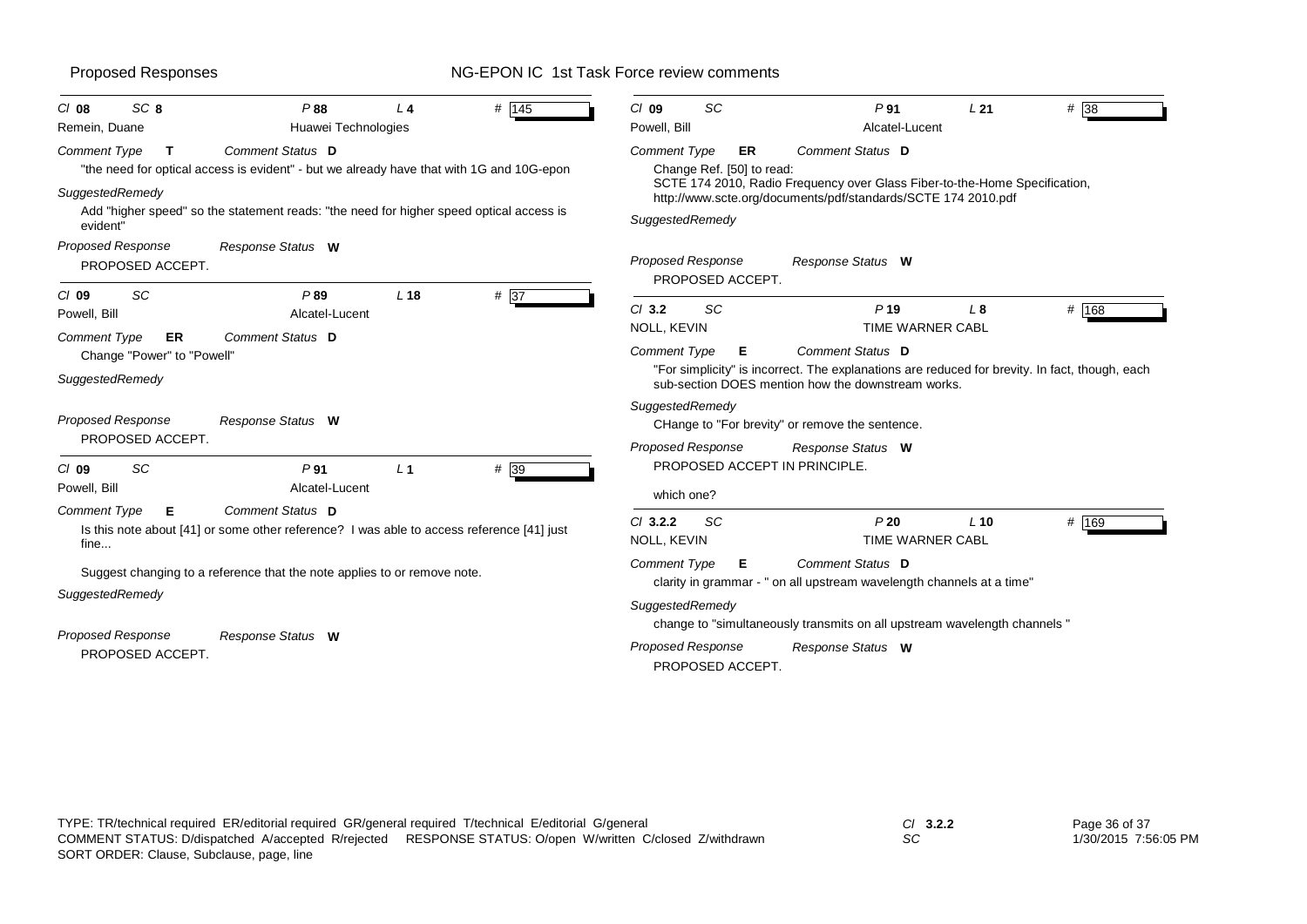Proposed Responses — NG-EPON IC 1st Task Force review comments

---

**Cl** 08 **SC** 8 **P** 88 **L** 4 **#** 145

Remein, Duane — Huawei Technologies

*Comment Type* T *Comment Status* D

"the need for optical access is evident" - but we already have that with 1G and 10G-epon

*SuggestedRemedy*

Add "higher speed" so the statement reads: "the need for higher speed optical access is evident"

*Proposed Response* *Response Status* W

PROPOSED ACCEPT.

---

**Cl** 09 **SC** **P** 89 **L** 18 **#** 37

Powell, Bill — Alcatel-Lucent

*Comment Type* ER *Comment Status* D

Change "Power" to "Powell"

*SuggestedRemedy*

*Proposed Response* *Response Status* W

PROPOSED ACCEPT.

---

**Cl** 09 **SC** **P** 91 **L** 1 **#** 39

Powell, Bill — Alcatel-Lucent

*Comment Type* E *Comment Status* D

Is this note about [41] or some other reference? I was able to access reference [41] just fine...

Suggest changing to a reference that the note applies to or remove note.

*SuggestedRemedy*

*Proposed Response* *Response Status* W

PROPOSED ACCEPT.

---

**Cl** 09 **SC** **P** 91 **L** 21 **#** 38

Powell, Bill — Alcatel-Lucent

*Comment Type* ER *Comment Status* D

Change Ref. [50] to read:
SCTE 174 2010, Radio Frequency over Glass Fiber-to-the-Home Specification, http://www.scte.org/documents/pdf/standards/SCTE 174 2010.pdf

*SuggestedRemedy*

*Proposed Response* *Response Status* W

PROPOSED ACCEPT.

---

**Cl** 3.2 **SC** **P** 19 **L** 8 **#** 168

NOLL, KEVIN — TIME WARNER CABL

*Comment Type* E *Comment Status* D

"For simplicity" is incorrect. The explanations are reduced for brevity. In fact, though, each sub-section DOES mention how the downstream works.

*SuggestedRemedy*

CHange to "For brevity" or remove the sentence.

*Proposed Response* *Response Status* W

PROPOSED ACCEPT IN PRINCIPLE.

which one?

---

**Cl** 3.2.2 **SC** **P** 20 **L** 10 **#** 169

NOLL, KEVIN — TIME WARNER CABL

*Comment Type* E *Comment Status* D

clarity in grammar - " on all upstream wavelength channels at a time"

*SuggestedRemedy*

change to "simultaneously transmits on all upstream wavelength channels "

*Proposed Response* *Response Status* W

PROPOSED ACCEPT.

---

TYPE: TR/technical required ER/editorial required GR/general required T/technical E/editorial G/general
COMMENT STATUS: D/dispatched A/accepted R/rejected RESPONSE STATUS: O/open W/written C/closed Z/withdrawn
SORT ORDER: Clause, Subclause, page, line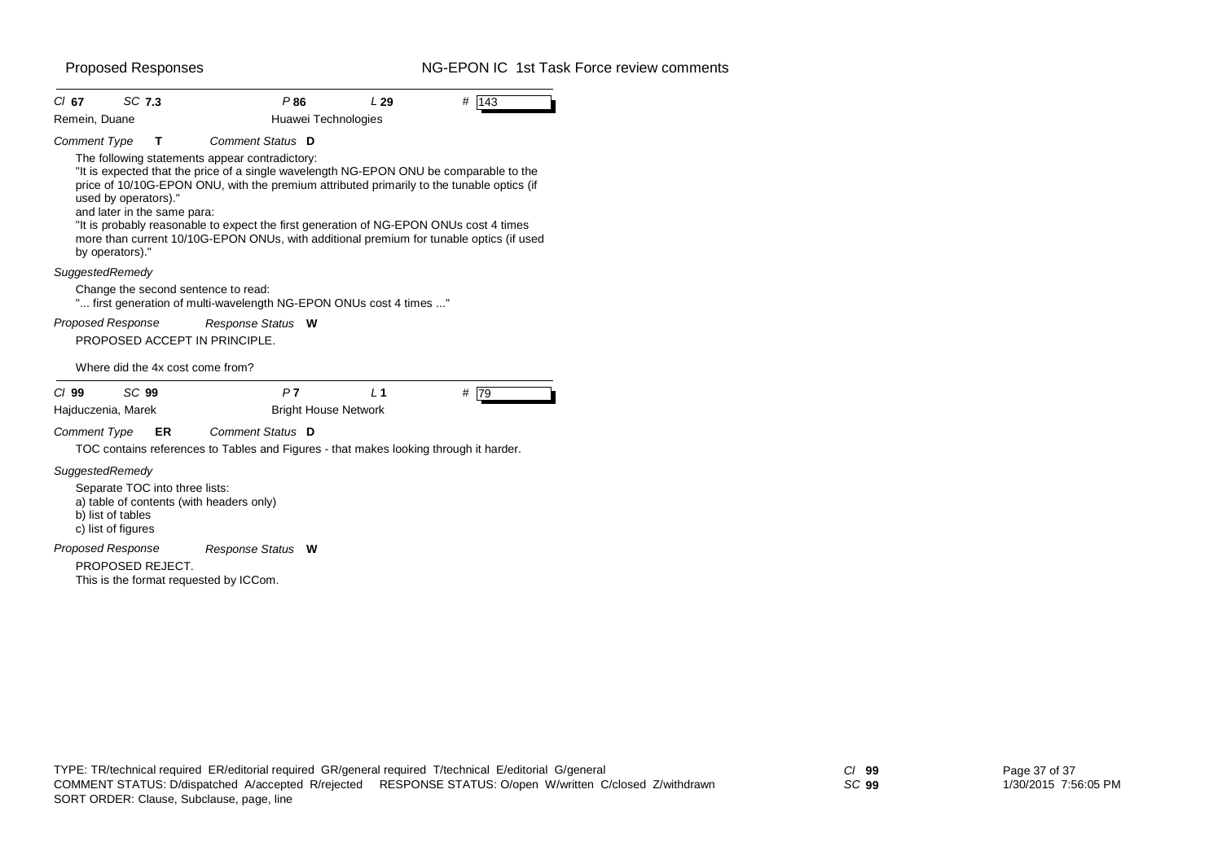Proposed Responses

NG-EPON IC 1st Task Force review comments

---

Cl **67** SC **7.3** P **86** L **29** # 143

Remein, Duane — Huawei Technologies

*Comment Type* **T** *Comment Status* **D**

The following statements appear contradictory:
"It is expected that the price of a single wavelength NG-EPON ONU be comparable to the price of 10/10G-EPON ONU, with the premium attributed primarily to the tunable optics (if used by operators)."
and later in the same para:
"It is probably reasonable to expect the first generation of NG-EPON ONUs cost 4 times more than current 10/10G-EPON ONUs, with additional premium for tunable optics (if used by operators)."

*SuggestedRemedy*

Change the second sentence to read:
"... first generation of multi-wavelength NG-EPON ONUs cost 4 times ..."

*Proposed Response* *Response Status* **W**

PROPOSED ACCEPT IN PRINCIPLE.

Where did the 4x cost come from?

---

Cl **99** SC **99** P **7** L **1** # 79

Hajduczenia, Marek — Bright House Network

*Comment Type* **ER** *Comment Status* **D**

TOC contains references to Tables and Figures - that makes looking through it harder.

*SuggestedRemedy*

Separate TOC into three lists:
a) table of contents (with headers only)
b) list of tables
c) list of figures

*Proposed Response* *Response Status* **W**

PROPOSED REJECT.
This is the format requested by ICCom.

---

TYPE: TR/technical required ER/editorial required GR/general required T/technical E/editorial G/general
COMMENT STATUS: D/dispatched A/accepted R/rejected RESPONSE STATUS: O/open W/written C/closed Z/withdrawn
SORT ORDER: Clause, Subclause, page, line